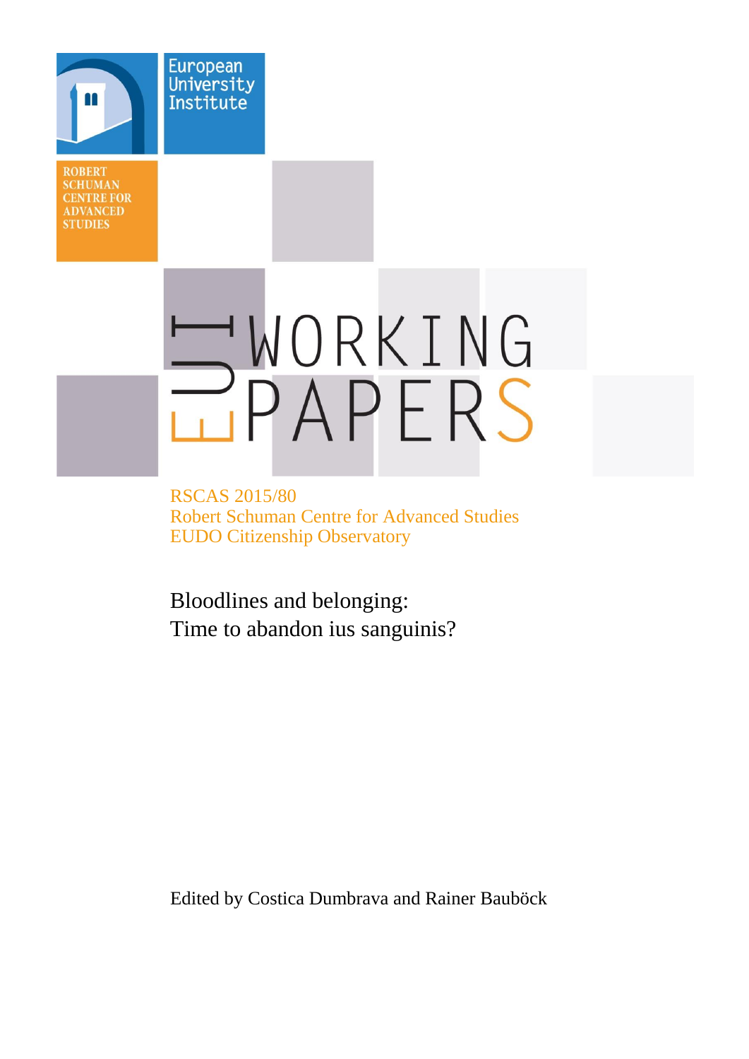European University Institute

ROBERT SCHUMAN CENTRE FOR ADVANCED STUDIES

EUI WORKING PAPERS

RSCAS 2015/80
Robert Schuman Centre for Advanced Studies
EUDO Citizenship Observatory

# Bloodlines and belonging: Time to abandon ius sanguinis?

Edited by Costica Dumbrava and Rainer Bauböck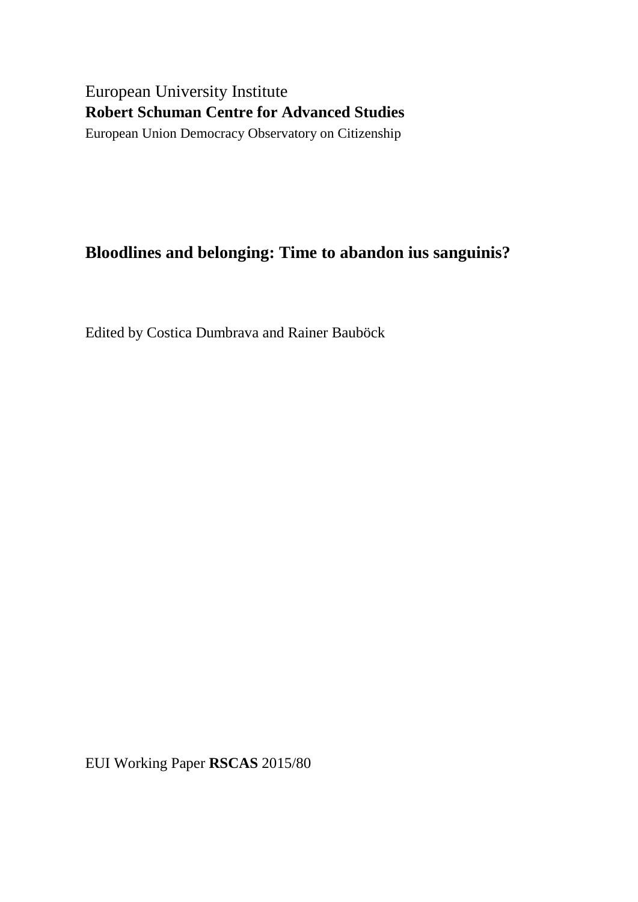European University Institute

**Robert Schuman Centre for Advanced Studies**

European Union Democracy Observatory on Citizenship

# Bloodlines and belonging: Time to abandon ius sanguinis?

Edited by Costica Dumbrava and Rainer Bauböck

EUI Working Paper **RSCAS** 2015/80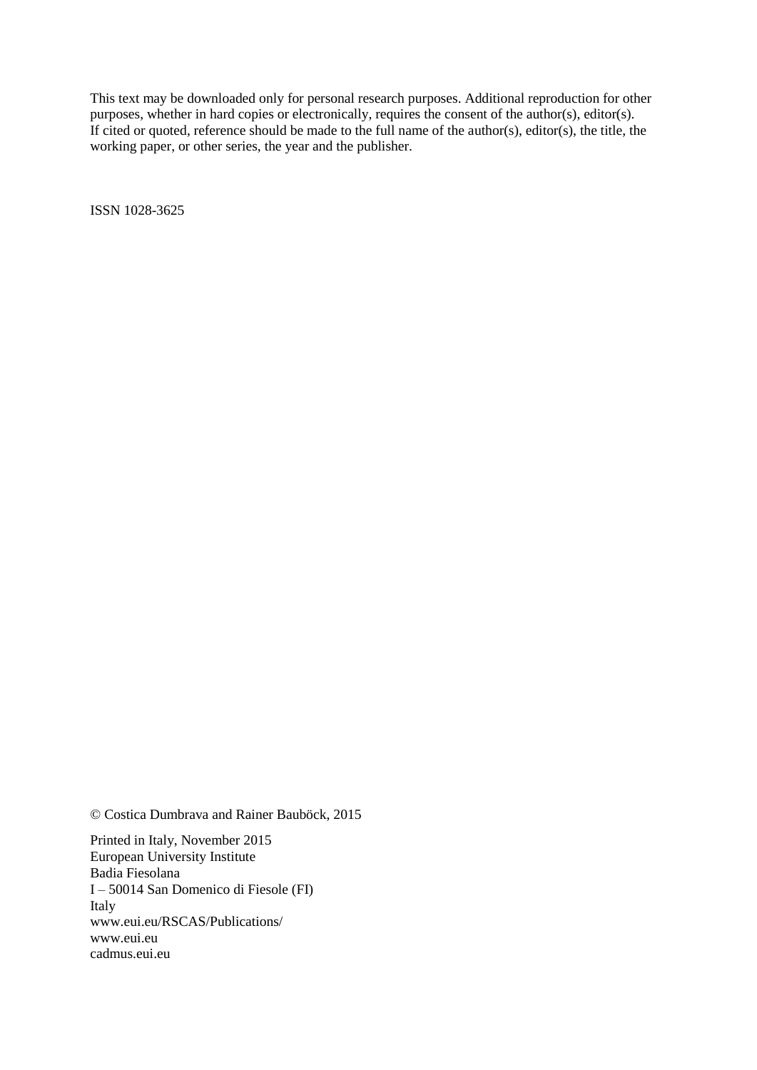This text may be downloaded only for personal research purposes. Additional reproduction for other purposes, whether in hard copies or electronically, requires the consent of the author(s), editor(s). If cited or quoted, reference should be made to the full name of the author(s), editor(s), the title, the working paper, or other series, the year and the publisher.

ISSN 1028-3625

© Costica Dumbrava and Rainer Bauböck, 2015

Printed in Italy, November 2015
European University Institute
Badia Fiesolana
I – 50014 San Domenico di Fiesole (FI)
Italy
www.eui.eu/RSCAS/Publications/
www.eui.eu
cadmus.eui.eu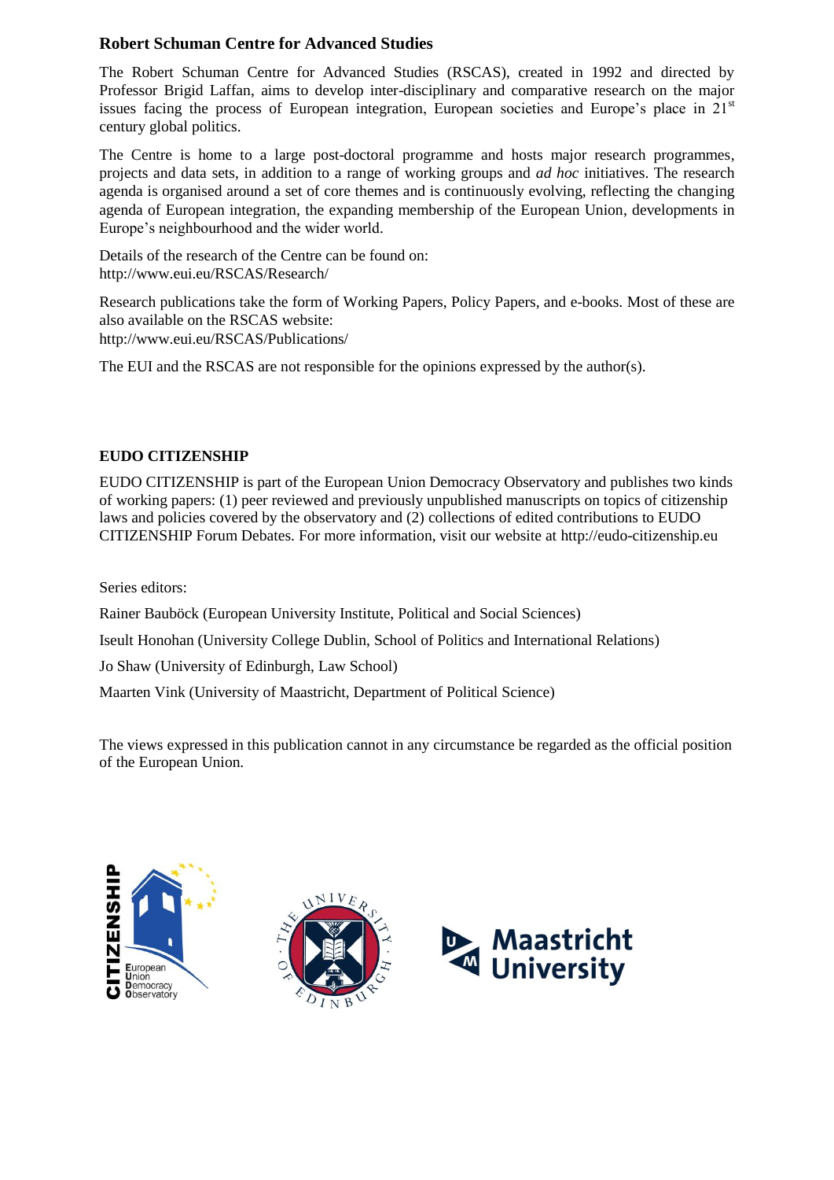## Robert Schuman Centre for Advanced Studies

The Robert Schuman Centre for Advanced Studies (RSCAS), created in 1992 and directed by Professor Brigid Laffan, aims to develop inter-disciplinary and comparative research on the major issues facing the process of European integration, European societies and Europe's place in 21st century global politics.

The Centre is home to a large post-doctoral programme and hosts major research programmes, projects and data sets, in addition to a range of working groups and *ad hoc* initiatives. The research agenda is organised around a set of core themes and is continuously evolving, reflecting the changing agenda of European integration, the expanding membership of the European Union, developments in Europe's neighbourhood and the wider world.

Details of the research of the Centre can be found on:
http://www.eui.eu/RSCAS/Research/

Research publications take the form of Working Papers, Policy Papers, and e-books. Most of these are also available on the RSCAS website:
http://www.eui.eu/RSCAS/Publications/

The EUI and the RSCAS are not responsible for the opinions expressed by the author(s).

## EUDO CITIZENSHIP

EUDO CITIZENSHIP is part of the European Union Democracy Observatory and publishes two kinds of working papers: (1) peer reviewed and previously unpublished manuscripts on topics of citizenship laws and policies covered by the observatory and (2) collections of edited contributions to EUDO CITIZENSHIP Forum Debates. For more information, visit our website at http://eudo-citizenship.eu

Series editors:

Rainer Bauböck (European University Institute, Political and Social Sciences)

Iseult Honohan (University College Dublin, School of Politics and International Relations)

Jo Shaw (University of Edinburgh, Law School)

Maarten Vink (University of Maastricht, Department of Political Science)

The views expressed in this publication cannot in any circumstance be regarded as the official position of the European Union.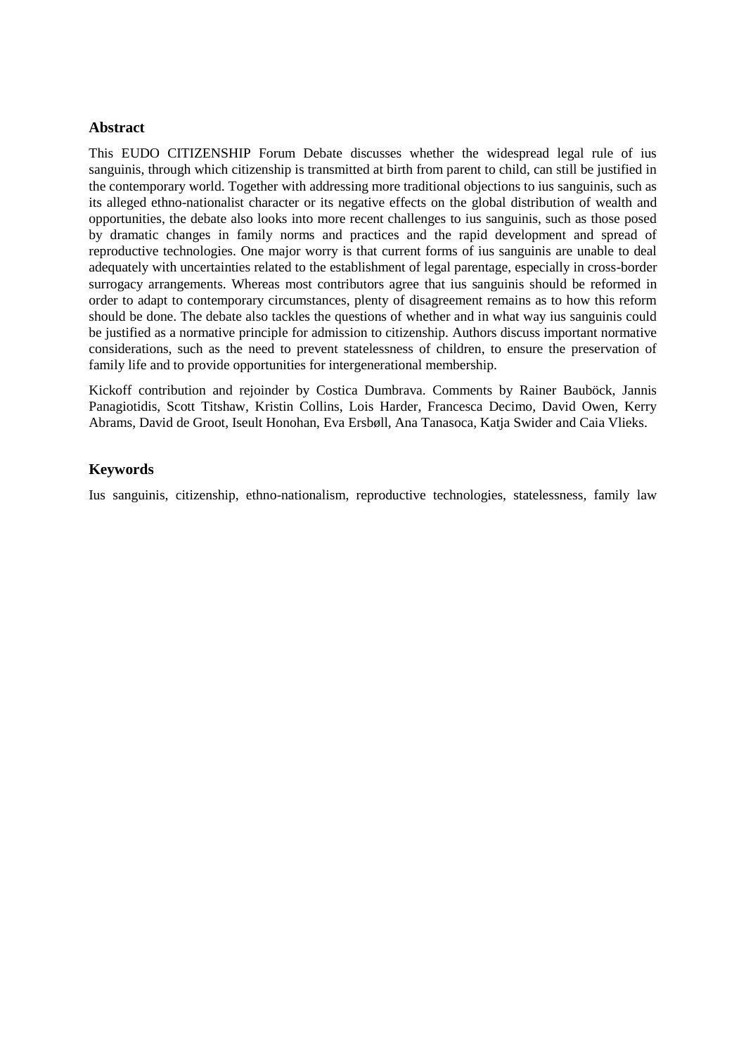## Abstract

This EUDO CITIZENSHIP Forum Debate discusses whether the widespread legal rule of ius sanguinis, through which citizenship is transmitted at birth from parent to child, can still be justified in the contemporary world. Together with addressing more traditional objections to ius sanguinis, such as its alleged ethno-nationalist character or its negative effects on the global distribution of wealth and opportunities, the debate also looks into more recent challenges to ius sanguinis, such as those posed by dramatic changes in family norms and practices and the rapid development and spread of reproductive technologies. One major worry is that current forms of ius sanguinis are unable to deal adequately with uncertainties related to the establishment of legal parentage, especially in cross-border surrogacy arrangements. Whereas most contributors agree that ius sanguinis should be reformed in order to adapt to contemporary circumstances, plenty of disagreement remains as to how this reform should be done. The debate also tackles the questions of whether and in what way ius sanguinis could be justified as a normative principle for admission to citizenship. Authors discuss important normative considerations, such as the need to prevent statelessness of children, to ensure the preservation of family life and to provide opportunities for intergenerational membership.

Kickoff contribution and rejoinder by Costica Dumbrava. Comments by Rainer Bauböck, Jannis Panagiotidis, Scott Titshaw, Kristin Collins, Lois Harder, Francesca Decimo, David Owen, Kerry Abrams, David de Groot, Iseult Honohan, Eva Ersbøll, Ana Tanasoca, Katja Swider and Caia Vlieks.

## Keywords

Ius sanguinis, citizenship, ethno-nationalism, reproductive technologies, statelessness, family law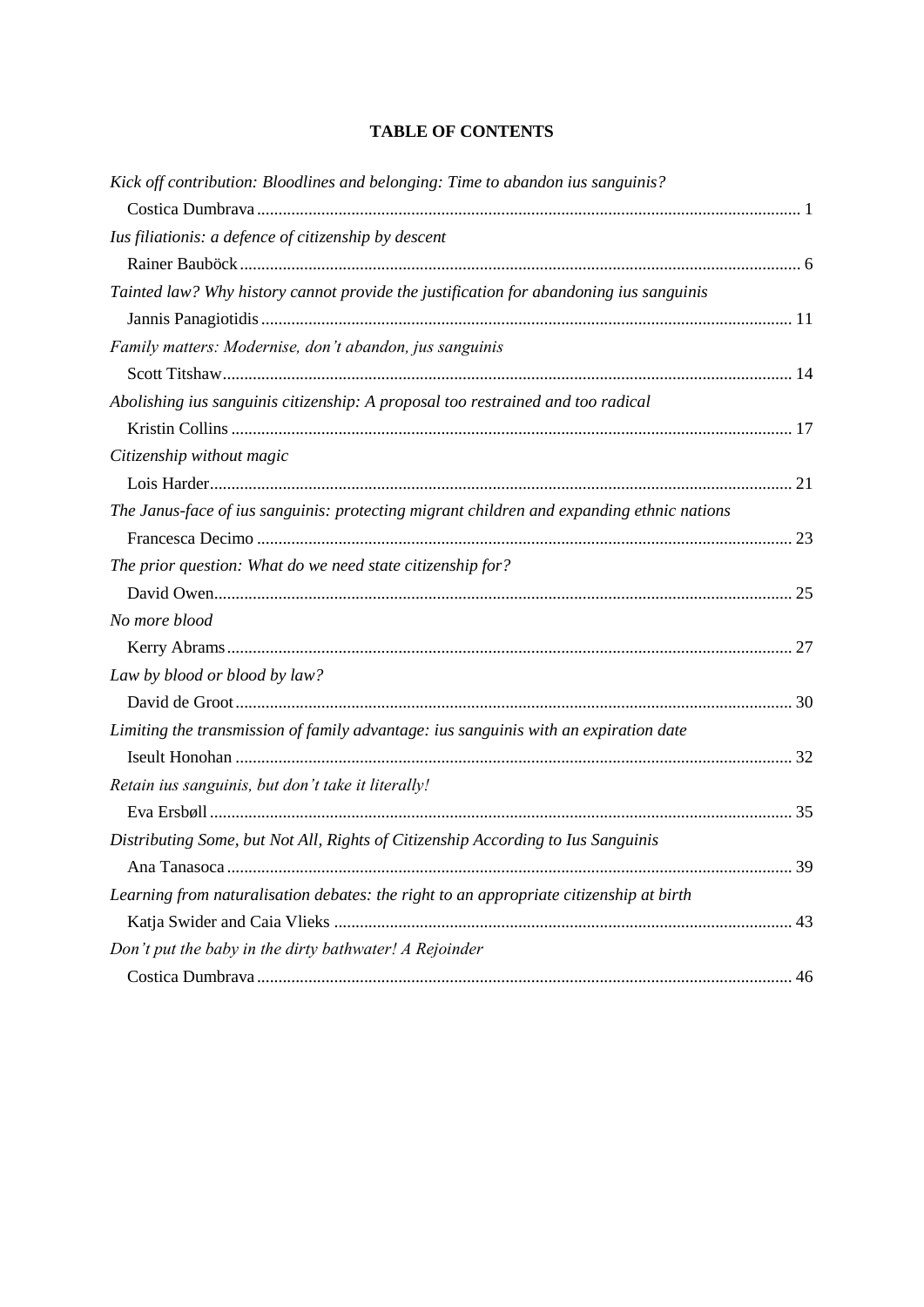**TABLE OF CONTENTS**

*Kick off contribution: Bloodlines and belonging: Time to abandon ius sanguinis?*
Costica Dumbrava ........................................................................................................ 1

*Ius filiationis: a defence of citizenship by descent*
Rainer Bauböck .......................................................................................................... 6

*Tainted law? Why history cannot provide the justification for abandoning ius sanguinis*
Jannis Panagiotidis ..................................................................................................... 11

*Family matters: Modernise, don't abandon, jus sanguinis*
Scott Titshaw .............................................................................................................. 14

*Abolishing ius sanguinis citizenship: A proposal too restrained and too radical*
Kristin Collins ............................................................................................................. 17

*Citizenship without magic*
Lois Harder ................................................................................................................. 21

*The Janus-face of ius sanguinis: protecting migrant children and expanding ethnic nations*
Francesca Decimo ....................................................................................................... 23

*The prior question: What do we need state citizenship for?*
David Owen ................................................................................................................ 25

*No more blood*
Kerry Abrams .............................................................................................................. 27

*Law by blood or blood by law?*
David de Groot ............................................................................................................ 30

*Limiting the transmission of family advantage: ius sanguinis with an expiration date*
Iseult Honohan ............................................................................................................ 32

*Retain ius sanguinis, but don't take it literally!*
Eva Ersbøll .................................................................................................................. 35

*Distributing Some, but Not All, Rights of Citizenship According to Ius Sanguinis*
Ana Tanasoca .............................................................................................................. 39

*Learning from naturalisation debates: the right to an appropriate citizenship at birth*
Katja Swider and Caia Vlieks ..................................................................................... 43

*Don't put the baby in the dirty bathwater! A Rejoinder*
Costica Dumbrava ....................................................................................................... 46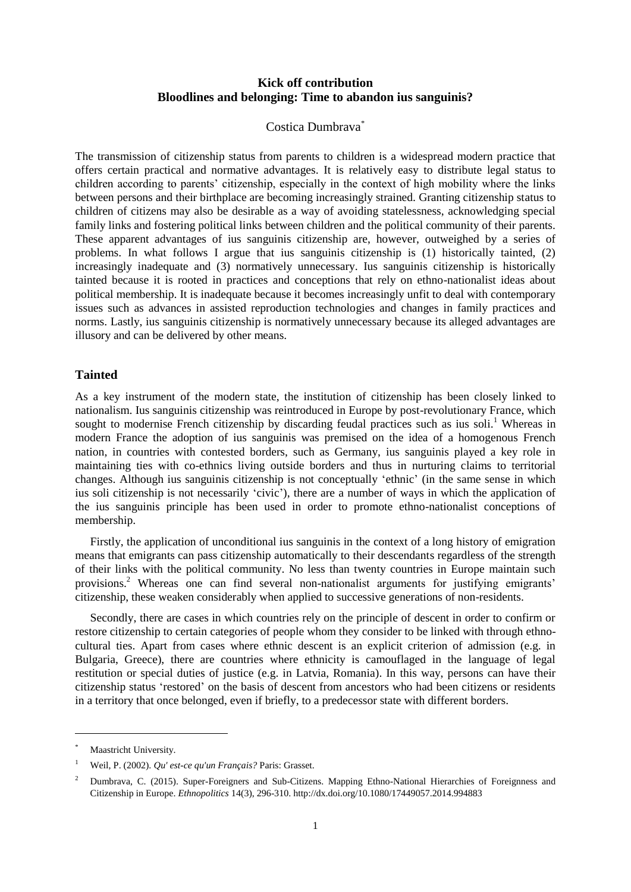**Kick off contribution**
**Bloodlines and belonging: Time to abandon ius sanguinis?**

Costica Dumbrava*

The transmission of citizenship status from parents to children is a widespread modern practice that offers certain practical and normative advantages. It is relatively easy to distribute legal status to children according to parents' citizenship, especially in the context of high mobility where the links between persons and their birthplace are becoming increasingly strained. Granting citizenship status to children of citizens may also be desirable as a way of avoiding statelessness, acknowledging special family links and fostering political links between children and the political community of their parents. These apparent advantages of ius sanguinis citizenship are, however, outweighed by a series of problems. In what follows I argue that ius sanguinis citizenship is (1) historically tainted, (2) increasingly inadequate and (3) normatively unnecessary. Ius sanguinis citizenship is historically tainted because it is rooted in practices and conceptions that rely on ethno-nationalist ideas about political membership. It is inadequate because it becomes increasingly unfit to deal with contemporary issues such as advances in assisted reproduction technologies and changes in family practices and norms. Lastly, ius sanguinis citizenship is normatively unnecessary because its alleged advantages are illusory and can be delivered by other means.

## Tainted

As a key instrument of the modern state, the institution of citizenship has been closely linked to nationalism. Ius sanguinis citizenship was reintroduced in Europe by post-revolutionary France, which sought to modernise French citizenship by discarding feudal practices such as ius soli.[1] Whereas in modern France the adoption of ius sanguinis was premised on the idea of a homogenous French nation, in countries with contested borders, such as Germany, ius sanguinis played a key role in maintaining ties with co-ethnics living outside borders and thus in nurturing claims to territorial changes. Although ius sanguinis citizenship is not conceptually 'ethnic' (in the same sense in which ius soli citizenship is not necessarily 'civic'), there are a number of ways in which the application of the ius sanguinis principle has been used in order to promote ethno-nationalist conceptions of membership.

Firstly, the application of unconditional ius sanguinis in the context of a long history of emigration means that emigrants can pass citizenship automatically to their descendants regardless of the strength of their links with the political community. No less than twenty countries in Europe maintain such provisions.[2] Whereas one can find several non-nationalist arguments for justifying emigrants' citizenship, these weaken considerably when applied to successive generations of non-residents.

Secondly, there are cases in which countries rely on the principle of descent in order to confirm or restore citizenship to certain categories of people whom they consider to be linked with through ethno-cultural ties. Apart from cases where ethnic descent is an explicit criterion of admission (e.g. in Bulgaria, Greece), there are countries where ethnicity is camouflaged in the language of legal restitution or special duties of justice (e.g. in Latvia, Romania). In this way, persons can have their citizenship status 'restored' on the basis of descent from ancestors who had been citizens or residents in a territory that once belonged, even if briefly, to a predecessor state with different borders.

---

\* Maastricht University.

[1] Weil, P. (2002). *Qu' est-ce qu'un Français?* Paris: Grasset.

[2] Dumbrava, C. (2015). Super-Foreigners and Sub-Citizens. Mapping Ethno-National Hierarchies of Foreignness and Citizenship in Europe. *Ethnopolitics* 14(3), 296-310. http://dx.doi.org/10.1080/17449057.2014.994883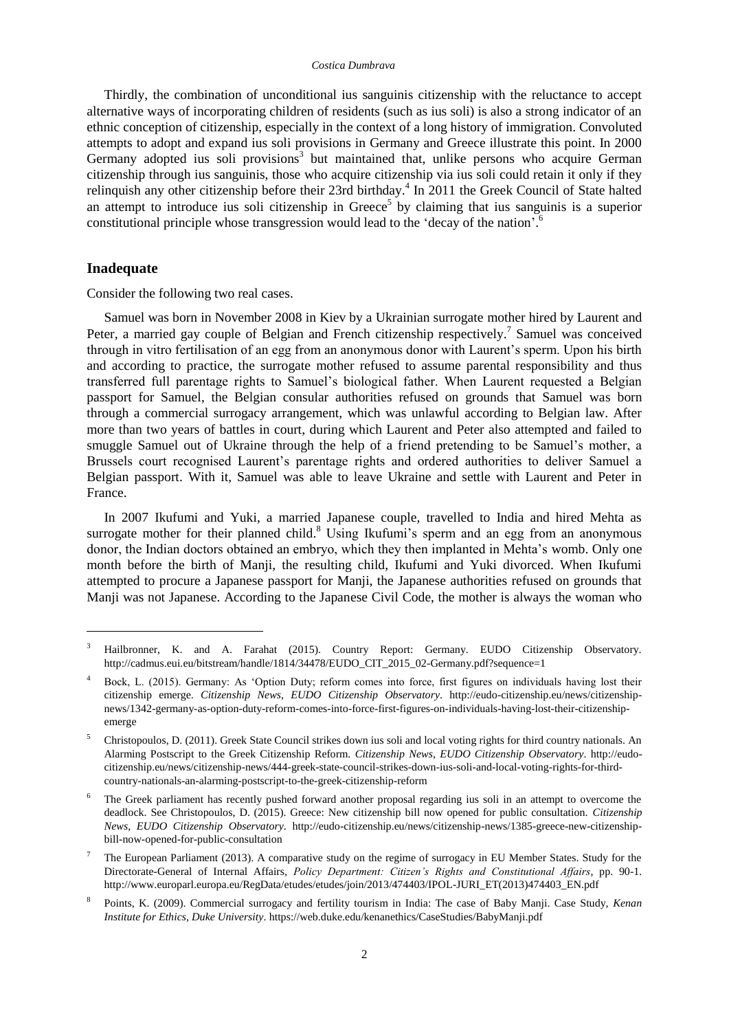Thirdly, the combination of unconditional ius sanguinis citizenship with the reluctance to accept alternative ways of incorporating children of residents (such as ius soli) is also a strong indicator of an ethnic conception of citizenship, especially in the context of a long history of immigration. Convoluted attempts to adopt and expand ius soli provisions in Germany and Greece illustrate this point. In 2000 Germany adopted ius soli provisions[3] but maintained that, unlike persons who acquire German citizenship through ius sanguinis, those who acquire citizenship via ius soli could retain it only if they relinquish any other citizenship before their 23rd birthday.[4] In 2011 the Greek Council of State halted an attempt to introduce ius soli citizenship in Greece[5] by claiming that ius sanguinis is a superior constitutional principle whose transgression would lead to the 'decay of the nation'.[6]

## Inadequate

Consider the following two real cases.

Samuel was born in November 2008 in Kiev by a Ukrainian surrogate mother hired by Laurent and Peter, a married gay couple of Belgian and French citizenship respectively.[7] Samuel was conceived through in vitro fertilisation of an egg from an anonymous donor with Laurent's sperm. Upon his birth and according to practice, the surrogate mother refused to assume parental responsibility and thus transferred full parentage rights to Samuel's biological father. When Laurent requested a Belgian passport for Samuel, the Belgian consular authorities refused on grounds that Samuel was born through a commercial surrogacy arrangement, which was unlawful according to Belgian law. After more than two years of battles in court, during which Laurent and Peter also attempted and failed to smuggle Samuel out of Ukraine through the help of a friend pretending to be Samuel's mother, a Brussels court recognised Laurent's parentage rights and ordered authorities to deliver Samuel a Belgian passport. With it, Samuel was able to leave Ukraine and settle with Laurent and Peter in France.

In 2007 Ikufumi and Yuki, a married Japanese couple, travelled to India and hired Mehta as surrogate mother for their planned child.[8] Using Ikufumi's sperm and an egg from an anonymous donor, the Indian doctors obtained an embryo, which they then implanted in Mehta's womb. Only one month before the birth of Manji, the resulting child, Ikufumi and Yuki divorced. When Ikufumi attempted to procure a Japanese passport for Manji, the Japanese authorities refused on grounds that Manji was not Japanese. According to the Japanese Civil Code, the mother is always the woman who

---

[3] Hailbronner, K. and A. Farahat (2015). Country Report: Germany. EUDO Citizenship Observatory. http://cadmus.eui.eu/bitstream/handle/1814/34478/EUDO_CIT_2015_02-Germany.pdf?sequence=1

[4] Bock, L. (2015). Germany: As 'Option Duty; reform comes into force, first figures on individuals having lost their citizenship emerge. *Citizenship News, EUDO Citizenship Observatory*. http://eudo-citizenship.eu/news/citizenship-news/1342-germany-as-option-duty-reform-comes-into-force-first-figures-on-individuals-having-lost-their-citizenship-emerge

[5] Christopoulos, D. (2011). Greek State Council strikes down ius soli and local voting rights for third country nationals. An Alarming Postscript to the Greek Citizenship Reform. *Citizenship News, EUDO Citizenship Observatory*. http://eudo-citizenship.eu/news/citizenship-news/444-greek-state-council-strikes-down-ius-soli-and-local-voting-rights-for-third-country-nationals-an-alarming-postscript-to-the-greek-citizenship-reform

[6] The Greek parliament has recently pushed forward another proposal regarding ius soli in an attempt to overcome the deadlock. See Christopoulos, D. (2015). Greece: New citizenship bill now opened for public consultation. *Citizenship News, EUDO Citizenship Observatory*. http://eudo-citizenship.eu/news/citizenship-news/1385-greece-new-citizenship-bill-now-opened-for-public-consultation

[7] The European Parliament (2013). A comparative study on the regime of surrogacy in EU Member States. Study for the Directorate-General of Internal Affairs, *Policy Department: Citizen's Rights and Constitutional Affairs*, pp. 90-1. http://www.europarl.europa.eu/RegData/etudes/etudes/join/2013/474403/IPOL-JURI_ET(2013)474403_EN.pdf

[8] Points, K. (2009). Commercial surrogacy and fertility tourism in India: The case of Baby Manji. Case Study, *Kenan Institute for Ethics, Duke University*. https://web.duke.edu/kenanethics/CaseStudies/BabyManji.pdf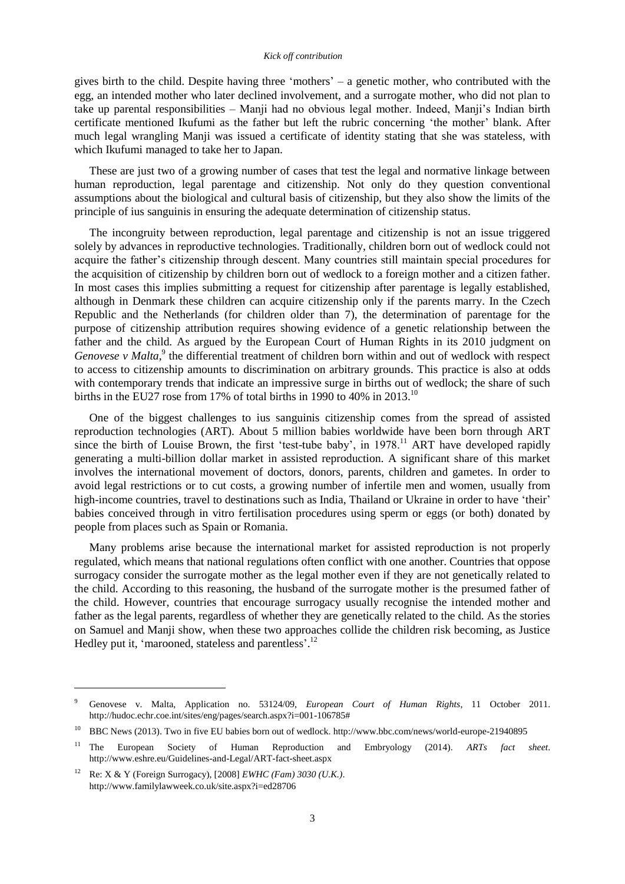gives birth to the child. Despite having three 'mothers' – a genetic mother, who contributed with the egg, an intended mother who later declined involvement, and a surrogate mother, who did not plan to take up parental responsibilities – Manji had no obvious legal mother. Indeed, Manji's Indian birth certificate mentioned Ikufumi as the father but left the rubric concerning 'the mother' blank. After much legal wrangling Manji was issued a certificate of identity stating that she was stateless, with which Ikufumi managed to take her to Japan.

These are just two of a growing number of cases that test the legal and normative linkage between human reproduction, legal parentage and citizenship. Not only do they question conventional assumptions about the biological and cultural basis of citizenship, but they also show the limits of the principle of ius sanguinis in ensuring the adequate determination of citizenship status.

The incongruity between reproduction, legal parentage and citizenship is not an issue triggered solely by advances in reproductive technologies. Traditionally, children born out of wedlock could not acquire the father's citizenship through descent. Many countries still maintain special procedures for the acquisition of citizenship by children born out of wedlock to a foreign mother and a citizen father. In most cases this implies submitting a request for citizenship after parentage is legally established, although in Denmark these children can acquire citizenship only if the parents marry. In the Czech Republic and the Netherlands (for children older than 7), the determination of parentage for the purpose of citizenship attribution requires showing evidence of a genetic relationship between the father and the child. As argued by the European Court of Human Rights in its 2010 judgment on *Genovese v Malta*,[9] the differential treatment of children born within and out of wedlock with respect to access to citizenship amounts to discrimination on arbitrary grounds. This practice is also at odds with contemporary trends that indicate an impressive surge in births out of wedlock; the share of such births in the EU27 rose from 17% of total births in 1990 to 40% in 2013.[10]

One of the biggest challenges to ius sanguinis citizenship comes from the spread of assisted reproduction technologies (ART). About 5 million babies worldwide have been born through ART since the birth of Louise Brown, the first 'test-tube baby', in 1978.[11] ART have developed rapidly generating a multi-billion dollar market in assisted reproduction. A significant share of this market involves the international movement of doctors, donors, parents, children and gametes. In order to avoid legal restrictions or to cut costs, a growing number of infertile men and women, usually from high-income countries, travel to destinations such as India, Thailand or Ukraine in order to have 'their' babies conceived through in vitro fertilisation procedures using sperm or eggs (or both) donated by people from places such as Spain or Romania.

Many problems arise because the international market for assisted reproduction is not properly regulated, which means that national regulations often conflict with one another. Countries that oppose surrogacy consider the surrogate mother as the legal mother even if they are not genetically related to the child. According to this reasoning, the husband of the surrogate mother is the presumed father of the child. However, countries that encourage surrogacy usually recognise the intended mother and father as the legal parents, regardless of whether they are genetically related to the child. As the stories on Samuel and Manji show, when these two approaches collide the children risk becoming, as Justice Hedley put it, 'marooned, stateless and parentless'.[12]

---

[9] Genovese v. Malta, Application no. 53124/09, *European Court of Human Rights*, 11 October 2011. http://hudoc.echr.coe.int/sites/eng/pages/search.aspx?i=001-106785#

[10] BBC News (2013). Two in five EU babies born out of wedlock. http://www.bbc.com/news/world-europe-21940895

[11] The European Society of Human Reproduction and Embryology (2014). *ARTs fact sheet*. http://www.eshre.eu/Guidelines-and-Legal/ART-fact-sheet.aspx

[12] Re: X & Y (Foreign Surrogacy), [2008] *EWHC (Fam) 3030 (U.K.)*. http://www.familylawweek.co.uk/site.aspx?i=ed28706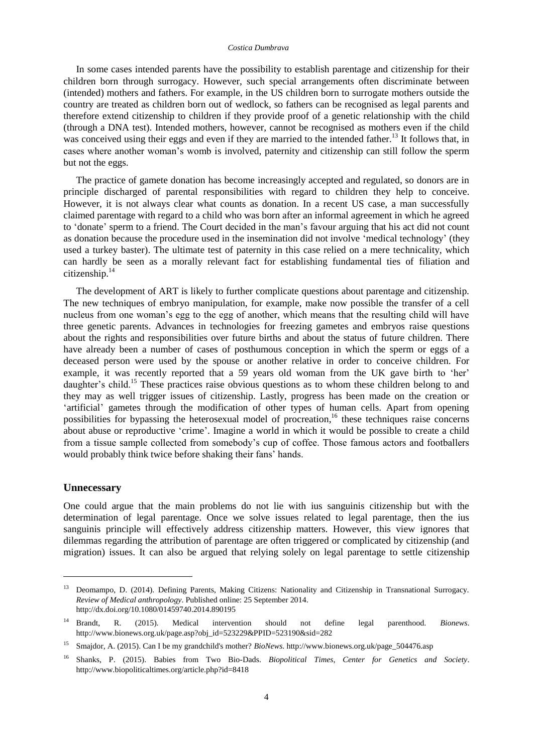In some cases intended parents have the possibility to establish parentage and citizenship for their children born through surrogacy. However, such special arrangements often discriminate between (intended) mothers and fathers. For example, in the US children born to surrogate mothers outside the country are treated as children born out of wedlock, so fathers can be recognised as legal parents and therefore extend citizenship to children if they provide proof of a genetic relationship with the child (through a DNA test). Intended mothers, however, cannot be recognised as mothers even if the child was conceived using their eggs and even if they are married to the intended father.[13] It follows that, in cases where another woman's womb is involved, paternity and citizenship can still follow the sperm but not the eggs.

The practice of gamete donation has become increasingly accepted and regulated, so donors are in principle discharged of parental responsibilities with regard to children they help to conceive. However, it is not always clear what counts as donation. In a recent US case, a man successfully claimed parentage with regard to a child who was born after an informal agreement in which he agreed to 'donate' sperm to a friend. The Court decided in the man's favour arguing that his act did not count as donation because the procedure used in the insemination did not involve 'medical technology' (they used a turkey baster). The ultimate test of paternity in this case relied on a mere technicality, which can hardly be seen as a morally relevant fact for establishing fundamental ties of filiation and citizenship.[14]

The development of ART is likely to further complicate questions about parentage and citizenship. The new techniques of embryo manipulation, for example, make now possible the transfer of a cell nucleus from one woman's egg to the egg of another, which means that the resulting child will have three genetic parents. Advances in technologies for freezing gametes and embryos raise questions about the rights and responsibilities over future births and about the status of future children. There have already been a number of cases of posthumous conception in which the sperm or eggs of a deceased person were used by the spouse or another relative in order to conceive children. For example, it was recently reported that a 59 years old woman from the UK gave birth to 'her' daughter's child.[15] These practices raise obvious questions as to whom these children belong to and they may as well trigger issues of citizenship. Lastly, progress has been made on the creation or 'artificial' gametes through the modification of other types of human cells. Apart from opening possibilities for bypassing the heterosexual model of procreation,[16] these techniques raise concerns about abuse or reproductive 'crime'. Imagine a world in which it would be possible to create a child from a tissue sample collected from somebody's cup of coffee. Those famous actors and footballers would probably think twice before shaking their fans' hands.

### Unnecessary

One could argue that the main problems do not lie with ius sanguinis citizenship but with the determination of legal parentage. Once we solve issues related to legal parentage, then the ius sanguinis principle will effectively address citizenship matters. However, this view ignores that dilemmas regarding the attribution of parentage are often triggered or complicated by citizenship (and migration) issues. It can also be argued that relying solely on legal parentage to settle citizenship

---

[13] Deomampo, D. (2014). Defining Parents, Making Citizens: Nationality and Citizenship in Transnational Surrogacy. *Review of Medical anthropology*. Published online: 25 September 2014. http://dx.doi.org/10.1080/01459740.2014.890195

[14] Brandt, R. (2015). Medical intervention should not define legal parenthood. *Bionews*. http://www.bionews.org.uk/page.asp?obj_id=523229&PPID=523190&sid=282

[15] Smajdor, A. (2015). Can I be my grandchild's mother? *BioNews.* http://www.bionews.org.uk/page_504476.asp

[16] Shanks, P. (2015). Babies from Two Bio-Dads. *Biopolitical Times, Center for Genetics and Society*. http://www.biopoliticaltimes.org/article.php?id=8418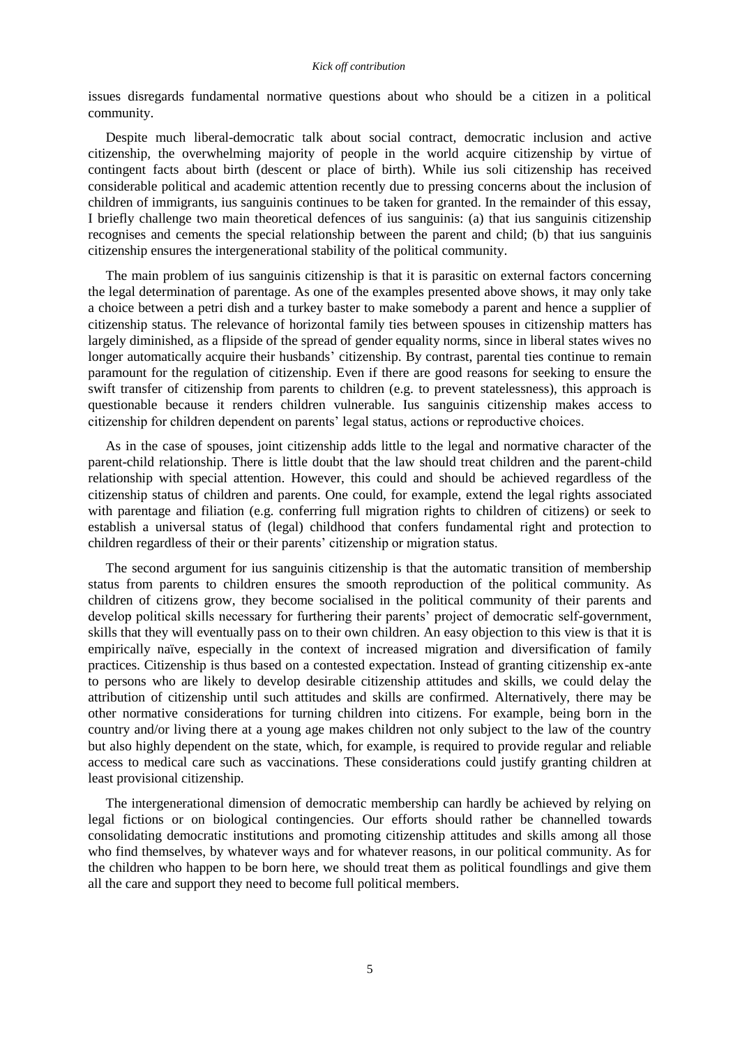issues disregards fundamental normative questions about who should be a citizen in a political community.

Despite much liberal-democratic talk about social contract, democratic inclusion and active citizenship, the overwhelming majority of people in the world acquire citizenship by virtue of contingent facts about birth (descent or place of birth). While ius soli citizenship has received considerable political and academic attention recently due to pressing concerns about the inclusion of children of immigrants, ius sanguinis continues to be taken for granted. In the remainder of this essay, I briefly challenge two main theoretical defences of ius sanguinis: (a) that ius sanguinis citizenship recognises and cements the special relationship between the parent and child; (b) that ius sanguinis citizenship ensures the intergenerational stability of the political community.

The main problem of ius sanguinis citizenship is that it is parasitic on external factors concerning the legal determination of parentage. As one of the examples presented above shows, it may only take a choice between a petri dish and a turkey baster to make somebody a parent and hence a supplier of citizenship status. The relevance of horizontal family ties between spouses in citizenship matters has largely diminished, as a flipside of the spread of gender equality norms, since in liberal states wives no longer automatically acquire their husbands' citizenship. By contrast, parental ties continue to remain paramount for the regulation of citizenship. Even if there are good reasons for seeking to ensure the swift transfer of citizenship from parents to children (e.g. to prevent statelessness), this approach is questionable because it renders children vulnerable. Ius sanguinis citizenship makes access to citizenship for children dependent on parents' legal status, actions or reproductive choices.

As in the case of spouses, joint citizenship adds little to the legal and normative character of the parent-child relationship. There is little doubt that the law should treat children and the parent-child relationship with special attention. However, this could and should be achieved regardless of the citizenship status of children and parents. One could, for example, extend the legal rights associated with parentage and filiation (e.g. conferring full migration rights to children of citizens) or seek to establish a universal status of (legal) childhood that confers fundamental right and protection to children regardless of their or their parents' citizenship or migration status.

The second argument for ius sanguinis citizenship is that the automatic transition of membership status from parents to children ensures the smooth reproduction of the political community. As children of citizens grow, they become socialised in the political community of their parents and develop political skills necessary for furthering their parents' project of democratic self-government, skills that they will eventually pass on to their own children. An easy objection to this view is that it is empirically naïve, especially in the context of increased migration and diversification of family practices. Citizenship is thus based on a contested expectation. Instead of granting citizenship ex-ante to persons who are likely to develop desirable citizenship attitudes and skills, we could delay the attribution of citizenship until such attitudes and skills are confirmed. Alternatively, there may be other normative considerations for turning children into citizens. For example, being born in the country and/or living there at a young age makes children not only subject to the law of the country but also highly dependent on the state, which, for example, is required to provide regular and reliable access to medical care such as vaccinations. These considerations could justify granting children at least provisional citizenship.

The intergenerational dimension of democratic membership can hardly be achieved by relying on legal fictions or on biological contingencies. Our efforts should rather be channelled towards consolidating democratic institutions and promoting citizenship attitudes and skills among all those who find themselves, by whatever ways and for whatever reasons, in our political community. As for the children who happen to be born here, we should treat them as political foundlings and give them all the care and support they need to become full political members.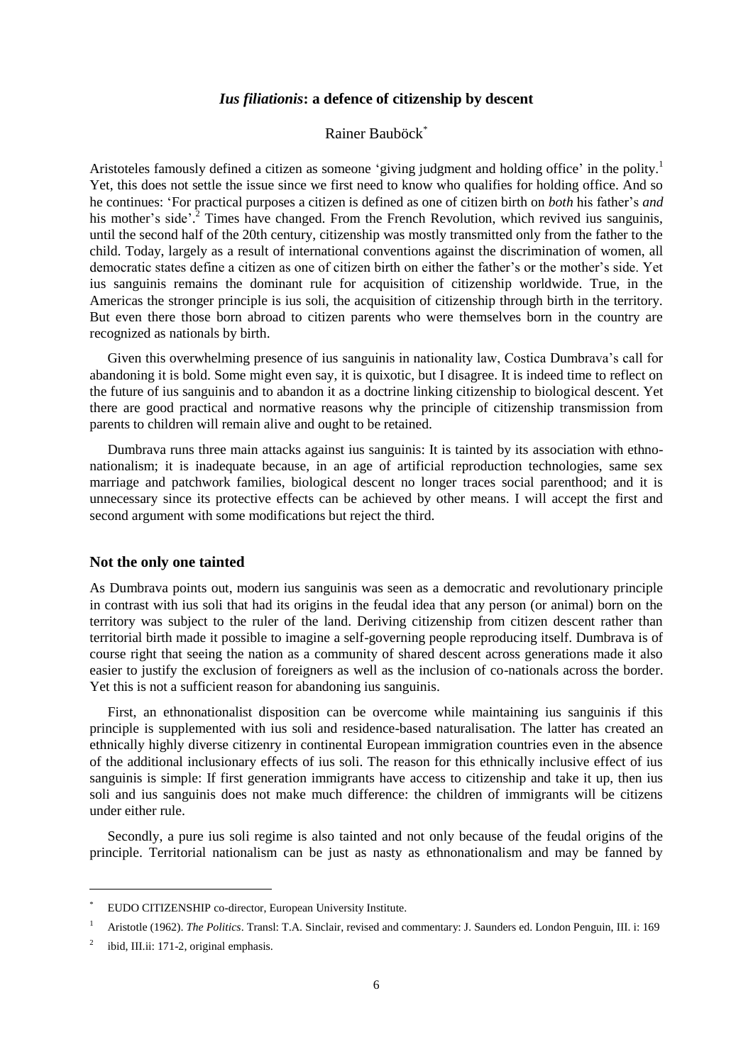## *Ius filiationis*: a defence of citizenship by descent

Rainer Bauböck[*]

Aristoteles famously defined a citizen as someone 'giving judgment and holding office' in the polity.[1] Yet, this does not settle the issue since we first need to know who qualifies for holding office. And so he continues: 'For practical purposes a citizen is defined as one of citizen birth on *both* his father's *and* his mother's side'.[2] Times have changed. From the French Revolution, which revived ius sanguinis, until the second half of the 20th century, citizenship was mostly transmitted only from the father to the child. Today, largely as a result of international conventions against the discrimination of women, all democratic states define a citizen as one of citizen birth on either the father's or the mother's side. Yet ius sanguinis remains the dominant rule for acquisition of citizenship worldwide. True, in the Americas the stronger principle is ius soli, the acquisition of citizenship through birth in the territory. But even there those born abroad to citizen parents who were themselves born in the country are recognized as nationals by birth.

Given this overwhelming presence of ius sanguinis in nationality law, Costica Dumbrava's call for abandoning it is bold. Some might even say, it is quixotic, but I disagree. It is indeed time to reflect on the future of ius sanguinis and to abandon it as a doctrine linking citizenship to biological descent. Yet there are good practical and normative reasons why the principle of citizenship transmission from parents to children will remain alive and ought to be retained.

Dumbrava runs three main attacks against ius sanguinis: It is tainted by its association with ethno-nationalism; it is inadequate because, in an age of artificial reproduction technologies, same sex marriage and patchwork families, biological descent no longer traces social parenthood; and it is unnecessary since its protective effects can be achieved by other means. I will accept the first and second argument with some modifications but reject the third.

### Not the only one tainted

As Dumbrava points out, modern ius sanguinis was seen as a democratic and revolutionary principle in contrast with ius soli that had its origins in the feudal idea that any person (or animal) born on the territory was subject to the ruler of the land. Deriving citizenship from citizen descent rather than territorial birth made it possible to imagine a self-governing people reproducing itself. Dumbrava is of course right that seeing the nation as a community of shared descent across generations made it also easier to justify the exclusion of foreigners as well as the inclusion of co-nationals across the border. Yet this is not a sufficient reason for abandoning ius sanguinis.

First, an ethnonationalist disposition can be overcome while maintaining ius sanguinis if this principle is supplemented with ius soli and residence-based naturalisation. The latter has created an ethnically highly diverse citizenry in continental European immigration countries even in the absence of the additional inclusionary effects of ius soli. The reason for this ethnically inclusive effect of ius sanguinis is simple: If first generation immigrants have access to citizenship and take it up, then ius soli and ius sanguinis does not make much difference: the children of immigrants will be citizens under either rule.

Secondly, a pure ius soli regime is also tainted and not only because of the feudal origins of the principle. Territorial nationalism can be just as nasty as ethnonationalism and may be fanned by

---

[*] EUDO CITIZENSHIP co-director, European University Institute.

[1] Aristotle (1962). *The Politics*. Transl: T.A. Sinclair, revised and commentary: J. Saunders ed. London Penguin, III. i: 169

[2] ibid, III.ii: 171-2, original emphasis.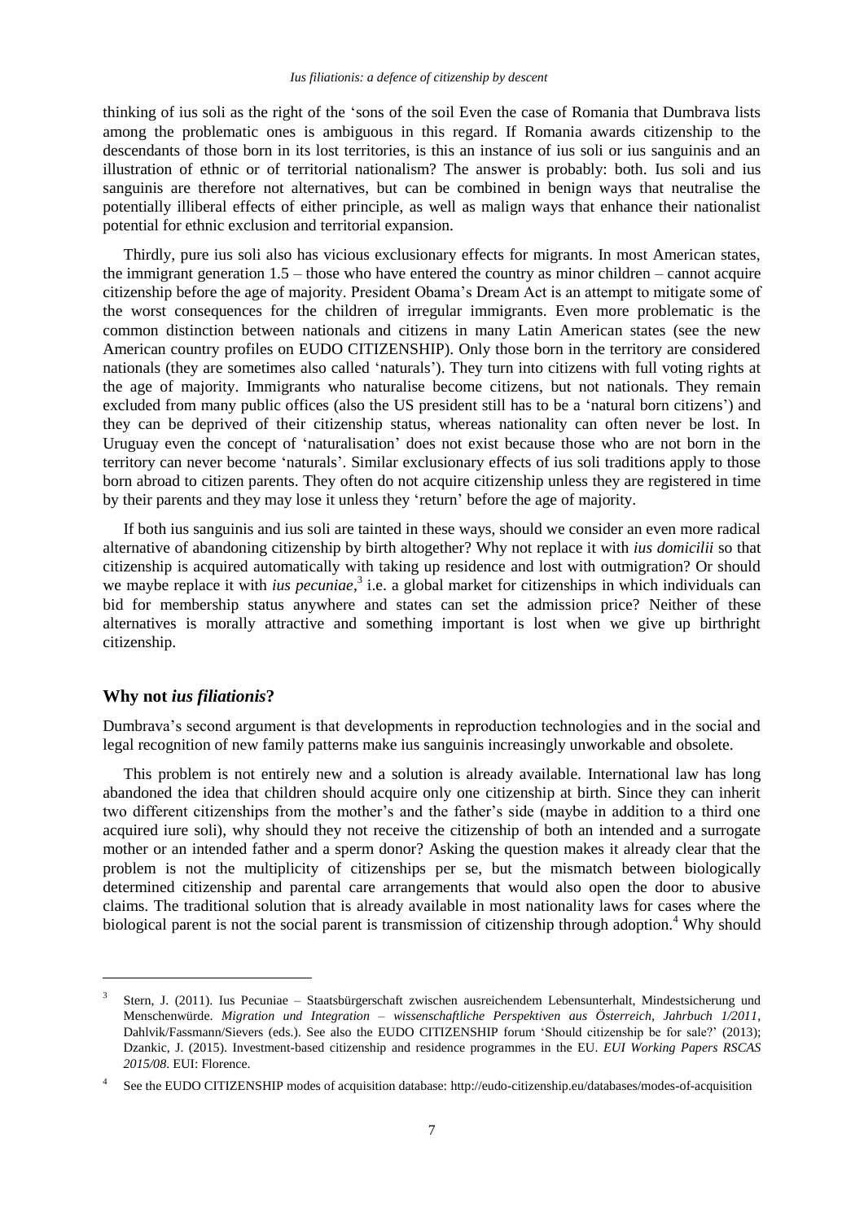thinking of ius soli as the right of the 'sons of the soil Even the case of Romania that Dumbrava lists among the problematic ones is ambiguous in this regard. If Romania awards citizenship to the descendants of those born in its lost territories, is this an instance of ius soli or ius sanguinis and an illustration of ethnic or of territorial nationalism? The answer is probably: both. Ius soli and ius sanguinis are therefore not alternatives, but can be combined in benign ways that neutralise the potentially illiberal effects of either principle, as well as malign ways that enhance their nationalist potential for ethnic exclusion and territorial expansion.

Thirdly, pure ius soli also has vicious exclusionary effects for migrants. In most American states, the immigrant generation 1.5 – those who have entered the country as minor children – cannot acquire citizenship before the age of majority. President Obama's Dream Act is an attempt to mitigate some of the worst consequences for the children of irregular immigrants. Even more problematic is the common distinction between nationals and citizens in many Latin American states (see the new American country profiles on EUDO CITIZENSHIP). Only those born in the territory are considered nationals (they are sometimes also called 'naturals'). They turn into citizens with full voting rights at the age of majority. Immigrants who naturalise become citizens, but not nationals. They remain excluded from many public offices (also the US president still has to be a 'natural born citizens') and they can be deprived of their citizenship status, whereas nationality can often never be lost. In Uruguay even the concept of 'naturalisation' does not exist because those who are not born in the territory can never become 'naturals'. Similar exclusionary effects of ius soli traditions apply to those born abroad to citizen parents. They often do not acquire citizenship unless they are registered in time by their parents and they may lose it unless they 'return' before the age of majority.

If both ius sanguinis and ius soli are tainted in these ways, should we consider an even more radical alternative of abandoning citizenship by birth altogether? Why not replace it with *ius domicilii* so that citizenship is acquired automatically with taking up residence and lost with outmigration? Or should we maybe replace it with *ius pecuniae*,[3] i.e. a global market for citizenships in which individuals can bid for membership status anywhere and states can set the admission price? Neither of these alternatives is morally attractive and something important is lost when we give up birthright citizenship.

## Why not *ius filiationis*?

Dumbrava's second argument is that developments in reproduction technologies and in the social and legal recognition of new family patterns make ius sanguinis increasingly unworkable and obsolete.

This problem is not entirely new and a solution is already available. International law has long abandoned the idea that children should acquire only one citizenship at birth. Since they can inherit two different citizenships from the mother's and the father's side (maybe in addition to a third one acquired iure soli), why should they not receive the citizenship of both an intended and a surrogate mother or an intended father and a sperm donor? Asking the question makes it already clear that the problem is not the multiplicity of citizenships per se, but the mismatch between biologically determined citizenship and parental care arrangements that would also open the door to abusive claims. The traditional solution that is already available in most nationality laws for cases where the biological parent is not the social parent is transmission of citizenship through adoption.[4] Why should

---

[3] Stern, J. (2011). Ius Pecuniae – Staatsbürgerschaft zwischen ausreichendem Lebensunterhalt, Mindestsicherung und Menschenwürde. *Migration und Integration – wissenschaftliche Perspektiven aus Österreich, Jahrbuch 1/2011*, Dahlvik/Fassmann/Sievers (eds.). See also the EUDO CITIZENSHIP forum 'Should citizenship be for sale?' (2013); Dzankic, J. (2015). Investment-based citizenship and residence programmes in the EU. *EUI Working Papers RSCAS 2015/08*. EUI: Florence.

[4] See the EUDO CITIZENSHIP modes of acquisition database: http://eudo-citizenship.eu/databases/modes-of-acquisition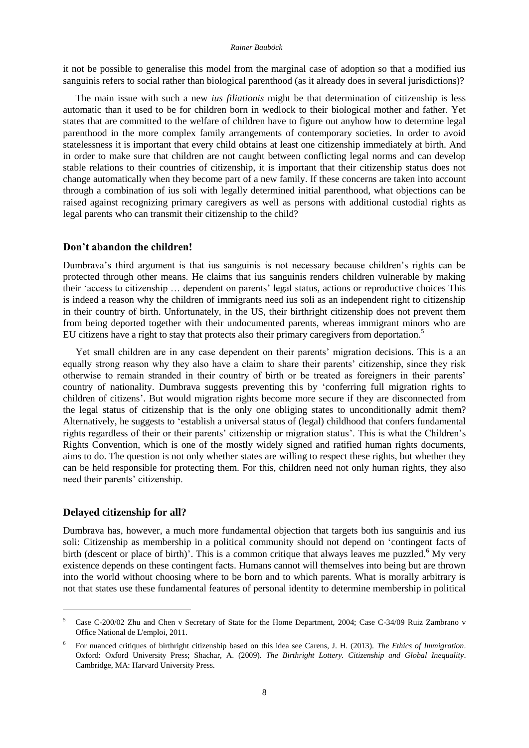it not be possible to generalise this model from the marginal case of adoption so that a modified ius sanguinis refers to social rather than biological parenthood (as it already does in several jurisdictions)?

The main issue with such a new *ius filiationis* might be that determination of citizenship is less automatic than it used to be for children born in wedlock to their biological mother and father. Yet states that are committed to the welfare of children have to figure out anyhow how to determine legal parenthood in the more complex family arrangements of contemporary societies. In order to avoid statelessness it is important that every child obtains at least one citizenship immediately at birth. And in order to make sure that children are not caught between conflicting legal norms and can develop stable relations to their countries of citizenship, it is important that their citizenship status does not change automatically when they become part of a new family. If these concerns are taken into account through a combination of ius soli with legally determined initial parenthood, what objections can be raised against recognizing primary caregivers as well as persons with additional custodial rights as legal parents who can transmit their citizenship to the child?

## Don't abandon the children!

Dumbrava's third argument is that ius sanguinis is not necessary because children's rights can be protected through other means. He claims that ius sanguinis renders children vulnerable by making their 'access to citizenship … dependent on parents' legal status, actions or reproductive choices This is indeed a reason why the children of immigrants need ius soli as an independent right to citizenship in their country of birth. Unfortunately, in the US, their birthright citizenship does not prevent them from being deported together with their undocumented parents, whereas immigrant minors who are EU citizens have a right to stay that protects also their primary caregivers from deportation.[5]

Yet small children are in any case dependent on their parents' migration decisions. This is a an equally strong reason why they also have a claim to share their parents' citizenship, since they risk otherwise to remain stranded in their country of birth or be treated as foreigners in their parents' country of nationality. Dumbrava suggests preventing this by 'conferring full migration rights to children of citizens'. But would migration rights become more secure if they are disconnected from the legal status of citizenship that is the only one obliging states to unconditionally admit them? Alternatively, he suggests to 'establish a universal status of (legal) childhood that confers fundamental rights regardless of their or their parents' citizenship or migration status'. This is what the Children's Rights Convention, which is one of the mostly widely signed and ratified human rights documents, aims to do. The question is not only whether states are willing to respect these rights, but whether they can be held responsible for protecting them. For this, children need not only human rights, they also need their parents' citizenship.

## Delayed citizenship for all?

Dumbrava has, however, a much more fundamental objection that targets both ius sanguinis and ius soli: Citizenship as membership in a political community should not depend on 'contingent facts of birth (descent or place of birth)'. This is a common critique that always leaves me puzzled.[6] My very existence depends on these contingent facts. Humans cannot will themselves into being but are thrown into the world without choosing where to be born and to which parents. What is morally arbitrary is not that states use these fundamental features of personal identity to determine membership in political

---

[5] Case C-200/02 Zhu and Chen v Secretary of State for the Home Department, 2004; Case C-34/09 Ruiz Zambrano v Office National de L'emploi, 2011.

[6] For nuanced critiques of birthright citizenship based on this idea see Carens, J. H. (2013). *The Ethics of Immigration*. Oxford: Oxford University Press; Shachar, A. (2009). *The Birthright Lottery. Citizenship and Global Inequality*. Cambridge, MA: Harvard University Press.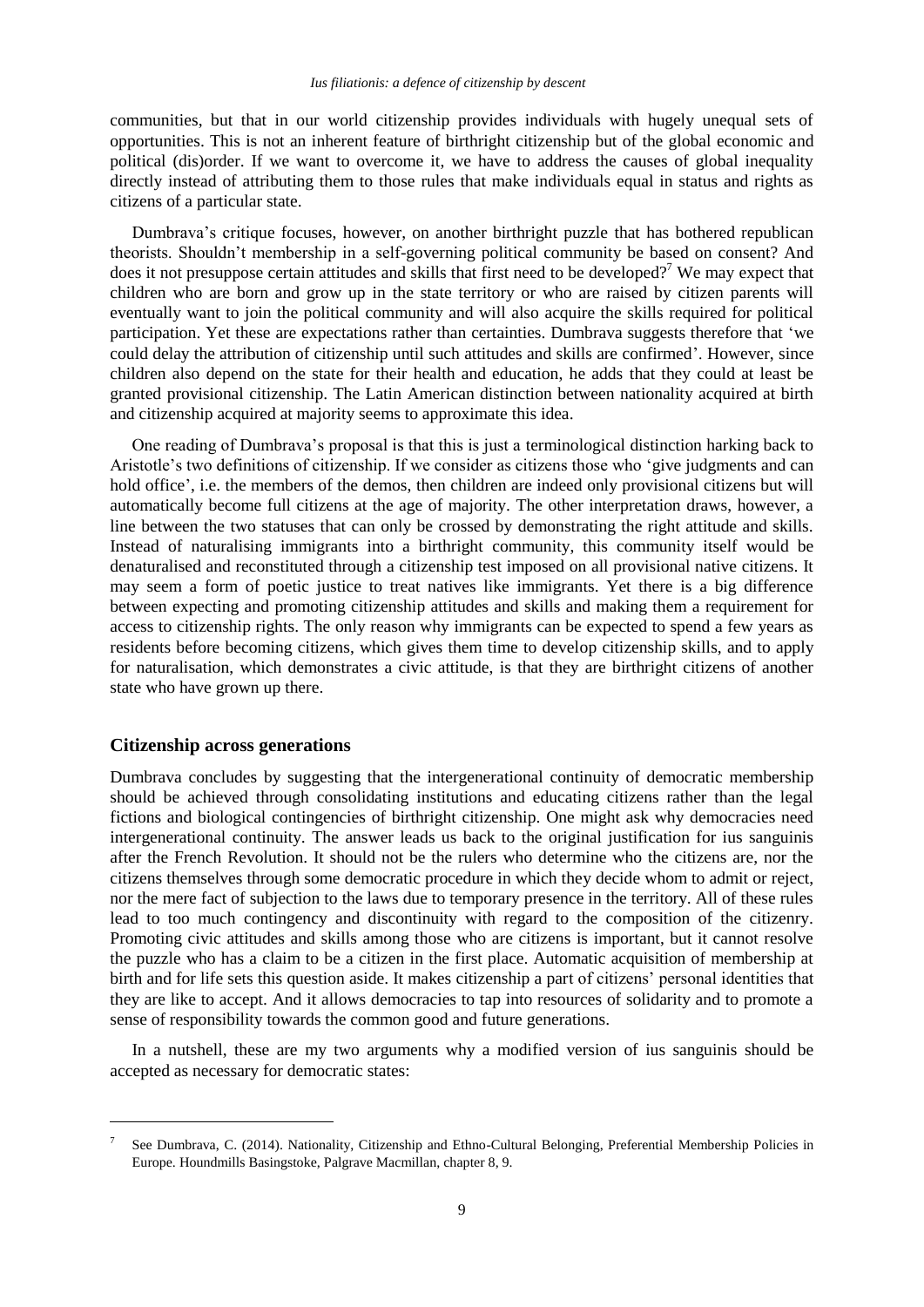communities, but that in our world citizenship provides individuals with hugely unequal sets of opportunities. This is not an inherent feature of birthright citizenship but of the global economic and political (dis)order. If we want to overcome it, we have to address the causes of global inequality directly instead of attributing them to those rules that make individuals equal in status and rights as citizens of a particular state.

Dumbrava's critique focuses, however, on another birthright puzzle that has bothered republican theorists. Shouldn't membership in a self-governing political community be based on consent? And does it not presuppose certain attitudes and skills that first need to be developed?[7] We may expect that children who are born and grow up in the state territory or who are raised by citizen parents will eventually want to join the political community and will also acquire the skills required for political participation. Yet these are expectations rather than certainties. Dumbrava suggests therefore that 'we could delay the attribution of citizenship until such attitudes and skills are confirmed'. However, since children also depend on the state for their health and education, he adds that they could at least be granted provisional citizenship. The Latin American distinction between nationality acquired at birth and citizenship acquired at majority seems to approximate this idea.

One reading of Dumbrava's proposal is that this is just a terminological distinction harking back to Aristotle's two definitions of citizenship. If we consider as citizens those who 'give judgments and can hold office', i.e. the members of the demos, then children are indeed only provisional citizens but will automatically become full citizens at the age of majority. The other interpretation draws, however, a line between the two statuses that can only be crossed by demonstrating the right attitude and skills. Instead of naturalising immigrants into a birthright community, this community itself would be denaturalised and reconstituted through a citizenship test imposed on all provisional native citizens. It may seem a form of poetic justice to treat natives like immigrants. Yet there is a big difference between expecting and promoting citizenship attitudes and skills and making them a requirement for access to citizenship rights. The only reason why immigrants can be expected to spend a few years as residents before becoming citizens, which gives them time to develop citizenship skills, and to apply for naturalisation, which demonstrates a civic attitude, is that they are birthright citizens of another state who have grown up there.

## Citizenship across generations

Dumbrava concludes by suggesting that the intergenerational continuity of democratic membership should be achieved through consolidating institutions and educating citizens rather than the legal fictions and biological contingencies of birthright citizenship. One might ask why democracies need intergenerational continuity. The answer leads us back to the original justification for ius sanguinis after the French Revolution. It should not be the rulers who determine who the citizens are, nor the citizens themselves through some democratic procedure in which they decide whom to admit or reject, nor the mere fact of subjection to the laws due to temporary presence in the territory. All of these rules lead to too much contingency and discontinuity with regard to the composition of the citizenry. Promoting civic attitudes and skills among those who are citizens is important, but it cannot resolve the puzzle who has a claim to be a citizen in the first place. Automatic acquisition of membership at birth and for life sets this question aside. It makes citizenship a part of citizens' personal identities that they are like to accept. And it allows democracies to tap into resources of solidarity and to promote a sense of responsibility towards the common good and future generations.

In a nutshell, these are my two arguments why a modified version of ius sanguinis should be accepted as necessary for democratic states:

[7] See Dumbrava, C. (2014). Nationality, Citizenship and Ethno-Cultural Belonging, Preferential Membership Policies in Europe. Houndmills Basingstoke, Palgrave Macmillan, chapter 8, 9.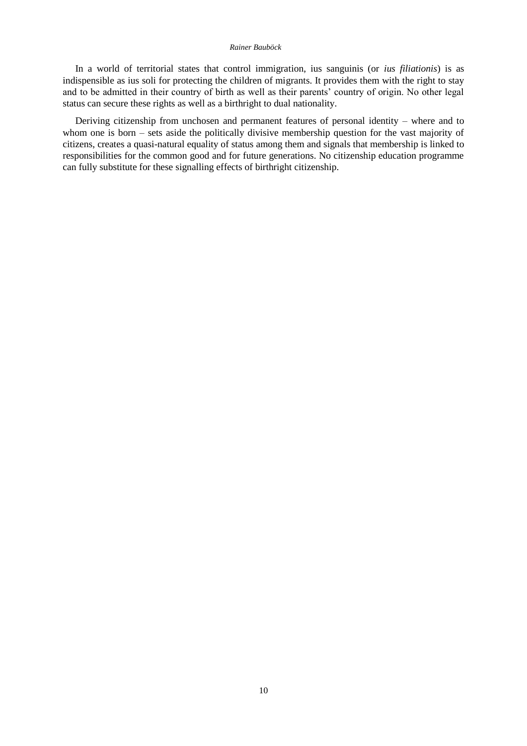In a world of territorial states that control immigration, ius sanguinis (or *ius filiationis*) is as indispensible as ius soli for protecting the children of migrants. It provides them with the right to stay and to be admitted in their country of birth as well as their parents' country of origin. No other legal status can secure these rights as well as a birthright to dual nationality.

Deriving citizenship from unchosen and permanent features of personal identity – where and to whom one is born – sets aside the politically divisive membership question for the vast majority of citizens, creates a quasi-natural equality of status among them and signals that membership is linked to responsibilities for the common good and for future generations. No citizenship education programme can fully substitute for these signalling effects of birthright citizenship.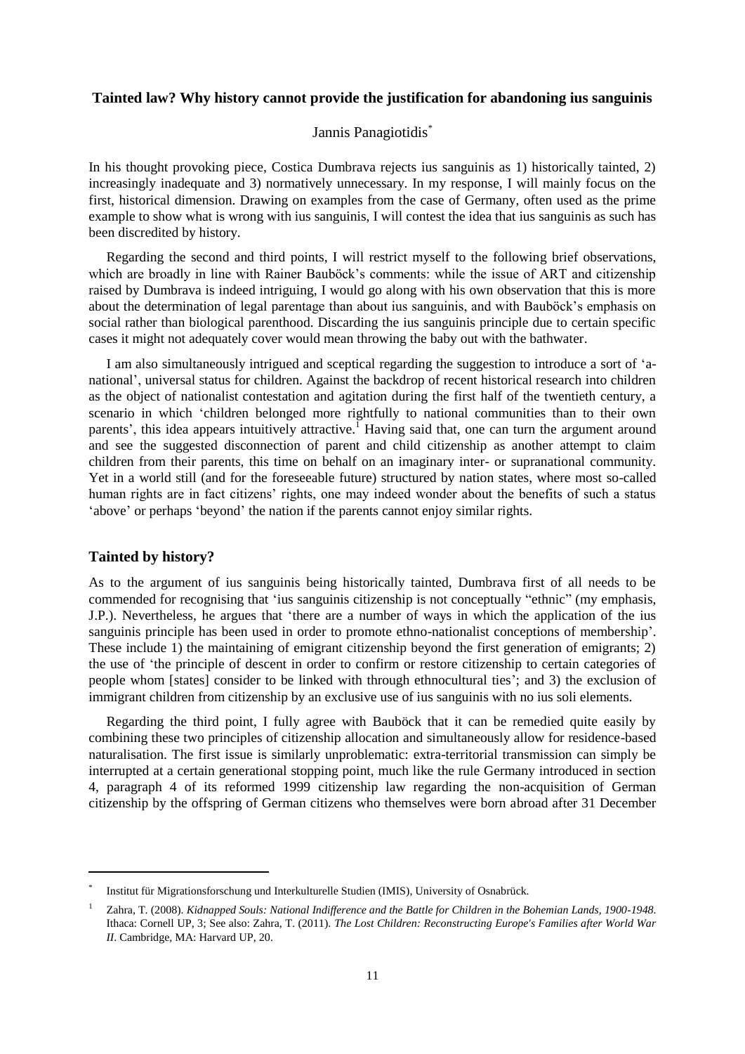**Tainted law? Why history cannot provide the justification for abandoning ius sanguinis**

Jannis Panagiotidis[*]

In his thought provoking piece, Costica Dumbrava rejects ius sanguinis as 1) historically tainted, 2) increasingly inadequate and 3) normatively unnecessary. In my response, I will mainly focus on the first, historical dimension. Drawing on examples from the case of Germany, often used as the prime example to show what is wrong with ius sanguinis, I will contest the idea that ius sanguinis as such has been discredited by history.

Regarding the second and third points, I will restrict myself to the following brief observations, which are broadly in line with Rainer Bauböck's comments: while the issue of ART and citizenship raised by Dumbrava is indeed intriguing, I would go along with his own observation that this is more about the determination of legal parentage than about ius sanguinis, and with Bauböck's emphasis on social rather than biological parenthood. Discarding the ius sanguinis principle due to certain specific cases it might not adequately cover would mean throwing the baby out with the bathwater.

I am also simultaneously intrigued and sceptical regarding the suggestion to introduce a sort of 'a-national', universal status for children. Against the backdrop of recent historical research into children as the object of nationalist contestation and agitation during the first half of the twentieth century, a scenario in which 'children belonged more rightfully to national communities than to their own parents', this idea appears intuitively attractive.[1] Having said that, one can turn the argument around and see the suggested disconnection of parent and child citizenship as another attempt to claim children from their parents, this time on behalf on an imaginary inter- or supranational community. Yet in a world still (and for the foreseeable future) structured by nation states, where most so-called human rights are in fact citizens' rights, one may indeed wonder about the benefits of such a status 'above' or perhaps 'beyond' the nation if the parents cannot enjoy similar rights.

## Tainted by history?

As to the argument of ius sanguinis being historically tainted, Dumbrava first of all needs to be commended for recognising that 'ius sanguinis citizenship is not conceptually "ethnic" (my emphasis, J.P.). Nevertheless, he argues that 'there are a number of ways in which the application of the ius sanguinis principle has been used in order to promote ethno-nationalist conceptions of membership'. These include 1) the maintaining of emigrant citizenship beyond the first generation of emigrants; 2) the use of 'the principle of descent in order to confirm or restore citizenship to certain categories of people whom [states] consider to be linked with through ethnocultural ties'; and 3) the exclusion of immigrant children from citizenship by an exclusive use of ius sanguinis with no ius soli elements.

Regarding the third point, I fully agree with Bauböck that it can be remedied quite easily by combining these two principles of citizenship allocation and simultaneously allow for residence-based naturalisation. The first issue is similarly unproblematic: extra-territorial transmission can simply be interrupted at a certain generational stopping point, much like the rule Germany introduced in section 4, paragraph 4 of its reformed 1999 citizenship law regarding the non-acquisition of German citizenship by the offspring of German citizens who themselves were born abroad after 31 December

---

[*] Institut für Migrationsforschung und Interkulturelle Studien (IMIS), University of Osnabrück.

[1] Zahra, T. (2008). *Kidnapped Souls: National Indifference and the Battle for Children in the Bohemian Lands, 1900-1948*. Ithaca: Cornell UP, 3; See also: Zahra, T. (2011). *The Lost Children: Reconstructing Europe's Families after World War II*. Cambridge, MA: Harvard UP, 20.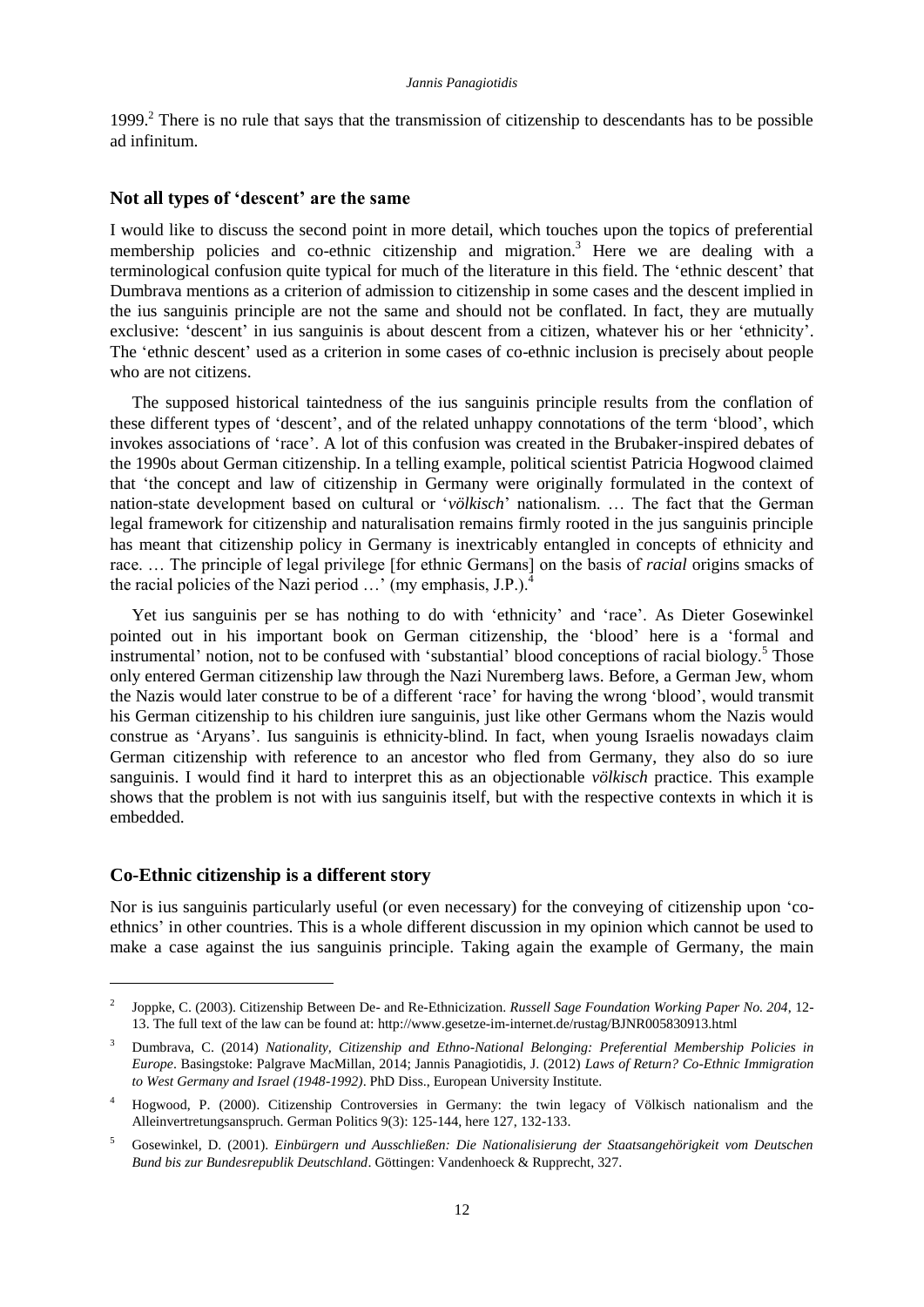1999.[2] There is no rule that says that the transmission of citizenship to descendants has to be possible ad infinitum.

## Not all types of 'descent' are the same

I would like to discuss the second point in more detail, which touches upon the topics of preferential membership policies and co-ethnic citizenship and migration.[3] Here we are dealing with a terminological confusion quite typical for much of the literature in this field. The 'ethnic descent' that Dumbrava mentions as a criterion of admission to citizenship in some cases and the descent implied in the ius sanguinis principle are not the same and should not be conflated. In fact, they are mutually exclusive: 'descent' in ius sanguinis is about descent from a citizen, whatever his or her 'ethnicity'. The 'ethnic descent' used as a criterion in some cases of co-ethnic inclusion is precisely about people who are not citizens.

The supposed historical taintedness of the ius sanguinis principle results from the conflation of these different types of 'descent', and of the related unhappy connotations of the term 'blood', which invokes associations of 'race'. A lot of this confusion was created in the Brubaker-inspired debates of the 1990s about German citizenship. In a telling example, political scientist Patricia Hogwood claimed that 'the concept and law of citizenship in Germany were originally formulated in the context of nation-state development based on cultural or '*völkisch*' nationalism. … The fact that the German legal framework for citizenship and naturalisation remains firmly rooted in the jus sanguinis principle has meant that citizenship policy in Germany is inextricably entangled in concepts of ethnicity and race. … The principle of legal privilege [for ethnic Germans] on the basis of *racial* origins smacks of the racial policies of the Nazi period …' (my emphasis, J.P.).[4]

Yet ius sanguinis per se has nothing to do with 'ethnicity' and 'race'. As Dieter Gosewinkel pointed out in his important book on German citizenship, the 'blood' here is a 'formal and instrumental' notion, not to be confused with 'substantial' blood conceptions of racial biology.[5] Those only entered German citizenship law through the Nazi Nuremberg laws. Before, a German Jew, whom the Nazis would later construe to be of a different 'race' for having the wrong 'blood', would transmit his German citizenship to his children iure sanguinis, just like other Germans whom the Nazis would construe as 'Aryans'. Ius sanguinis is ethnicity-blind. In fact, when young Israelis nowadays claim German citizenship with reference to an ancestor who fled from Germany, they also do so iure sanguinis. I would find it hard to interpret this as an objectionable *völkisch* practice. This example shows that the problem is not with ius sanguinis itself, but with the respective contexts in which it is embedded.

## Co-Ethnic citizenship is a different story

Nor is ius sanguinis particularly useful (or even necessary) for the conveying of citizenship upon 'co-ethnics' in other countries. This is a whole different discussion in my opinion which cannot be used to make a case against the ius sanguinis principle. Taking again the example of Germany, the main

---

[2] Joppke, C. (2003). Citizenship Between De- and Re-Ethnicization. *Russell Sage Foundation Working Paper No. 204*, 12-13. The full text of the law can be found at: http://www.gesetze-im-internet.de/rustag/BJNR005830913.html

[3] Dumbrava, C. (2014) *Nationality, Citizenship and Ethno-National Belonging: Preferential Membership Policies in Europe*. Basingstoke: Palgrave MacMillan, 2014; Jannis Panagiotidis, J. (2012) *Laws of Return? Co-Ethnic Immigration to West Germany and Israel (1948-1992)*. PhD Diss., European University Institute.

[4] Hogwood, P. (2000). Citizenship Controversies in Germany: the twin legacy of Völkisch nationalism and the Alleinvertretungsanspruch. German Politics 9(3): 125-144, here 127, 132-133.

[5] Gosewinkel, D. (2001). *Einbürgern und Ausschließen: Die Nationalisierung der Staatsangehörigkeit vom Deutschen Bund bis zur Bundesrepublik Deutschland*. Göttingen: Vandenhoeck & Rupprecht, 327.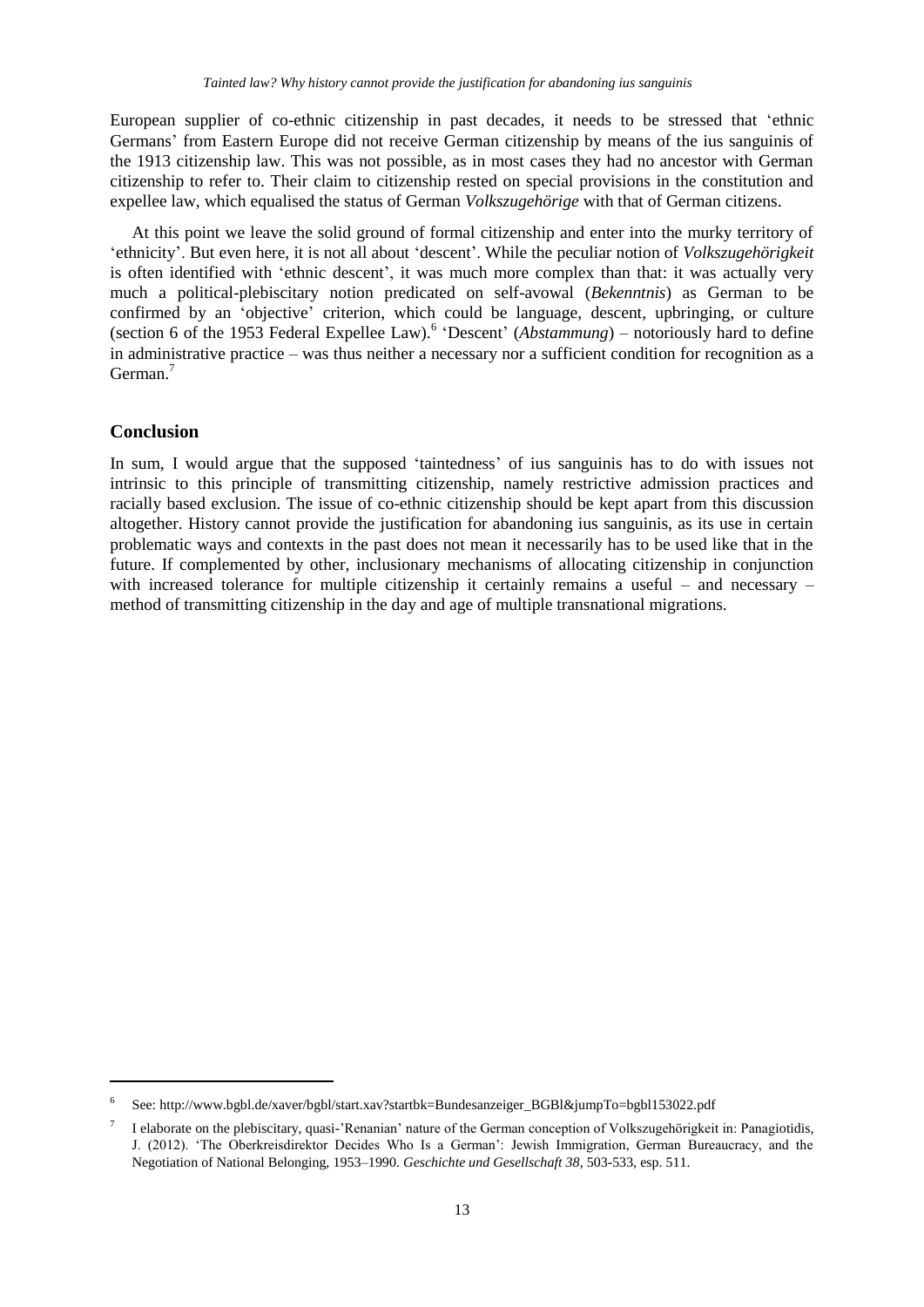European supplier of co-ethnic citizenship in past decades, it needs to be stressed that 'ethnic Germans' from Eastern Europe did not receive German citizenship by means of the ius sanguinis of the 1913 citizenship law. This was not possible, as in most cases they had no ancestor with German citizenship to refer to. Their claim to citizenship rested on special provisions in the constitution and expellee law, which equalised the status of German *Volkszugehörige* with that of German citizens.

At this point we leave the solid ground of formal citizenship and enter into the murky territory of 'ethnicity'. But even here, it is not all about 'descent'. While the peculiar notion of *Volkszugehörigkeit* is often identified with 'ethnic descent', it was much more complex than that: it was actually very much a political-plebiscitary notion predicated on self-avowal (*Bekenntnis*) as German to be confirmed by an 'objective' criterion, which could be language, descent, upbringing, or culture (section 6 of the 1953 Federal Expellee Law).[6] 'Descent' (*Abstammung*) – notoriously hard to define in administrative practice – was thus neither a necessary nor a sufficient condition for recognition as a German.[7]

## Conclusion

In sum, I would argue that the supposed 'taintedness' of ius sanguinis has to do with issues not intrinsic to this principle of transmitting citizenship, namely restrictive admission practices and racially based exclusion. The issue of co-ethnic citizenship should be kept apart from this discussion altogether. History cannot provide the justification for abandoning ius sanguinis, as its use in certain problematic ways and contexts in the past does not mean it necessarily has to be used like that in the future. If complemented by other, inclusionary mechanisms of allocating citizenship in conjunction with increased tolerance for multiple citizenship it certainly remains a useful – and necessary – method of transmitting citizenship in the day and age of multiple transnational migrations.

---

[6] See: http://www.bgbl.de/xaver/bgbl/start.xav?startbk=Bundesanzeiger_BGBl&jumpTo=bgbl153022.pdf

[7] I elaborate on the plebiscitary, quasi-'Renanian' nature of the German conception of Volkszugehörigkeit in: Panagiotidis, J. (2012). 'The Oberkreisdirektor Decides Who Is a German': Jewish Immigration, German Bureaucracy, and the Negotiation of National Belonging, 1953–1990. *Geschichte und Gesellschaft 38*, 503-533, esp. 511.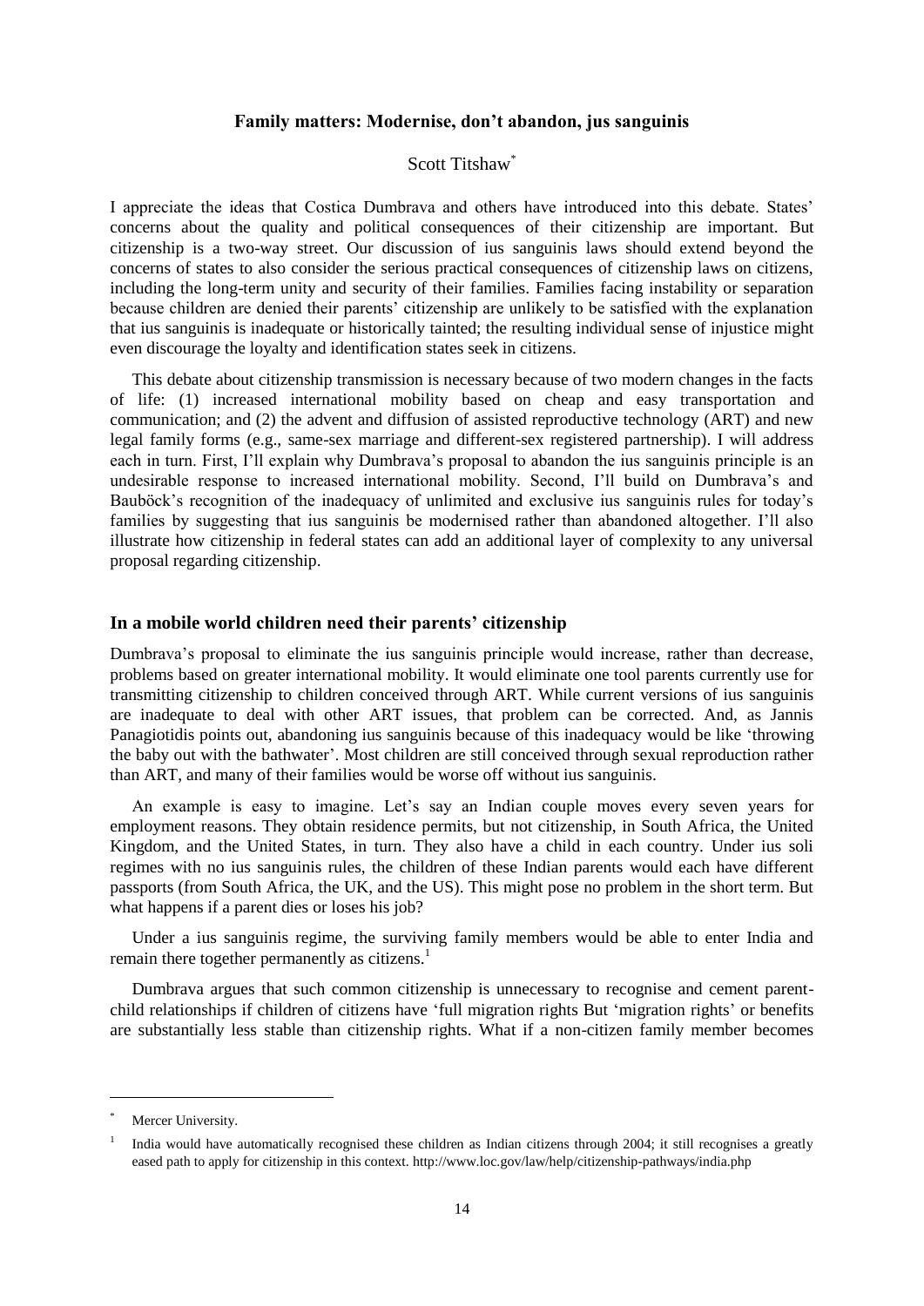## Family matters: Modernise, don't abandon, jus sanguinis

Scott Titshaw[*]

I appreciate the ideas that Costica Dumbrava and others have introduced into this debate. States' concerns about the quality and political consequences of their citizenship are important. But citizenship is a two-way street. Our discussion of ius sanguinis laws should extend beyond the concerns of states to also consider the serious practical consequences of citizenship laws on citizens, including the long-term unity and security of their families. Families facing instability or separation because children are denied their parents' citizenship are unlikely to be satisfied with the explanation that ius sanguinis is inadequate or historically tainted; the resulting individual sense of injustice might even discourage the loyalty and identification states seek in citizens.

This debate about citizenship transmission is necessary because of two modern changes in the facts of life: (1) increased international mobility based on cheap and easy transportation and communication; and (2) the advent and diffusion of assisted reproductive technology (ART) and new legal family forms (e.g., same-sex marriage and different-sex registered partnership). I will address each in turn. First, I'll explain why Dumbrava's proposal to abandon the ius sanguinis principle is an undesirable response to increased international mobility. Second, I'll build on Dumbrava's and Bauböck's recognition of the inadequacy of unlimited and exclusive ius sanguinis rules for today's families by suggesting that ius sanguinis be modernised rather than abandoned altogether. I'll also illustrate how citizenship in federal states can add an additional layer of complexity to any universal proposal regarding citizenship.

### In a mobile world children need their parents' citizenship

Dumbrava's proposal to eliminate the ius sanguinis principle would increase, rather than decrease, problems based on greater international mobility. It would eliminate one tool parents currently use for transmitting citizenship to children conceived through ART. While current versions of ius sanguinis are inadequate to deal with other ART issues, that problem can be corrected. And, as Jannis Panagiotidis points out, abandoning ius sanguinis because of this inadequacy would be like 'throwing the baby out with the bathwater'. Most children are still conceived through sexual reproduction rather than ART, and many of their families would be worse off without ius sanguinis.

An example is easy to imagine. Let's say an Indian couple moves every seven years for employment reasons. They obtain residence permits, but not citizenship, in South Africa, the United Kingdom, and the United States, in turn. They also have a child in each country. Under ius soli regimes with no ius sanguinis rules, the children of these Indian parents would each have different passports (from South Africa, the UK, and the US). This might pose no problem in the short term. But what happens if a parent dies or loses his job?

Under a ius sanguinis regime, the surviving family members would be able to enter India and remain there together permanently as citizens.[1]

Dumbrava argues that such common citizenship is unnecessary to recognise and cement parent-child relationships if children of citizens have 'full migration rights But 'migration rights' or benefits are substantially less stable than citizenship rights. What if a non-citizen family member becomes

---

[*] Mercer University.

[1] India would have automatically recognised these children as Indian citizens through 2004; it still recognises a greatly eased path to apply for citizenship in this context. http://www.loc.gov/law/help/citizenship-pathways/india.php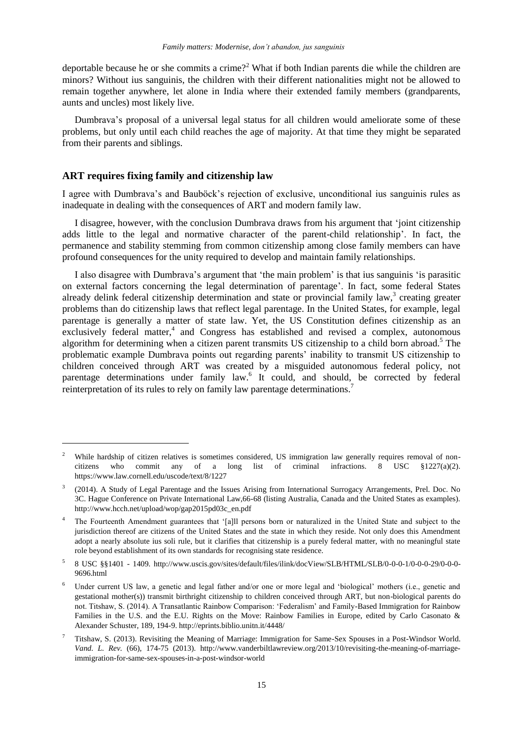deportable because he or she commits a crime?[2] What if both Indian parents die while the children are minors? Without ius sanguinis, the children with their different nationalities might not be allowed to remain together anywhere, let alone in India where their extended family members (grandparents, aunts and uncles) most likely live.

Dumbrava's proposal of a universal legal status for all children would ameliorate some of these problems, but only until each child reaches the age of majority. At that time they might be separated from their parents and siblings.

## ART requires fixing family and citizenship law

I agree with Dumbrava's and Bauböck's rejection of exclusive, unconditional ius sanguinis rules as inadequate in dealing with the consequences of ART and modern family law.

I disagree, however, with the conclusion Dumbrava draws from his argument that 'joint citizenship adds little to the legal and normative character of the parent-child relationship'. In fact, the permanence and stability stemming from common citizenship among close family members can have profound consequences for the unity required to develop and maintain family relationships.

I also disagree with Dumbrava's argument that 'the main problem' is that ius sanguinis 'is parasitic on external factors concerning the legal determination of parentage'. In fact, some federal States already delink federal citizenship determination and state or provincial family law,[3] creating greater problems than do citizenship laws that reflect legal parentage. In the United States, for example, legal parentage is generally a matter of state law. Yet, the US Constitution defines citizenship as an exclusively federal matter,[4] and Congress has established and revised a complex, autonomous algorithm for determining when a citizen parent transmits US citizenship to a child born abroad.[5] The problematic example Dumbrava points out regarding parents' inability to transmit US citizenship to children conceived through ART was created by a misguided autonomous federal policy, not parentage determinations under family law.[6] It could, and should, be corrected by federal reinterpretation of its rules to rely on family law parentage determinations.[7]

---

[2] While hardship of citizen relatives is sometimes considered, US immigration law generally requires removal of non-citizens who commit any of a long list of criminal infractions. 8 USC §1227(a)(2). https://www.law.cornell.edu/uscode/text/8/1227

[3] (2014). A Study of Legal Parentage and the Issues Arising from International Surrogacy Arrangements, Prel. Doc. No 3C. Hague Conference on Private International Law,66-68 (listing Australia, Canada and the United States as examples). http://www.hcch.net/upload/wop/gap2015pd03c_en.pdf

[4] The Fourteenth Amendment guarantees that '[a]ll persons born or naturalized in the United State and subject to the jurisdiction thereof are citizens of the United States and the state in which they reside. Not only does this Amendment adopt a nearly absolute ius soli rule, but it clarifies that citizenship is a purely federal matter, with no meaningful state role beyond establishment of its own standards for recognising state residence.

[5] 8 USC §§1401 - 1409. http://www.uscis.gov/sites/default/files/ilink/docView/SLB/HTML/SLB/0-0-0-1/0-0-0-29/0-0-0-9696.html

[6] Under current US law, a genetic and legal father and/or one or more legal and 'biological' mothers (i.e., genetic and gestational mother(s)) transmit birthright citizenship to children conceived through ART, but non-biological parents do not. Titshaw, S. (2014). A Transatlantic Rainbow Comparison: 'Federalism' and Family-Based Immigration for Rainbow Families in the U.S. and the E.U. Rights on the Move: Rainbow Families in Europe, edited by Carlo Casonato & Alexander Schuster, 189, 194-9. http://eprints.biblio.unitn.it/4448/

[7] Titshaw, S. (2013). Revisiting the Meaning of Marriage: Immigration for Same-Sex Spouses in a Post-Windsor World. *Vand. L. Rev.* (66), 174-75 (2013). http://www.vanderbiltlawreview.org/2013/10/revisiting-the-meaning-of-marriage-immigration-for-same-sex-spouses-in-a-post-windsor-world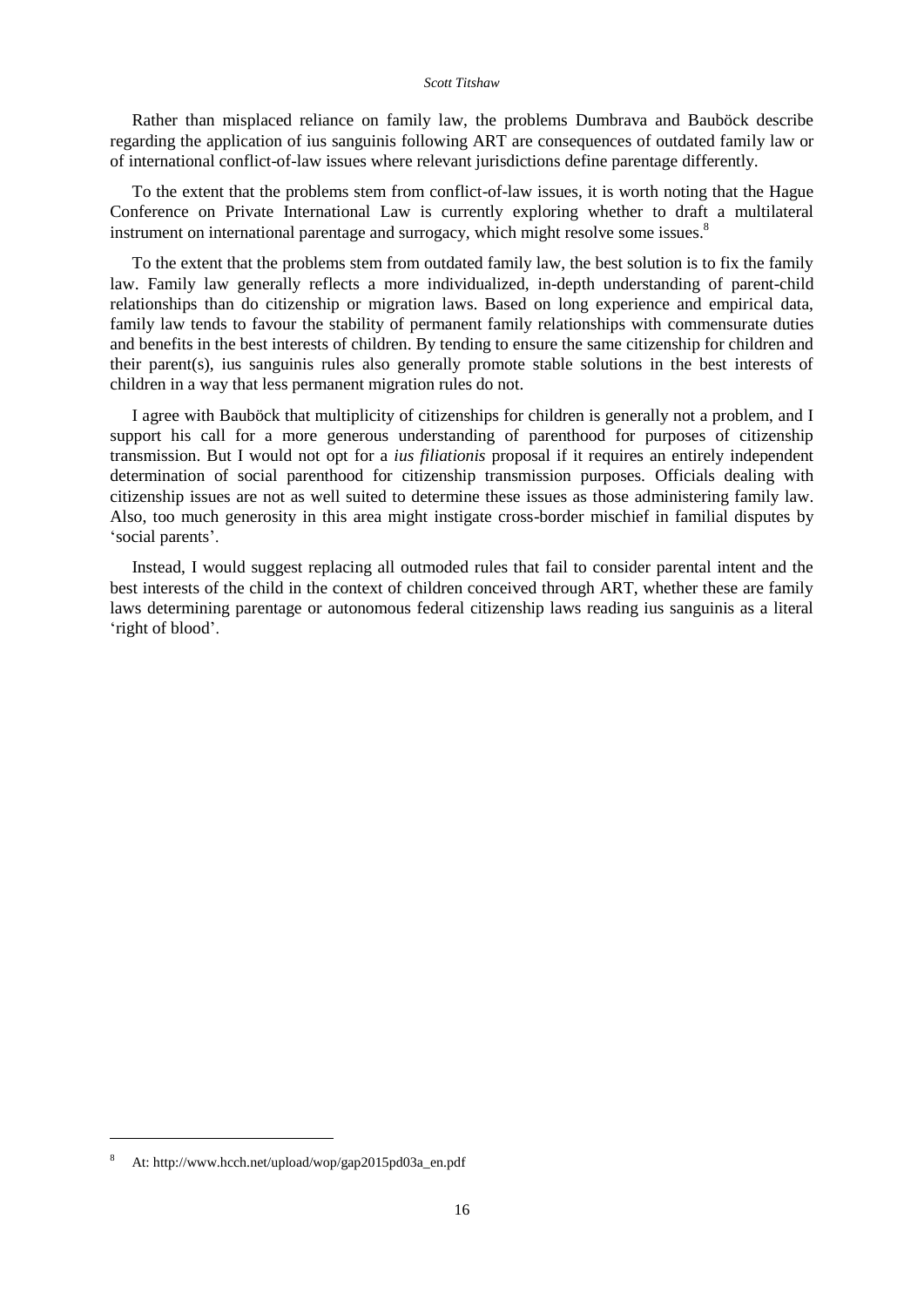Rather than misplaced reliance on family law, the problems Dumbrava and Bauböck describe regarding the application of ius sanguinis following ART are consequences of outdated family law or of international conflict-of-law issues where relevant jurisdictions define parentage differently.

To the extent that the problems stem from conflict-of-law issues, it is worth noting that the Hague Conference on Private International Law is currently exploring whether to draft a multilateral instrument on international parentage and surrogacy, which might resolve some issues.[8]

To the extent that the problems stem from outdated family law, the best solution is to fix the family law. Family law generally reflects a more individualized, in-depth understanding of parent-child relationships than do citizenship or migration laws. Based on long experience and empirical data, family law tends to favour the stability of permanent family relationships with commensurate duties and benefits in the best interests of children. By tending to ensure the same citizenship for children and their parent(s), ius sanguinis rules also generally promote stable solutions in the best interests of children in a way that less permanent migration rules do not.

I agree with Bauböck that multiplicity of citizenships for children is generally not a problem, and I support his call for a more generous understanding of parenthood for purposes of citizenship transmission. But I would not opt for a *ius filiationis* proposal if it requires an entirely independent determination of social parenthood for citizenship transmission purposes. Officials dealing with citizenship issues are not as well suited to determine these issues as those administering family law. Also, too much generosity in this area might instigate cross-border mischief in familial disputes by 'social parents'.

Instead, I would suggest replacing all outmoded rules that fail to consider parental intent and the best interests of the child in the context of children conceived through ART, whether these are family laws determining parentage or autonomous federal citizenship laws reading ius sanguinis as a literal 'right of blood'.

---

[8] At: http://www.hcch.net/upload/wop/gap2015pd03a_en.pdf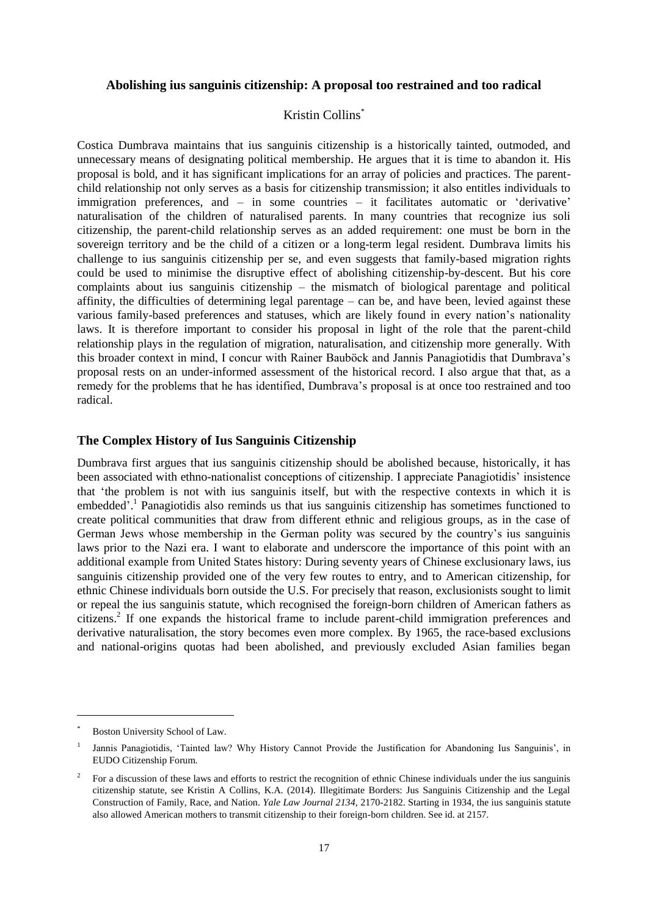**Abolishing ius sanguinis citizenship: A proposal too restrained and too radical**

Kristin Collins[*]

Costica Dumbrava maintains that ius sanguinis citizenship is a historically tainted, outmoded, and unnecessary means of designating political membership. He argues that it is time to abandon it. His proposal is bold, and it has significant implications for an array of policies and practices. The parent-child relationship not only serves as a basis for citizenship transmission; it also entitles individuals to immigration preferences, and – in some countries – it facilitates automatic or 'derivative' naturalisation of the children of naturalised parents. In many countries that recognize ius soli citizenship, the parent-child relationship serves as an added requirement: one must be born in the sovereign territory and be the child of a citizen or a long-term legal resident. Dumbrava limits his challenge to ius sanguinis citizenship per se, and even suggests that family-based migration rights could be used to minimise the disruptive effect of abolishing citizenship-by-descent. But his core complaints about ius sanguinis citizenship – the mismatch of biological parentage and political affinity, the difficulties of determining legal parentage – can be, and have been, levied against these various family-based preferences and statuses, which are likely found in every nation's nationality laws. It is therefore important to consider his proposal in light of the role that the parent-child relationship plays in the regulation of migration, naturalisation, and citizenship more generally. With this broader context in mind, I concur with Rainer Bauböck and Jannis Panagiotidis that Dumbrava's proposal rests on an under-informed assessment of the historical record. I also argue that that, as a remedy for the problems that he has identified, Dumbrava's proposal is at once too restrained and too radical.

## The Complex History of Ius Sanguinis Citizenship

Dumbrava first argues that ius sanguinis citizenship should be abolished because, historically, it has been associated with ethno-nationalist conceptions of citizenship. I appreciate Panagiotidis' insistence that 'the problem is not with ius sanguinis itself, but with the respective contexts in which it is embedded'.[1] Panagiotidis also reminds us that ius sanguinis citizenship has sometimes functioned to create political communities that draw from different ethnic and religious groups, as in the case of German Jews whose membership in the German polity was secured by the country's ius sanguinis laws prior to the Nazi era. I want to elaborate and underscore the importance of this point with an additional example from United States history: During seventy years of Chinese exclusionary laws, ius sanguinis citizenship provided one of the very few routes to entry, and to American citizenship, for ethnic Chinese individuals born outside the U.S. For precisely that reason, exclusionists sought to limit or repeal the ius sanguinis statute, which recognised the foreign-born children of American fathers as citizens.[2] If one expands the historical frame to include parent-child immigration preferences and derivative naturalisation, the story becomes even more complex. By 1965, the race-based exclusions and national-origins quotas had been abolished, and previously excluded Asian families began

---

[*] Boston University School of Law.

[1] Jannis Panagiotidis, 'Tainted law? Why History Cannot Provide the Justification for Abandoning Ius Sanguinis', in EUDO Citizenship Forum.

[2] For a discussion of these laws and efforts to restrict the recognition of ethnic Chinese individuals under the ius sanguinis citizenship statute, see Kristin A Collins, K.A. (2014). Illegitimate Borders: Jus Sanguinis Citizenship and the Legal Construction of Family, Race, and Nation. *Yale Law Journal 2134*, 2170-2182. Starting in 1934, the ius sanguinis statute also allowed American mothers to transmit citizenship to their foreign-born children. See id. at 2157.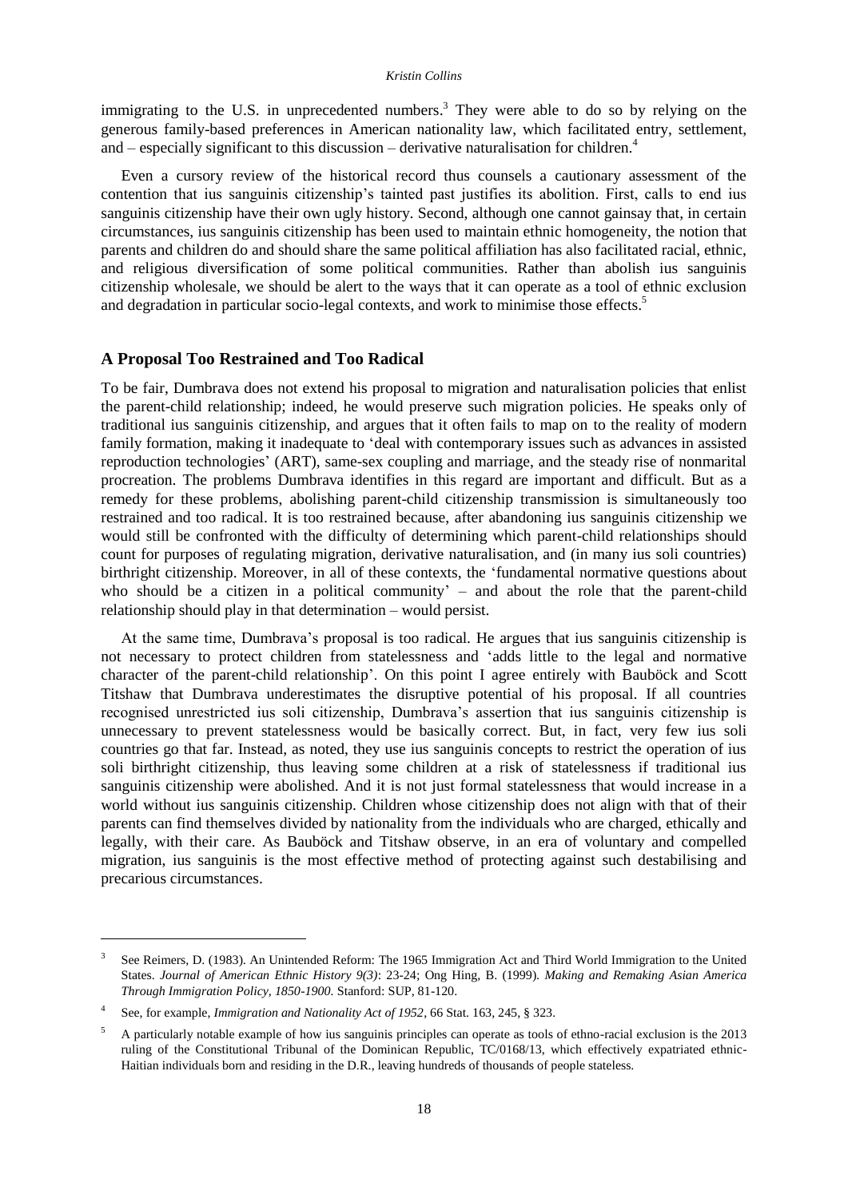immigrating to the U.S. in unprecedented numbers.[3] They were able to do so by relying on the generous family-based preferences in American nationality law, which facilitated entry, settlement, and – especially significant to this discussion – derivative naturalisation for children.[4]

Even a cursory review of the historical record thus counsels a cautionary assessment of the contention that ius sanguinis citizenship's tainted past justifies its abolition. First, calls to end ius sanguinis citizenship have their own ugly history. Second, although one cannot gainsay that, in certain circumstances, ius sanguinis citizenship has been used to maintain ethnic homogeneity, the notion that parents and children do and should share the same political affiliation has also facilitated racial, ethnic, and religious diversification of some political communities. Rather than abolish ius sanguinis citizenship wholesale, we should be alert to the ways that it can operate as a tool of ethnic exclusion and degradation in particular socio-legal contexts, and work to minimise those effects.[5]

## A Proposal Too Restrained and Too Radical

To be fair, Dumbrava does not extend his proposal to migration and naturalisation policies that enlist the parent-child relationship; indeed, he would preserve such migration policies. He speaks only of traditional ius sanguinis citizenship, and argues that it often fails to map on to the reality of modern family formation, making it inadequate to 'deal with contemporary issues such as advances in assisted reproduction technologies' (ART), same-sex coupling and marriage, and the steady rise of nonmarital procreation. The problems Dumbrava identifies in this regard are important and difficult. But as a remedy for these problems, abolishing parent-child citizenship transmission is simultaneously too restrained and too radical. It is too restrained because, after abandoning ius sanguinis citizenship we would still be confronted with the difficulty of determining which parent-child relationships should count for purposes of regulating migration, derivative naturalisation, and (in many ius soli countries) birthright citizenship. Moreover, in all of these contexts, the 'fundamental normative questions about who should be a citizen in a political community' – and about the role that the parent-child relationship should play in that determination – would persist.

At the same time, Dumbrava's proposal is too radical. He argues that ius sanguinis citizenship is not necessary to protect children from statelessness and 'adds little to the legal and normative character of the parent-child relationship'. On this point I agree entirely with Bauböck and Scott Titshaw that Dumbrava underestimates the disruptive potential of his proposal. If all countries recognised unrestricted ius soli citizenship, Dumbrava's assertion that ius sanguinis citizenship is unnecessary to prevent statelessness would be basically correct. But, in fact, very few ius soli countries go that far. Instead, as noted, they use ius sanguinis concepts to restrict the operation of ius soli birthright citizenship, thus leaving some children at a risk of statelessness if traditional ius sanguinis citizenship were abolished. And it is not just formal statelessness that would increase in a world without ius sanguinis citizenship. Children whose citizenship does not align with that of their parents can find themselves divided by nationality from the individuals who are charged, ethically and legally, with their care. As Bauböck and Titshaw observe, in an era of voluntary and compelled migration, ius sanguinis is the most effective method of protecting against such destabilising and precarious circumstances.

---

[3] See Reimers, D. (1983). An Unintended Reform: The 1965 Immigration Act and Third World Immigration to the United States. *Journal of American Ethnic History 9(3)*: 23-24; Ong Hing, B. (1999). *Making and Remaking Asian America Through Immigration Policy, 1850-1900*. Stanford: SUP, 81-120.

[4] See, for example, *Immigration and Nationality Act of 1952*, 66 Stat. 163, 245, § 323.

[5] A particularly notable example of how ius sanguinis principles can operate as tools of ethno-racial exclusion is the 2013 ruling of the Constitutional Tribunal of the Dominican Republic, TC/0168/13, which effectively expatriated ethnic-Haitian individuals born and residing in the D.R., leaving hundreds of thousands of people stateless.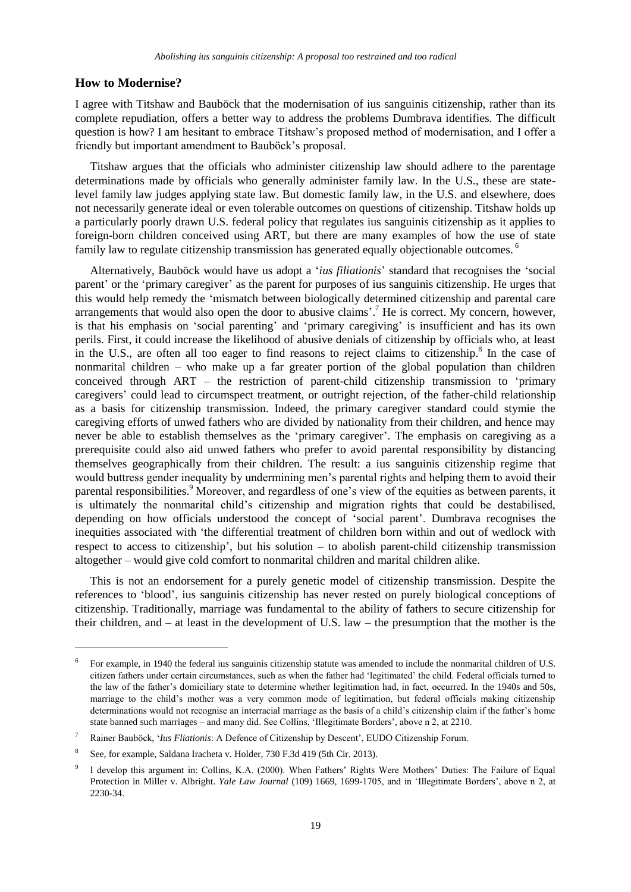## How to Modernise?

I agree with Titshaw and Bauböck that the modernisation of ius sanguinis citizenship, rather than its complete repudiation, offers a better way to address the problems Dumbrava identifies. The difficult question is how? I am hesitant to embrace Titshaw's proposed method of modernisation, and I offer a friendly but important amendment to Bauböck's proposal.

Titshaw argues that the officials who administer citizenship law should adhere to the parentage determinations made by officials who generally administer family law. In the U.S., these are state-level family law judges applying state law. But domestic family law, in the U.S. and elsewhere, does not necessarily generate ideal or even tolerable outcomes on questions of citizenship. Titshaw holds up a particularly poorly drawn U.S. federal policy that regulates ius sanguinis citizenship as it applies to foreign-born children conceived using ART, but there are many examples of how the use of state family law to regulate citizenship transmission has generated equally objectionable outcomes.[6]

Alternatively, Bauböck would have us adopt a '*ius filiationis*' standard that recognises the 'social parent' or the 'primary caregiver' as the parent for purposes of ius sanguinis citizenship. He urges that this would help remedy the 'mismatch between biologically determined citizenship and parental care arrangements that would also open the door to abusive claims'.[7] He is correct. My concern, however, is that his emphasis on 'social parenting' and 'primary caregiving' is insufficient and has its own perils. First, it could increase the likelihood of abusive denials of citizenship by officials who, at least in the U.S., are often all too eager to find reasons to reject claims to citizenship.[8] In the case of nonmarital children – who make up a far greater portion of the global population than children conceived through ART – the restriction of parent-child citizenship transmission to 'primary caregivers' could lead to circumspect treatment, or outright rejection, of the father-child relationship as a basis for citizenship transmission. Indeed, the primary caregiver standard could stymie the caregiving efforts of unwed fathers who are divided by nationality from their children, and hence may never be able to establish themselves as the 'primary caregiver'. The emphasis on caregiving as a prerequisite could also aid unwed fathers who prefer to avoid parental responsibility by distancing themselves geographically from their children. The result: a ius sanguinis citizenship regime that would buttress gender inequality by undermining men's parental rights and helping them to avoid their parental responsibilities.[9] Moreover, and regardless of one's view of the equities as between parents, it is ultimately the nonmarital child's citizenship and migration rights that could be destabilised, depending on how officials understood the concept of 'social parent'. Dumbrava recognises the inequities associated with 'the differential treatment of children born within and out of wedlock with respect to access to citizenship', but his solution – to abolish parent-child citizenship transmission altogether – would give cold comfort to nonmarital children and marital children alike.

This is not an endorsement for a purely genetic model of citizenship transmission. Despite the references to 'blood', ius sanguinis citizenship has never rested on purely biological conceptions of citizenship. Traditionally, marriage was fundamental to the ability of fathers to secure citizenship for their children, and – at least in the development of U.S. law – the presumption that the mother is the

---

[6] For example, in 1940 the federal ius sanguinis citizenship statute was amended to include the nonmarital children of U.S. citizen fathers under certain circumstances, such as when the father had 'legitimated' the child. Federal officials turned to the law of the father's domiciliary state to determine whether legitimation had, in fact, occurred. In the 1940s and 50s, marriage to the child's mother was a very common mode of legitimation, but federal officials making citizenship determinations would not recognise an interracial marriage as the basis of a child's citizenship claim if the father's home state banned such marriages – and many did. See Collins, 'Illegitimate Borders', above n 2, at 2210.

[7] Rainer Bauböck, '*Ius Fliationis*: A Defence of Citizenship by Descent', EUDO Citizenship Forum.

[8] See, for example, Saldana Iracheta v. Holder, 730 F.3d 419 (5th Cir. 2013).

[9] I develop this argument in: Collins, K.A. (2000). When Fathers' Rights Were Mothers' Duties: The Failure of Equal Protection in Miller v. Albright. *Yale Law Journal* (109) 1669, 1699-1705, and in 'Illegitimate Borders', above n 2, at 2230-34.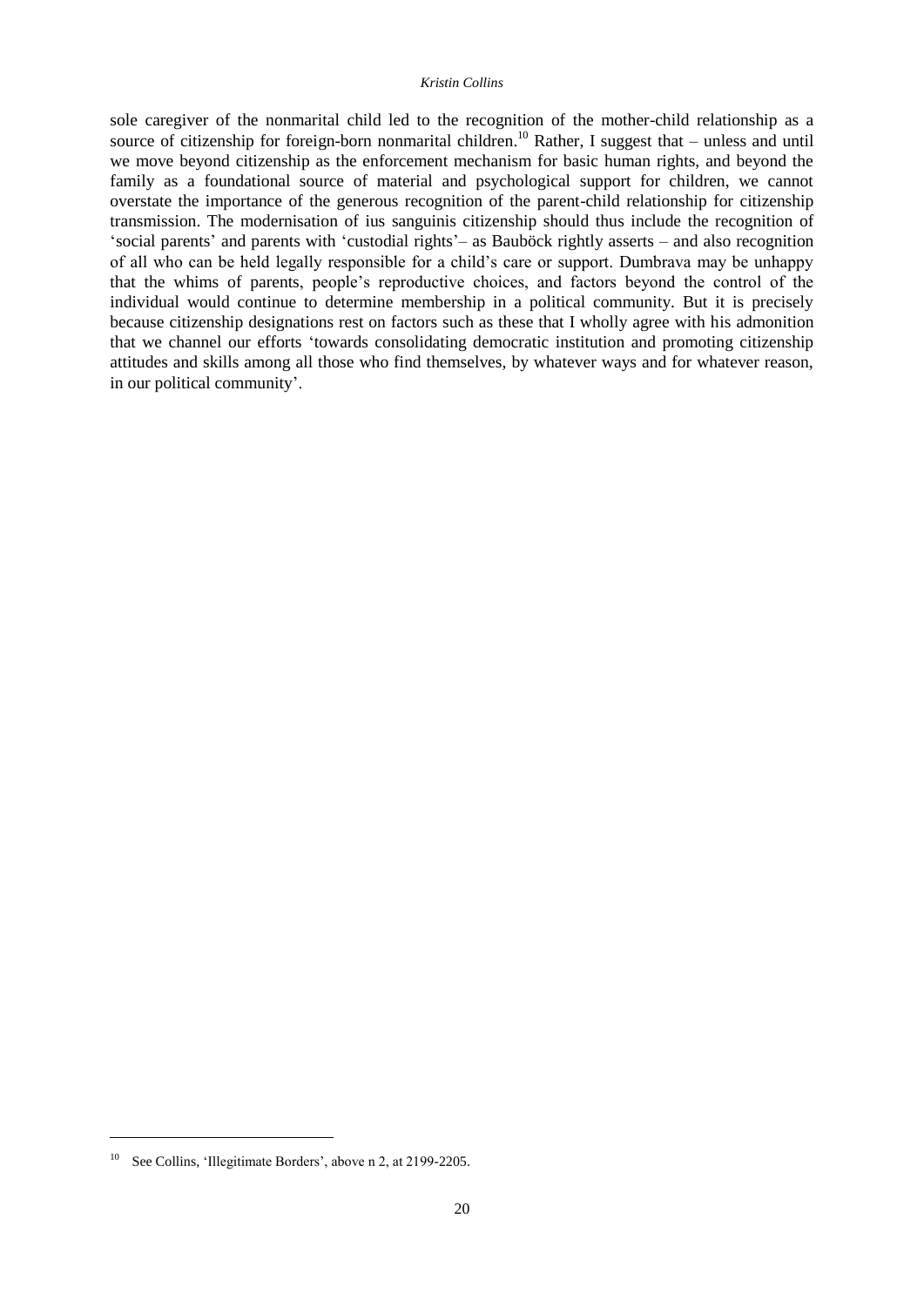sole caregiver of the nonmarital child led to the recognition of the mother-child relationship as a source of citizenship for foreign-born nonmarital children.[10] Rather, I suggest that – unless and until we move beyond citizenship as the enforcement mechanism for basic human rights, and beyond the family as a foundational source of material and psychological support for children, we cannot overstate the importance of the generous recognition of the parent-child relationship for citizenship transmission. The modernisation of ius sanguinis citizenship should thus include the recognition of 'social parents' and parents with 'custodial rights'– as Bauböck rightly asserts – and also recognition of all who can be held legally responsible for a child's care or support. Dumbrava may be unhappy that the whims of parents, people's reproductive choices, and factors beyond the control of the individual would continue to determine membership in a political community. But it is precisely because citizenship designations rest on factors such as these that I wholly agree with his admonition that we channel our efforts 'towards consolidating democratic institution and promoting citizenship attitudes and skills among all those who find themselves, by whatever ways and for whatever reason, in our political community'.

---

[10] See Collins, 'Illegitimate Borders', above n 2, at 2199-2205.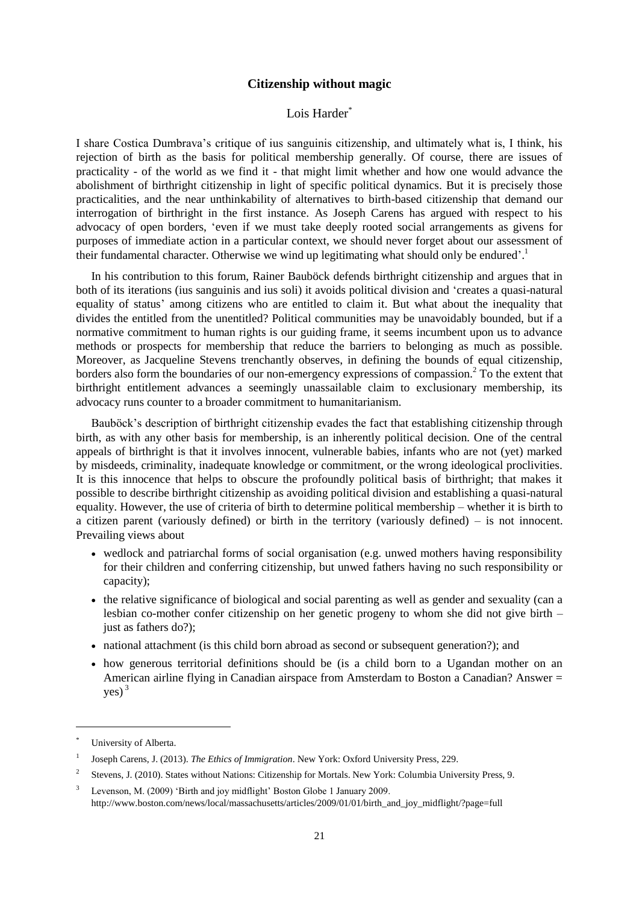## Citizenship without magic

Lois Harder[*]

I share Costica Dumbrava's critique of ius sanguinis citizenship, and ultimately what is, I think, his rejection of birth as the basis for political membership generally. Of course, there are issues of practicality - of the world as we find it - that might limit whether and how one would advance the abolishment of birthright citizenship in light of specific political dynamics. But it is precisely those practicalities, and the near unthinkability of alternatives to birth-based citizenship that demand our interrogation of birthright in the first instance. As Joseph Carens has argued with respect to his advocacy of open borders, 'even if we must take deeply rooted social arrangements as givens for purposes of immediate action in a particular context, we should never forget about our assessment of their fundamental character. Otherwise we wind up legitimating what should only be endured'.[1]

In his contribution to this forum, Rainer Bauböck defends birthright citizenship and argues that in both of its iterations (ius sanguinis and ius soli) it avoids political division and 'creates a quasi-natural equality of status' among citizens who are entitled to claim it. But what about the inequality that divides the entitled from the unentitled? Political communities may be unavoidably bounded, but if a normative commitment to human rights is our guiding frame, it seems incumbent upon us to advance methods or prospects for membership that reduce the barriers to belonging as much as possible. Moreover, as Jacqueline Stevens trenchantly observes, in defining the bounds of equal citizenship, borders also form the boundaries of our non-emergency expressions of compassion.[2] To the extent that birthright entitlement advances a seemingly unassailable claim to exclusionary membership, its advocacy runs counter to a broader commitment to humanitarianism.

Bauböck's description of birthright citizenship evades the fact that establishing citizenship through birth, as with any other basis for membership, is an inherently political decision. One of the central appeals of birthright is that it involves innocent, vulnerable babies, infants who are not (yet) marked by misdeeds, criminality, inadequate knowledge or commitment, or the wrong ideological proclivities. It is this innocence that helps to obscure the profoundly political basis of birthright; that makes it possible to describe birthright citizenship as avoiding political division and establishing a quasi-natural equality. However, the use of criteria of birth to determine political membership – whether it is birth to a citizen parent (variously defined) or birth in the territory (variously defined) – is not innocent. Prevailing views about

- wedlock and patriarchal forms of social organisation (e.g. unwed mothers having responsibility for their children and conferring citizenship, but unwed fathers having no such responsibility or capacity);
- the relative significance of biological and social parenting as well as gender and sexuality (can a lesbian co-mother confer citizenship on her genetic progeny to whom she did not give birth – just as fathers do?);
- national attachment (is this child born abroad as second or subsequent generation?); and
- how generous territorial definitions should be (is a child born to a Ugandan mother on an American airline flying in Canadian airspace from Amsterdam to Boston a Canadian? Answer = yes)[3]

---

[*] University of Alberta.

[1] Joseph Carens, J. (2013). *The Ethics of Immigration*. New York: Oxford University Press, 229.

[2] Stevens, J. (2010). States without Nations: Citizenship for Mortals. New York: Columbia University Press, 9.

[3] Levenson, M. (2009) 'Birth and joy midflight' Boston Globe 1 January 2009. http://www.boston.com/news/local/massachusetts/articles/2009/01/01/birth_and_joy_midflight/?page=full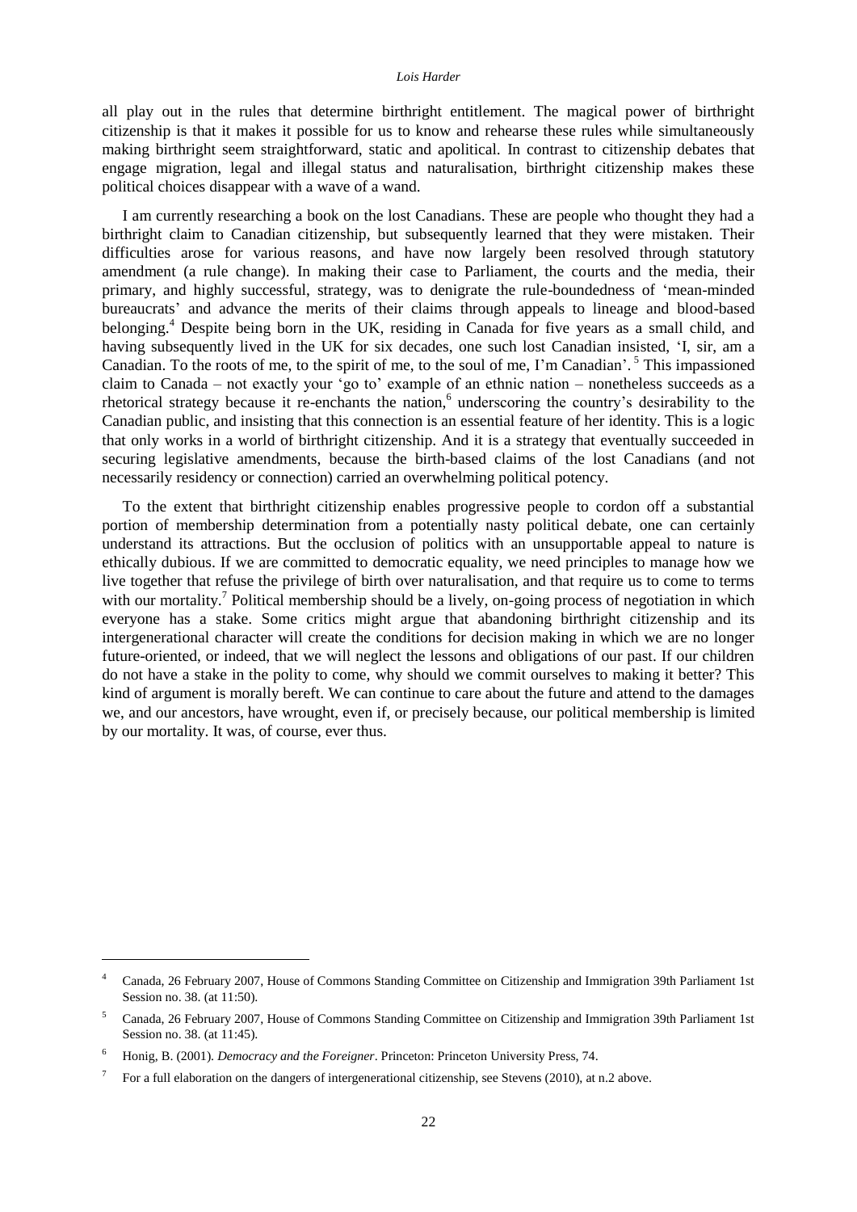all play out in the rules that determine birthright entitlement. The magical power of birthright citizenship is that it makes it possible for us to know and rehearse these rules while simultaneously making birthright seem straightforward, static and apolitical. In contrast to citizenship debates that engage migration, legal and illegal status and naturalisation, birthright citizenship makes these political choices disappear with a wave of a wand.

I am currently researching a book on the lost Canadians. These are people who thought they had a birthright claim to Canadian citizenship, but subsequently learned that they were mistaken. Their difficulties arose for various reasons, and have now largely been resolved through statutory amendment (a rule change). In making their case to Parliament, the courts and the media, their primary, and highly successful, strategy, was to denigrate the rule-boundedness of 'mean-minded bureaucrats' and advance the merits of their claims through appeals to lineage and blood-based belonging.[4] Despite being born in the UK, residing in Canada for five years as a small child, and having subsequently lived in the UK for six decades, one such lost Canadian insisted, 'I, sir, am a Canadian. To the roots of me, to the spirit of me, to the soul of me, I'm Canadian'.[5] This impassioned claim to Canada – not exactly your 'go to' example of an ethnic nation – nonetheless succeeds as a rhetorical strategy because it re-enchants the nation,[6] underscoring the country's desirability to the Canadian public, and insisting that this connection is an essential feature of her identity. This is a logic that only works in a world of birthright citizenship. And it is a strategy that eventually succeeded in securing legislative amendments, because the birth-based claims of the lost Canadians (and not necessarily residency or connection) carried an overwhelming political potency.

To the extent that birthright citizenship enables progressive people to cordon off a substantial portion of membership determination from a potentially nasty political debate, one can certainly understand its attractions. But the occlusion of politics with an unsupportable appeal to nature is ethically dubious. If we are committed to democratic equality, we need principles to manage how we live together that refuse the privilege of birth over naturalisation, and that require us to come to terms with our mortality.[7] Political membership should be a lively, on-going process of negotiation in which everyone has a stake. Some critics might argue that abandoning birthright citizenship and its intergenerational character will create the conditions for decision making in which we are no longer future-oriented, or indeed, that we will neglect the lessons and obligations of our past. If our children do not have a stake in the polity to come, why should we commit ourselves to making it better? This kind of argument is morally bereft. We can continue to care about the future and attend to the damages we, and our ancestors, have wrought, even if, or precisely because, our political membership is limited by our mortality. It was, of course, ever thus.

---

[4] Canada, 26 February 2007, House of Commons Standing Committee on Citizenship and Immigration 39th Parliament 1st Session no. 38. (at 11:50).

[5] Canada, 26 February 2007, House of Commons Standing Committee on Citizenship and Immigration 39th Parliament 1st Session no. 38. (at 11:45).

[6] Honig, B. (2001). *Democracy and the Foreigner*. Princeton: Princeton University Press, 74.

[7] For a full elaboration on the dangers of intergenerational citizenship, see Stevens (2010), at n.2 above.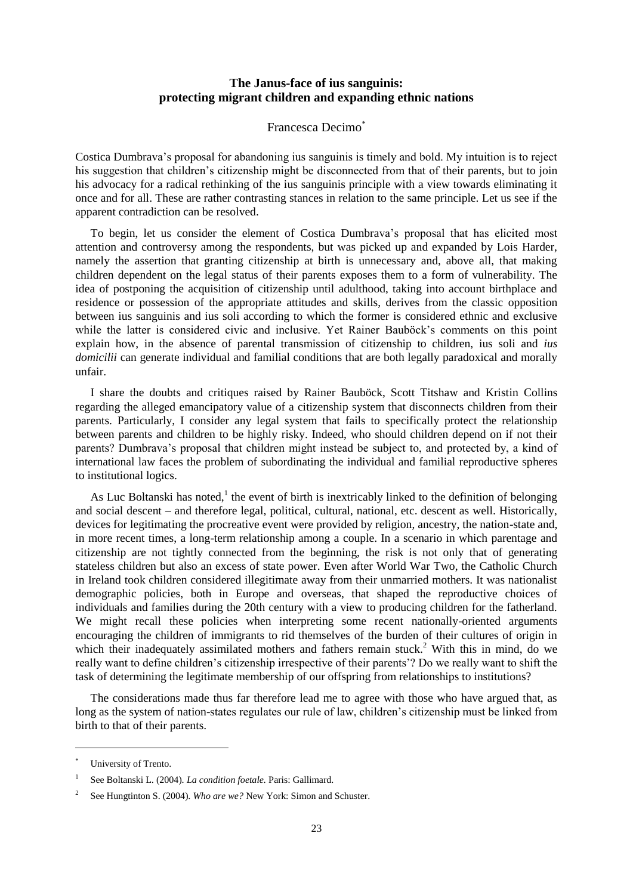**The Janus-face of ius sanguinis: protecting migrant children and expanding ethnic nations**

Francesca Decimo*

Costica Dumbrava's proposal for abandoning ius sanguinis is timely and bold. My intuition is to reject his suggestion that children's citizenship might be disconnected from that of their parents, but to join his advocacy for a radical rethinking of the ius sanguinis principle with a view towards eliminating it once and for all. These are rather contrasting stances in relation to the same principle. Let us see if the apparent contradiction can be resolved.

To begin, let us consider the element of Costica Dumbrava's proposal that has elicited most attention and controversy among the respondents, but was picked up and expanded by Lois Harder, namely the assertion that granting citizenship at birth is unnecessary and, above all, that making children dependent on the legal status of their parents exposes them to a form of vulnerability. The idea of postponing the acquisition of citizenship until adulthood, taking into account birthplace and residence or possession of the appropriate attitudes and skills, derives from the classic opposition between ius sanguinis and ius soli according to which the former is considered ethnic and exclusive while the latter is considered civic and inclusive. Yet Rainer Bauböck's comments on this point explain how, in the absence of parental transmission of citizenship to children, ius soli and *ius domicilii* can generate individual and familial conditions that are both legally paradoxical and morally unfair.

I share the doubts and critiques raised by Rainer Bauböck, Scott Titshaw and Kristin Collins regarding the alleged emancipatory value of a citizenship system that disconnects children from their parents. Particularly, I consider any legal system that fails to specifically protect the relationship between parents and children to be highly risky. Indeed, who should children depend on if not their parents? Dumbrava's proposal that children might instead be subject to, and protected by, a kind of international law faces the problem of subordinating the individual and familial reproductive spheres to institutional logics.

As Luc Boltanski has noted,[1] the event of birth is inextricably linked to the definition of belonging and social descent – and therefore legal, political, cultural, national, etc. descent as well. Historically, devices for legitimating the procreative event were provided by religion, ancestry, the nation-state and, in more recent times, a long-term relationship among a couple. In a scenario in which parentage and citizenship are not tightly connected from the beginning, the risk is not only that of generating stateless children but also an excess of state power. Even after World War Two, the Catholic Church in Ireland took children considered illegitimate away from their unmarried mothers. It was nationalist demographic policies, both in Europe and overseas, that shaped the reproductive choices of individuals and families during the 20th century with a view to producing children for the fatherland. We might recall these policies when interpreting some recent nationally-oriented arguments encouraging the children of immigrants to rid themselves of the burden of their cultures of origin in which their inadequately assimilated mothers and fathers remain stuck.[2] With this in mind, do we really want to define children's citizenship irrespective of their parents'? Do we really want to shift the task of determining the legitimate membership of our offspring from relationships to institutions?

The considerations made thus far therefore lead me to agree with those who have argued that, as long as the system of nation-states regulates our rule of law, children's citizenship must be linked from birth to that of their parents.

---

* University of Trento.

[1] See Boltanski L. (2004). *La condition foetale.* Paris: Gallimard.

[2] See Hungtinton S. (2004). *Who are we?* New York: Simon and Schuster.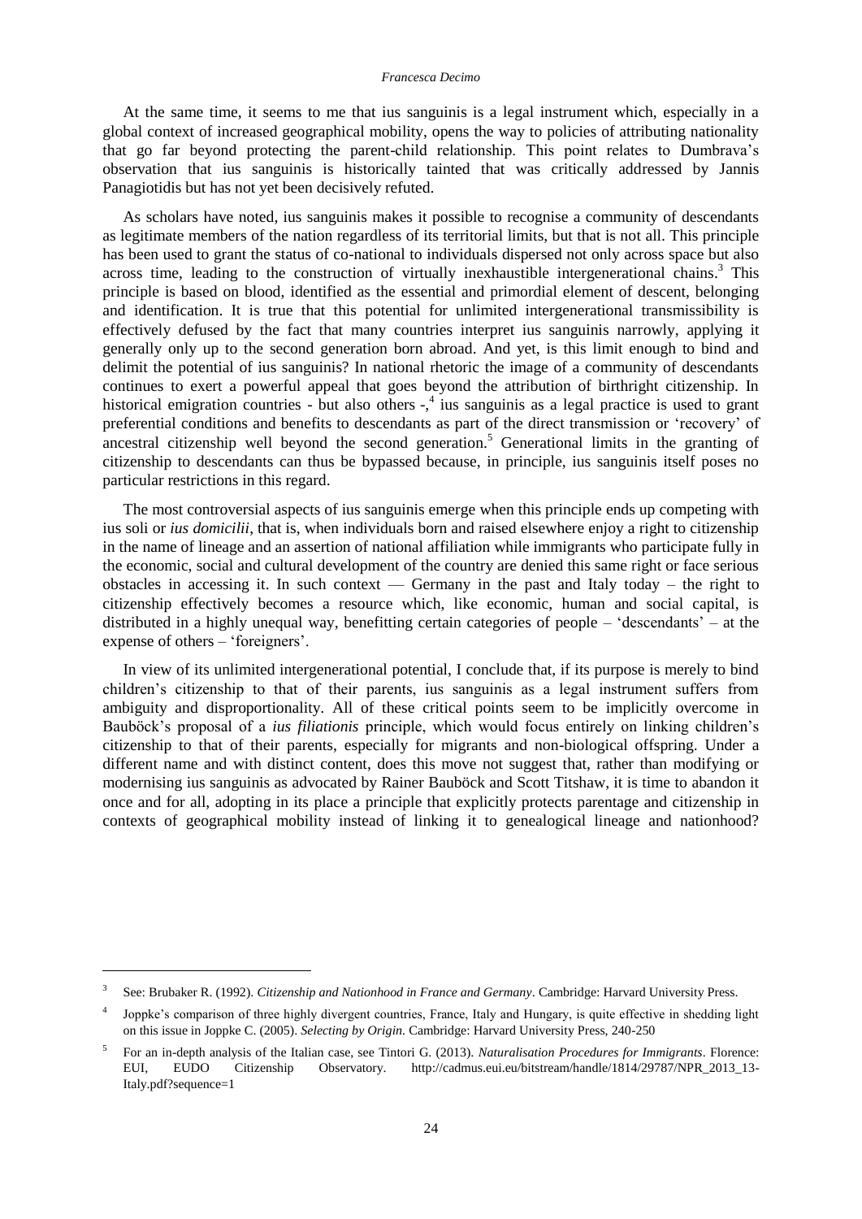At the same time, it seems to me that ius sanguinis is a legal instrument which, especially in a global context of increased geographical mobility, opens the way to policies of attributing nationality that go far beyond protecting the parent-child relationship. This point relates to Dumbrava's observation that ius sanguinis is historically tainted that was critically addressed by Jannis Panagiotidis but has not yet been decisively refuted.

As scholars have noted, ius sanguinis makes it possible to recognise a community of descendants as legitimate members of the nation regardless of its territorial limits, but that is not all. This principle has been used to grant the status of co-national to individuals dispersed not only across space but also across time, leading to the construction of virtually inexhaustible intergenerational chains.[3] This principle is based on blood, identified as the essential and primordial element of descent, belonging and identification. It is true that this potential for unlimited intergenerational transmissibility is effectively defused by the fact that many countries interpret ius sanguinis narrowly, applying it generally only up to the second generation born abroad. And yet, is this limit enough to bind and delimit the potential of ius sanguinis? In national rhetoric the image of a community of descendants continues to exert a powerful appeal that goes beyond the attribution of birthright citizenship. In historical emigration countries - but also others -,[4] ius sanguinis as a legal practice is used to grant preferential conditions and benefits to descendants as part of the direct transmission or 'recovery' of ancestral citizenship well beyond the second generation.[5] Generational limits in the granting of citizenship to descendants can thus be bypassed because, in principle, ius sanguinis itself poses no particular restrictions in this regard.

The most controversial aspects of ius sanguinis emerge when this principle ends up competing with ius soli or *ius domicilii*, that is, when individuals born and raised elsewhere enjoy a right to citizenship in the name of lineage and an assertion of national affiliation while immigrants who participate fully in the economic, social and cultural development of the country are denied this same right or face serious obstacles in accessing it. In such context — Germany in the past and Italy today – the right to citizenship effectively becomes a resource which, like economic, human and social capital, is distributed in a highly unequal way, benefitting certain categories of people – 'descendants' – at the expense of others – 'foreigners'.

In view of its unlimited intergenerational potential, I conclude that, if its purpose is merely to bind children's citizenship to that of their parents, ius sanguinis as a legal instrument suffers from ambiguity and disproportionality. All of these critical points seem to be implicitly overcome in Bauböck's proposal of a *ius filiationis* principle, which would focus entirely on linking children's citizenship to that of their parents, especially for migrants and non-biological offspring. Under a different name and with distinct content, does this move not suggest that, rather than modifying or modernising ius sanguinis as advocated by Rainer Bauböck and Scott Titshaw, it is time to abandon it once and for all, adopting in its place a principle that explicitly protects parentage and citizenship in contexts of geographical mobility instead of linking it to genealogical lineage and nationhood?

---

[3] See: Brubaker R. (1992). *Citizenship and Nationhood in France and Germany*. Cambridge: Harvard University Press.

[4] Joppke's comparison of three highly divergent countries, France, Italy and Hungary, is quite effective in shedding light on this issue in Joppke C. (2005). *Selecting by Origin*. Cambridge: Harvard University Press, 240-250

[5] For an in-depth analysis of the Italian case, see Tintori G. (2013). *Naturalisation Procedures for Immigrants*. Florence: EUI, EUDO Citizenship Observatory. http://cadmus.eui.eu/bitstream/handle/1814/29787/NPR_2013_13-Italy.pdf?sequence=1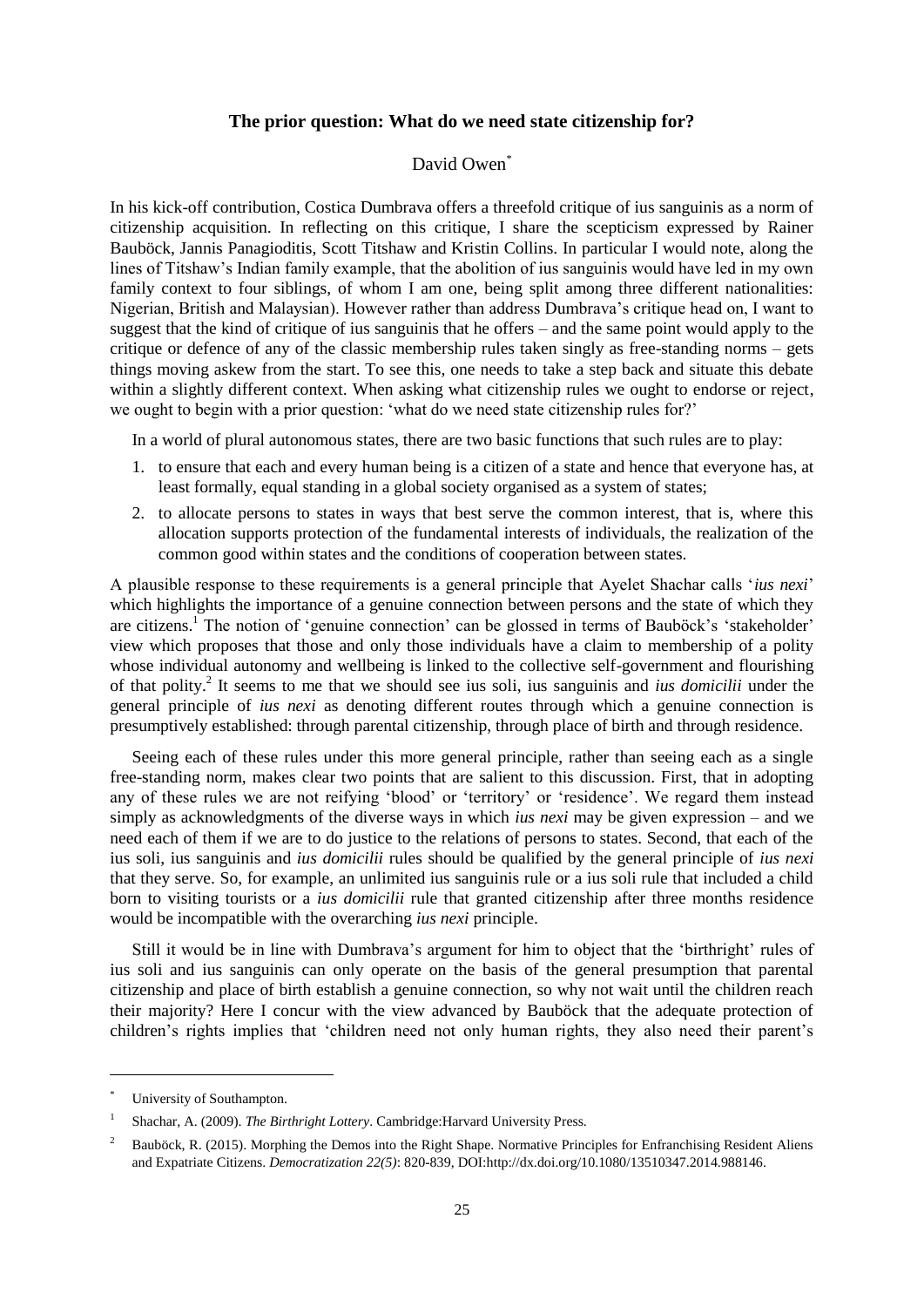# The prior question: What do we need state citizenship for?

David Owen[*]

In his kick-off contribution, Costica Dumbrava offers a threefold critique of ius sanguinis as a norm of citizenship acquisition. In reflecting on this critique, I share the scepticism expressed by Rainer Bauböck, Jannis Panagioditis, Scott Titshaw and Kristin Collins. In particular I would note, along the lines of Titshaw's Indian family example, that the abolition of ius sanguinis would have led in my own family context to four siblings, of whom I am one, being split among three different nationalities: Nigerian, British and Malaysian). However rather than address Dumbrava's critique head on, I want to suggest that the kind of critique of ius sanguinis that he offers – and the same point would apply to the critique or defence of any of the classic membership rules taken singly as free-standing norms – gets things moving askew from the start. To see this, one needs to take a step back and situate this debate within a slightly different context. When asking what citizenship rules we ought to endorse or reject, we ought to begin with a prior question: 'what do we need state citizenship rules for?'

In a world of plural autonomous states, there are two basic functions that such rules are to play:

1. to ensure that each and every human being is a citizen of a state and hence that everyone has, at least formally, equal standing in a global society organised as a system of states;
2. to allocate persons to states in ways that best serve the common interest, that is, where this allocation supports protection of the fundamental interests of individuals, the realization of the common good within states and the conditions of cooperation between states.

A plausible response to these requirements is a general principle that Ayelet Shachar calls '*ius nexi*' which highlights the importance of a genuine connection between persons and the state of which they are citizens.[1] The notion of 'genuine connection' can be glossed in terms of Bauböck's 'stakeholder' view which proposes that those and only those individuals have a claim to membership of a polity whose individual autonomy and wellbeing is linked to the collective self-government and flourishing of that polity.[2] It seems to me that we should see ius soli, ius sanguinis and *ius domicilii* under the general principle of *ius nexi* as denoting different routes through which a genuine connection is presumptively established: through parental citizenship, through place of birth and through residence.

Seeing each of these rules under this more general principle, rather than seeing each as a single free-standing norm, makes clear two points that are salient to this discussion. First, that in adopting any of these rules we are not reifying 'blood' or 'territory' or 'residence'. We regard them instead simply as acknowledgments of the diverse ways in which *ius nexi* may be given expression – and we need each of them if we are to do justice to the relations of persons to states. Second, that each of the ius soli, ius sanguinis and *ius domicilii* rules should be qualified by the general principle of *ius nexi* that they serve. So, for example, an unlimited ius sanguinis rule or a ius soli rule that included a child born to visiting tourists or a *ius domicilii* rule that granted citizenship after three months residence would be incompatible with the overarching *ius nexi* principle.

Still it would be in line with Dumbrava's argument for him to object that the 'birthright' rules of ius soli and ius sanguinis can only operate on the basis of the general presumption that parental citizenship and place of birth establish a genuine connection, so why not wait until the children reach their majority? Here I concur with the view advanced by Bauböck that the adequate protection of children's rights implies that 'children need not only human rights, they also need their parent's

---

[*] University of Southampton.

[1] Shachar, A. (2009). *The Birthright Lottery*. Cambridge:Harvard University Press.

[2] Bauböck, R. (2015). Morphing the Demos into the Right Shape. Normative Principles for Enfranchising Resident Aliens and Expatriate Citizens. *Democratization 22(5)*: 820-839, DOI:http://dx.doi.org/10.1080/13510347.2014.988146.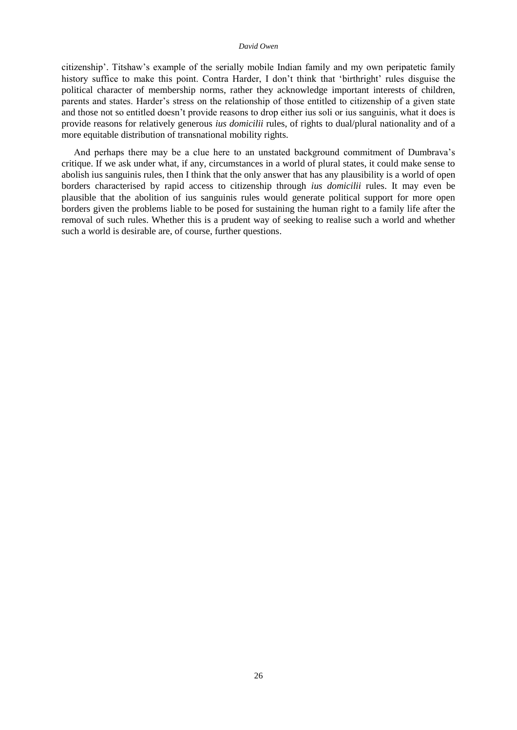citizenship'. Titshaw's example of the serially mobile Indian family and my own peripatetic family history suffice to make this point. Contra Harder, I don't think that 'birthright' rules disguise the political character of membership norms, rather they acknowledge important interests of children, parents and states. Harder's stress on the relationship of those entitled to citizenship of a given state and those not so entitled doesn't provide reasons to drop either ius soli or ius sanguinis, what it does is provide reasons for relatively generous *ius domicilii* rules, of rights to dual/plural nationality and of a more equitable distribution of transnational mobility rights.

And perhaps there may be a clue here to an unstated background commitment of Dumbrava's critique. If we ask under what, if any, circumstances in a world of plural states, it could make sense to abolish ius sanguinis rules, then I think that the only answer that has any plausibility is a world of open borders characterised by rapid access to citizenship through *ius domicilii* rules. It may even be plausible that the abolition of ius sanguinis rules would generate political support for more open borders given the problems liable to be posed for sustaining the human right to a family life after the removal of such rules. Whether this is a prudent way of seeking to realise such a world and whether such a world is desirable are, of course, further questions.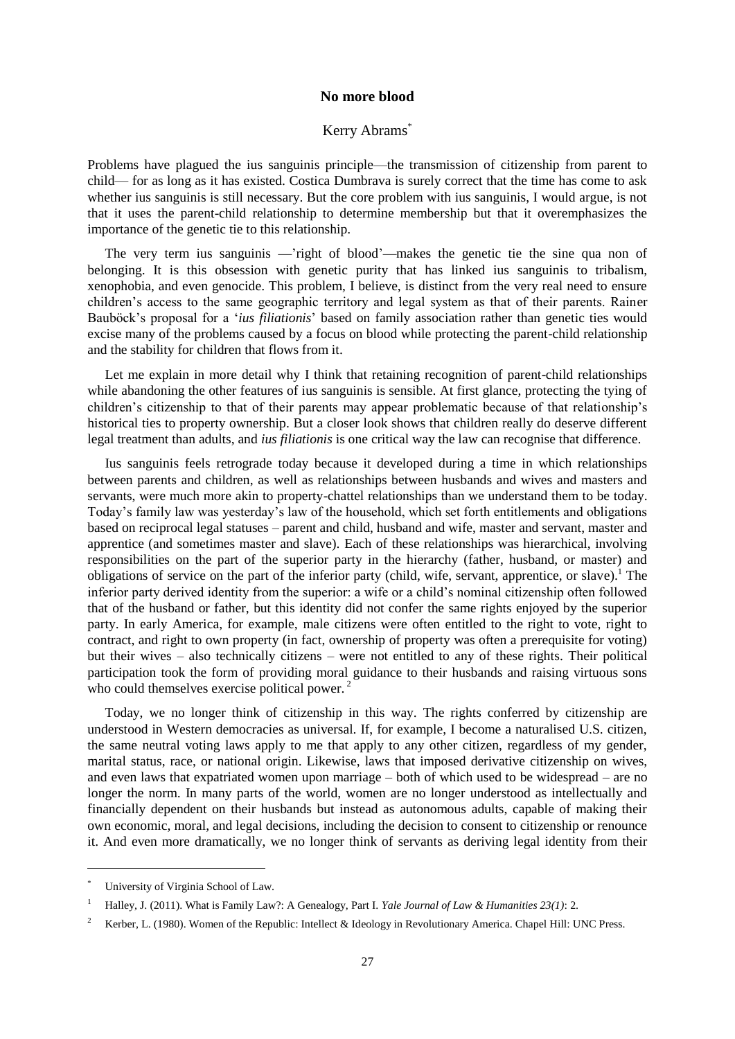# No more blood

Kerry Abrams[*]

Problems have plagued the ius sanguinis principle—the transmission of citizenship from parent to child— for as long as it has existed. Costica Dumbrava is surely correct that the time has come to ask whether ius sanguinis is still necessary. But the core problem with ius sanguinis, I would argue, is not that it uses the parent-child relationship to determine membership but that it overemphasizes the importance of the genetic tie to this relationship.

The very term ius sanguinis —'right of blood'—makes the genetic tie the sine qua non of belonging. It is this obsession with genetic purity that has linked ius sanguinis to tribalism, xenophobia, and even genocide. This problem, I believe, is distinct from the very real need to ensure children's access to the same geographic territory and legal system as that of their parents. Rainer Bauböck's proposal for a '*ius filiationis*' based on family association rather than genetic ties would excise many of the problems caused by a focus on blood while protecting the parent-child relationship and the stability for children that flows from it.

Let me explain in more detail why I think that retaining recognition of parent-child relationships while abandoning the other features of ius sanguinis is sensible. At first glance, protecting the tying of children's citizenship to that of their parents may appear problematic because of that relationship's historical ties to property ownership. But a closer look shows that children really do deserve different legal treatment than adults, and *ius filiationis* is one critical way the law can recognise that difference.

Ius sanguinis feels retrograde today because it developed during a time in which relationships between parents and children, as well as relationships between husbands and wives and masters and servants, were much more akin to property-chattel relationships than we understand them to be today. Today's family law was yesterday's law of the household, which set forth entitlements and obligations based on reciprocal legal statuses – parent and child, husband and wife, master and servant, master and apprentice (and sometimes master and slave). Each of these relationships was hierarchical, involving responsibilities on the part of the superior party in the hierarchy (father, husband, or master) and obligations of service on the part of the inferior party (child, wife, servant, apprentice, or slave).[1] The inferior party derived identity from the superior: a wife or a child's nominal citizenship often followed that of the husband or father, but this identity did not confer the same rights enjoyed by the superior party. In early America, for example, male citizens were often entitled to the right to vote, right to contract, and right to own property (in fact, ownership of property was often a prerequisite for voting) but their wives – also technically citizens – were not entitled to any of these rights. Their political participation took the form of providing moral guidance to their husbands and raising virtuous sons who could themselves exercise political power.[2]

Today, we no longer think of citizenship in this way. The rights conferred by citizenship are understood in Western democracies as universal. If, for example, I become a naturalised U.S. citizen, the same neutral voting laws apply to me that apply to any other citizen, regardless of my gender, marital status, race, or national origin. Likewise, laws that imposed derivative citizenship on wives, and even laws that expatriated women upon marriage – both of which used to be widespread – are no longer the norm. In many parts of the world, women are no longer understood as intellectually and financially dependent on their husbands but instead as autonomous adults, capable of making their own economic, moral, and legal decisions, including the decision to consent to citizenship or renounce it. And even more dramatically, we no longer think of servants as deriving legal identity from their

---

[*] University of Virginia School of Law.

[1] Halley, J. (2011). What is Family Law?: A Genealogy, Part I. *Yale Journal of Law & Humanities 23(1)*: 2.

[2] Kerber, L. (1980). Women of the Republic: Intellect & Ideology in Revolutionary America. Chapel Hill: UNC Press.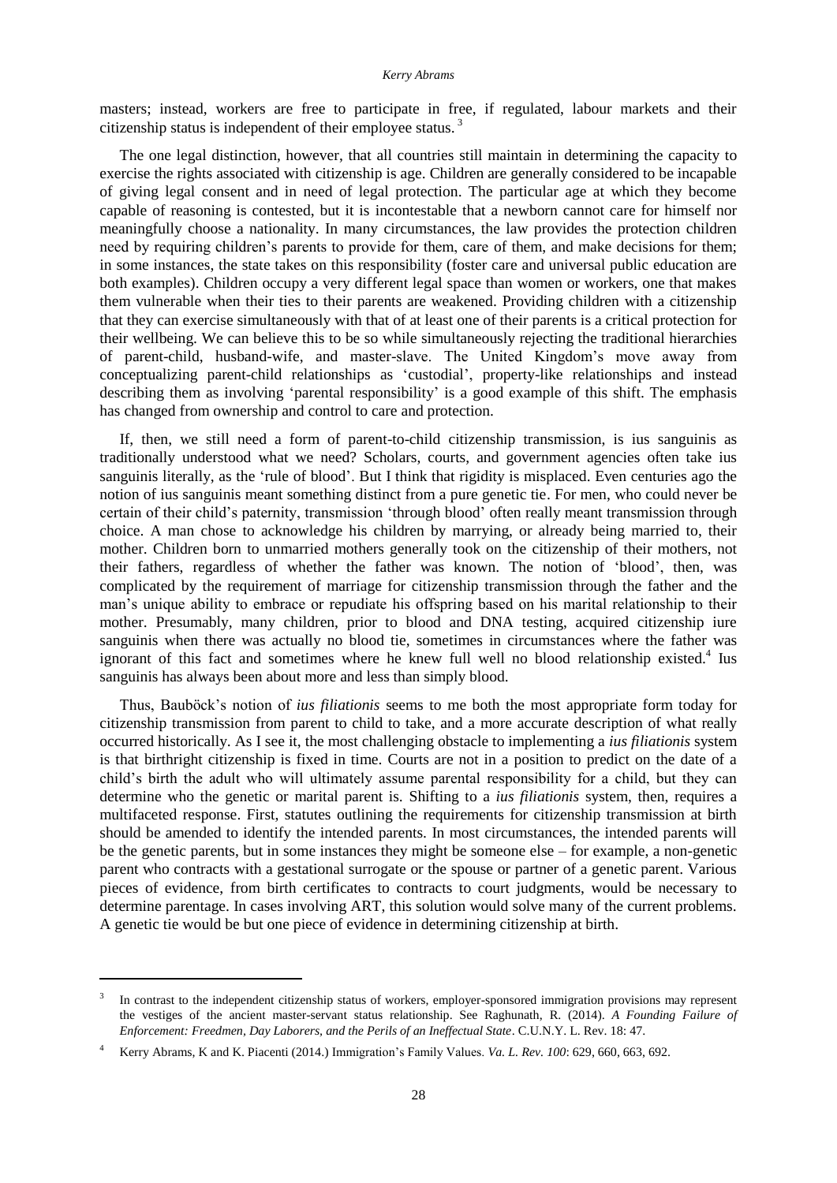masters; instead, workers are free to participate in free, if regulated, labour markets and their citizenship status is independent of their employee status. [3]

The one legal distinction, however, that all countries still maintain in determining the capacity to exercise the rights associated with citizenship is age. Children are generally considered to be incapable of giving legal consent and in need of legal protection. The particular age at which they become capable of reasoning is contested, but it is incontestable that a newborn cannot care for himself nor meaningfully choose a nationality. In many circumstances, the law provides the protection children need by requiring children's parents to provide for them, care of them, and make decisions for them; in some instances, the state takes on this responsibility (foster care and universal public education are both examples). Children occupy a very different legal space than women or workers, one that makes them vulnerable when their ties to their parents are weakened. Providing children with a citizenship that they can exercise simultaneously with that of at least one of their parents is a critical protection for their wellbeing. We can believe this to be so while simultaneously rejecting the traditional hierarchies of parent-child, husband-wife, and master-slave. The United Kingdom's move away from conceptualizing parent-child relationships as 'custodial', property-like relationships and instead describing them as involving 'parental responsibility' is a good example of this shift. The emphasis has changed from ownership and control to care and protection.

If, then, we still need a form of parent-to-child citizenship transmission, is ius sanguinis as traditionally understood what we need? Scholars, courts, and government agencies often take ius sanguinis literally, as the 'rule of blood'. But I think that rigidity is misplaced. Even centuries ago the notion of ius sanguinis meant something distinct from a pure genetic tie. For men, who could never be certain of their child's paternity, transmission 'through blood' often really meant transmission through choice. A man chose to acknowledge his children by marrying, or already being married to, their mother. Children born to unmarried mothers generally took on the citizenship of their mothers, not their fathers, regardless of whether the father was known. The notion of 'blood', then, was complicated by the requirement of marriage for citizenship transmission through the father and the man's unique ability to embrace or repudiate his offspring based on his marital relationship to their mother. Presumably, many children, prior to blood and DNA testing, acquired citizenship iure sanguinis when there was actually no blood tie, sometimes in circumstances where the father was ignorant of this fact and sometimes where he knew full well no blood relationship existed.[4] Ius sanguinis has always been about more and less than simply blood.

Thus, Bauböck's notion of *ius filiationis* seems to me both the most appropriate form today for citizenship transmission from parent to child to take, and a more accurate description of what really occurred historically. As I see it, the most challenging obstacle to implementing a *ius filiationis* system is that birthright citizenship is fixed in time. Courts are not in a position to predict on the date of a child's birth the adult who will ultimately assume parental responsibility for a child, but they can determine who the genetic or marital parent is. Shifting to a *ius filiationis* system, then, requires a multifaceted response. First, statutes outlining the requirements for citizenship transmission at birth should be amended to identify the intended parents. In most circumstances, the intended parents will be the genetic parents, but in some instances they might be someone else – for example, a non-genetic parent who contracts with a gestational surrogate or the spouse or partner of a genetic parent. Various pieces of evidence, from birth certificates to contracts to court judgments, would be necessary to determine parentage. In cases involving ART, this solution would solve many of the current problems. A genetic tie would be but one piece of evidence in determining citizenship at birth.

---

[3] In contrast to the independent citizenship status of workers, employer-sponsored immigration provisions may represent the vestiges of the ancient master-servant status relationship. See Raghunath, R. (2014). *A Founding Failure of Enforcement: Freedmen, Day Laborers, and the Perils of an Ineffectual State*. C.U.N.Y. L. Rev. 18: 47.

[4] Kerry Abrams, K and K. Piacenti (2014.) Immigration's Family Values. *Va. L. Rev. 100*: 629, 660, 663, 692.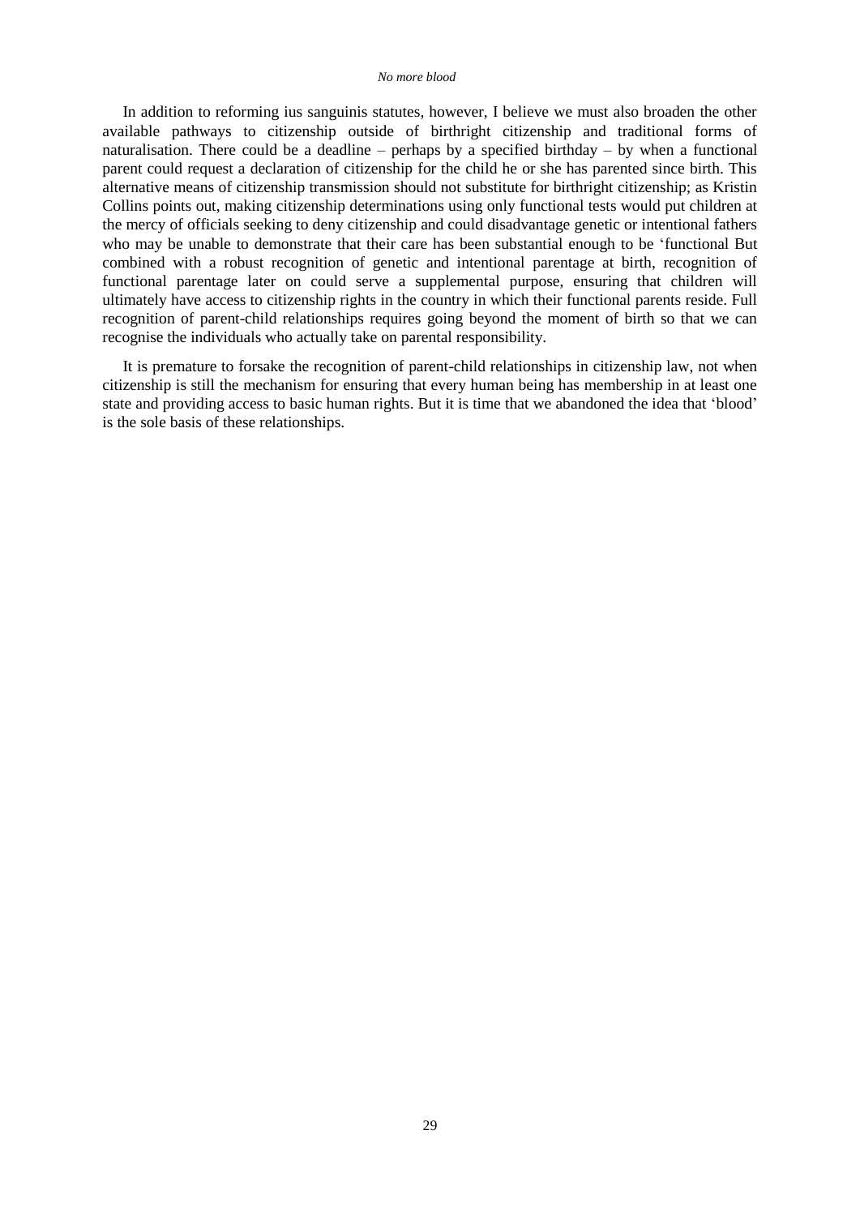In addition to reforming ius sanguinis statutes, however, I believe we must also broaden the other available pathways to citizenship outside of birthright citizenship and traditional forms of naturalisation. There could be a deadline – perhaps by a specified birthday – by when a functional parent could request a declaration of citizenship for the child he or she has parented since birth. This alternative means of citizenship transmission should not substitute for birthright citizenship; as Kristin Collins points out, making citizenship determinations using only functional tests would put children at the mercy of officials seeking to deny citizenship and could disadvantage genetic or intentional fathers who may be unable to demonstrate that their care has been substantial enough to be 'functional But combined with a robust recognition of genetic and intentional parentage at birth, recognition of functional parentage later on could serve a supplemental purpose, ensuring that children will ultimately have access to citizenship rights in the country in which their functional parents reside. Full recognition of parent-child relationships requires going beyond the moment of birth so that we can recognise the individuals who actually take on parental responsibility.

It is premature to forsake the recognition of parent-child relationships in citizenship law, not when citizenship is still the mechanism for ensuring that every human being has membership in at least one state and providing access to basic human rights. But it is time that we abandoned the idea that 'blood' is the sole basis of these relationships.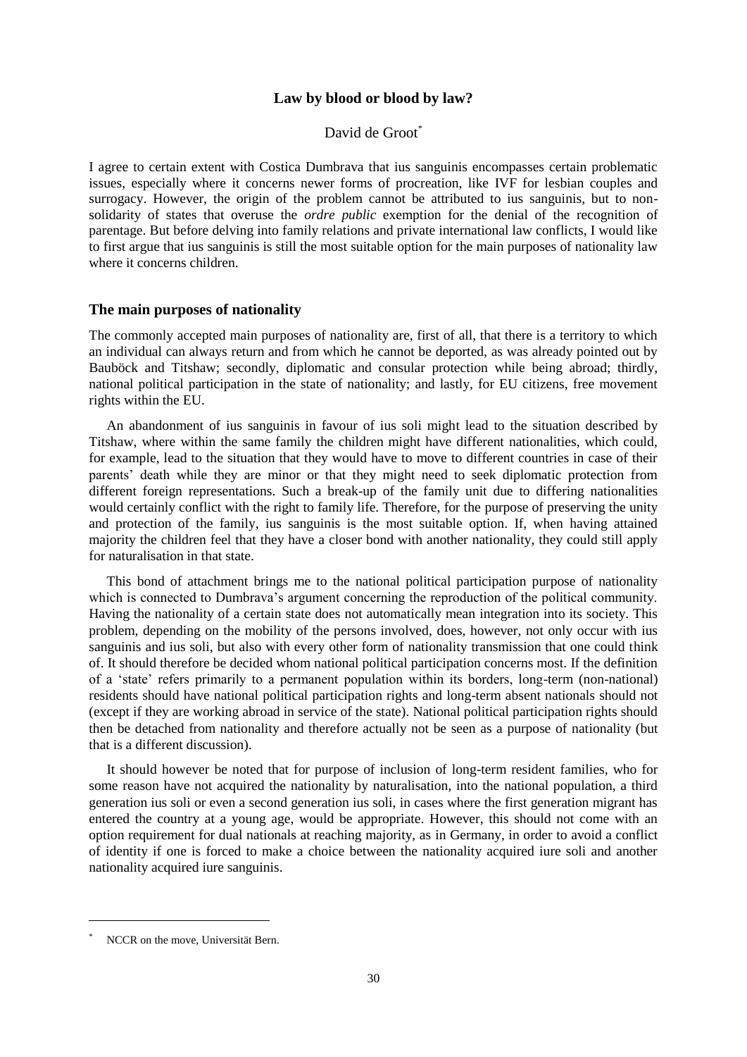# Law by blood or blood by law?

David de Groot[*]

I agree to certain extent with Costica Dumbrava that ius sanguinis encompasses certain problematic issues, especially where it concerns newer forms of procreation, like IVF for lesbian couples and surrogacy. However, the origin of the problem cannot be attributed to ius sanguinis, but to non-solidarity of states that overuse the *ordre public* exemption for the denial of the recognition of parentage. But before delving into family relations and private international law conflicts, I would like to first argue that ius sanguinis is still the most suitable option for the main purposes of nationality law where it concerns children.

## The main purposes of nationality

The commonly accepted main purposes of nationality are, first of all, that there is a territory to which an individual can always return and from which he cannot be deported, as was already pointed out by Bauböck and Titshaw; secondly, diplomatic and consular protection while being abroad; thirdly, national political participation in the state of nationality; and lastly, for EU citizens, free movement rights within the EU.

An abandonment of ius sanguinis in favour of ius soli might lead to the situation described by Titshaw, where within the same family the children might have different nationalities, which could, for example, lead to the situation that they would have to move to different countries in case of their parents' death while they are minor or that they might need to seek diplomatic protection from different foreign representations. Such a break-up of the family unit due to differing nationalities would certainly conflict with the right to family life. Therefore, for the purpose of preserving the unity and protection of the family, ius sanguinis is the most suitable option. If, when having attained majority the children feel that they have a closer bond with another nationality, they could still apply for naturalisation in that state.

This bond of attachment brings me to the national political participation purpose of nationality which is connected to Dumbrava's argument concerning the reproduction of the political community. Having the nationality of a certain state does not automatically mean integration into its society. This problem, depending on the mobility of the persons involved, does, however, not only occur with ius sanguinis and ius soli, but also with every other form of nationality transmission that one could think of. It should therefore be decided whom national political participation concerns most. If the definition of a 'state' refers primarily to a permanent population within its borders, long-term (non-national) residents should have national political participation rights and long-term absent nationals should not (except if they are working abroad in service of the state). National political participation rights should then be detached from nationality and therefore actually not be seen as a purpose of nationality (but that is a different discussion).

It should however be noted that for purpose of inclusion of long-term resident families, who for some reason have not acquired the nationality by naturalisation, into the national population, a third generation ius soli or even a second generation ius soli, in cases where the first generation migrant has entered the country at a young age, would be appropriate. However, this should not come with an option requirement for dual nationals at reaching majority, as in Germany, in order to avoid a conflict of identity if one is forced to make a choice between the nationality acquired iure soli and another nationality acquired iure sanguinis.

[*] NCCR on the move, Universität Bern.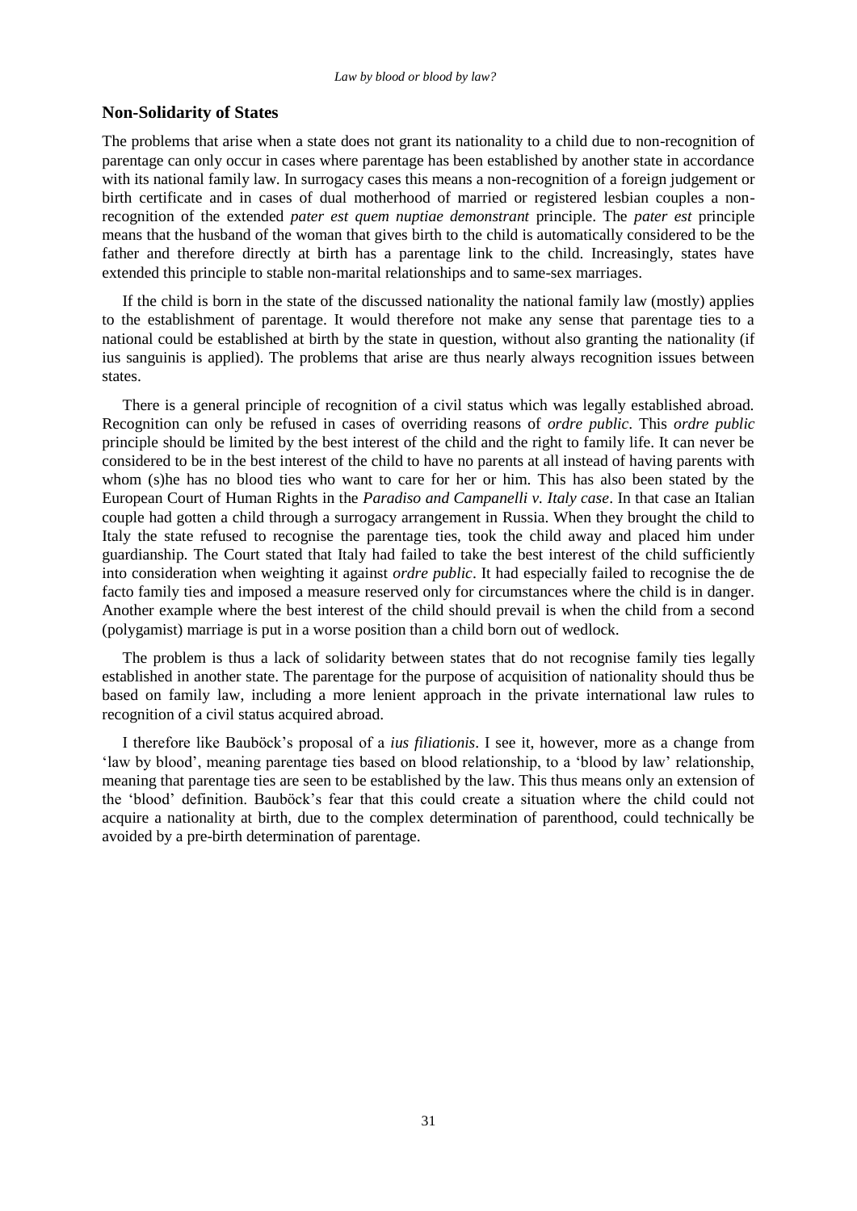## Non-Solidarity of States

The problems that arise when a state does not grant its nationality to a child due to non-recognition of parentage can only occur in cases where parentage has been established by another state in accordance with its national family law. In surrogacy cases this means a non-recognition of a foreign judgement or birth certificate and in cases of dual motherhood of married or registered lesbian couples a non-recognition of the extended *pater est quem nuptiae demonstrant* principle. The *pater est* principle means that the husband of the woman that gives birth to the child is automatically considered to be the father and therefore directly at birth has a parentage link to the child. Increasingly, states have extended this principle to stable non-marital relationships and to same-sex marriages.

If the child is born in the state of the discussed nationality the national family law (mostly) applies to the establishment of parentage. It would therefore not make any sense that parentage ties to a national could be established at birth by the state in question, without also granting the nationality (if ius sanguinis is applied). The problems that arise are thus nearly always recognition issues between states.

There is a general principle of recognition of a civil status which was legally established abroad. Recognition can only be refused in cases of overriding reasons of *ordre public*. This *ordre public* principle should be limited by the best interest of the child and the right to family life. It can never be considered to be in the best interest of the child to have no parents at all instead of having parents with whom (s)he has no blood ties who want to care for her or him. This has also been stated by the European Court of Human Rights in the *Paradiso and Campanelli v. Italy case*. In that case an Italian couple had gotten a child through a surrogacy arrangement in Russia. When they brought the child to Italy the state refused to recognise the parentage ties, took the child away and placed him under guardianship. The Court stated that Italy had failed to take the best interest of the child sufficiently into consideration when weighting it against *ordre public*. It had especially failed to recognise the de facto family ties and imposed a measure reserved only for circumstances where the child is in danger. Another example where the best interest of the child should prevail is when the child from a second (polygamist) marriage is put in a worse position than a child born out of wedlock.

The problem is thus a lack of solidarity between states that do not recognise family ties legally established in another state. The parentage for the purpose of acquisition of nationality should thus be based on family law, including a more lenient approach in the private international law rules to recognition of a civil status acquired abroad.

I therefore like Bauböck's proposal of a *ius filiationis*. I see it, however, more as a change from 'law by blood', meaning parentage ties based on blood relationship, to a 'blood by law' relationship, meaning that parentage ties are seen to be established by the law. This thus means only an extension of the 'blood' definition. Bauböck's fear that this could create a situation where the child could not acquire a nationality at birth, due to the complex determination of parenthood, could technically be avoided by a pre-birth determination of parentage.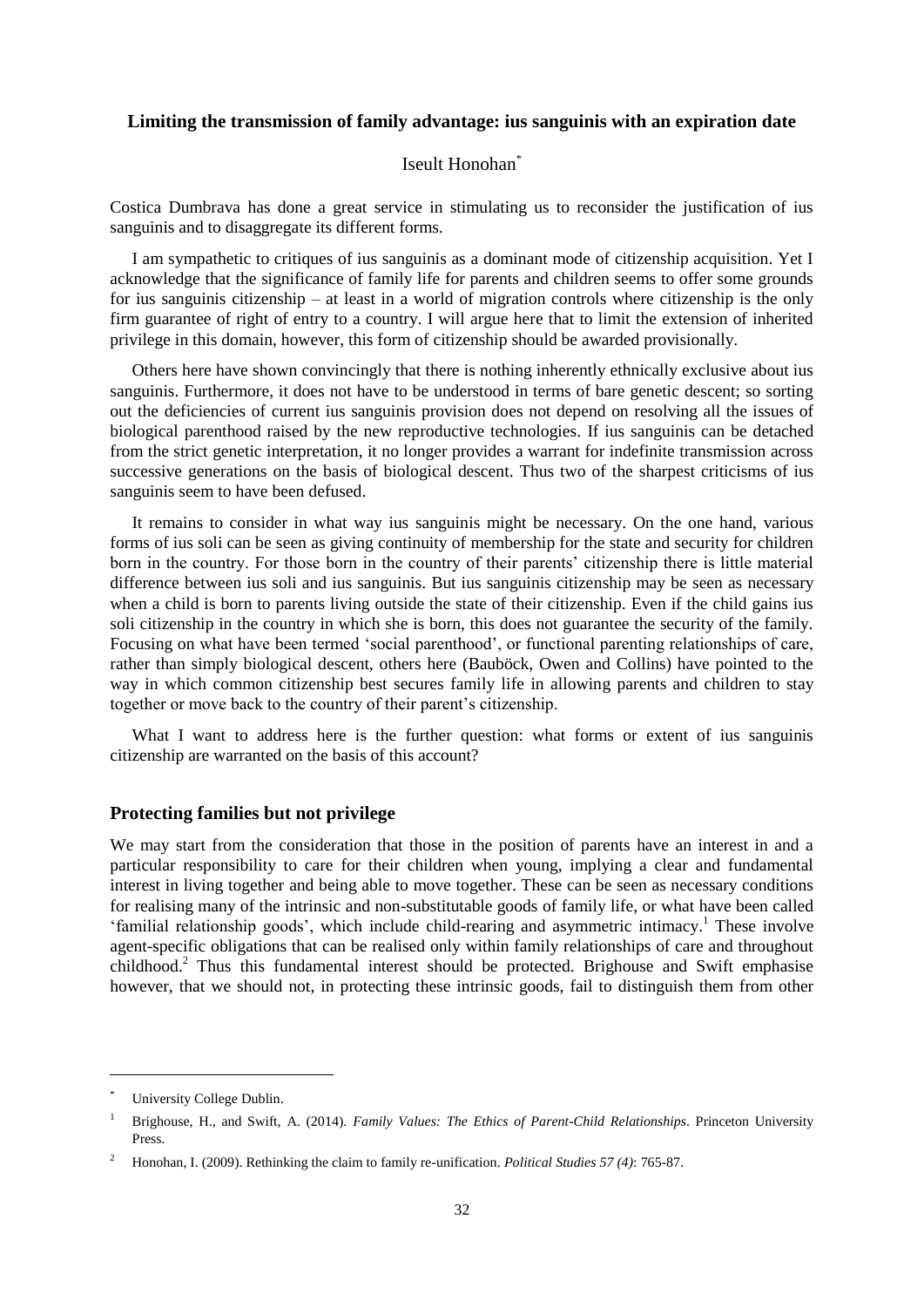**Limiting the transmission of family advantage: ius sanguinis with an expiration date**

Iseult Honohan*

Costica Dumbrava has done a great service in stimulating us to reconsider the justification of ius sanguinis and to disaggregate its different forms.

I am sympathetic to critiques of ius sanguinis as a dominant mode of citizenship acquisition. Yet I acknowledge that the significance of family life for parents and children seems to offer some grounds for ius sanguinis citizenship – at least in a world of migration controls where citizenship is the only firm guarantee of right of entry to a country. I will argue here that to limit the extension of inherited privilege in this domain, however, this form of citizenship should be awarded provisionally.

Others here have shown convincingly that there is nothing inherently ethnically exclusive about ius sanguinis. Furthermore, it does not have to be understood in terms of bare genetic descent; so sorting out the deficiencies of current ius sanguinis provision does not depend on resolving all the issues of biological parenthood raised by the new reproductive technologies. If ius sanguinis can be detached from the strict genetic interpretation, it no longer provides a warrant for indefinite transmission across successive generations on the basis of biological descent. Thus two of the sharpest criticisms of ius sanguinis seem to have been defused.

It remains to consider in what way ius sanguinis might be necessary. On the one hand, various forms of ius soli can be seen as giving continuity of membership for the state and security for children born in the country. For those born in the country of their parents' citizenship there is little material difference between ius soli and ius sanguinis. But ius sanguinis citizenship may be seen as necessary when a child is born to parents living outside the state of their citizenship. Even if the child gains ius soli citizenship in the country in which she is born, this does not guarantee the security of the family. Focusing on what have been termed 'social parenthood', or functional parenting relationships of care, rather than simply biological descent, others here (Bauböck, Owen and Collins) have pointed to the way in which common citizenship best secures family life in allowing parents and children to stay together or move back to the country of their parent's citizenship.

What I want to address here is the further question: what forms or extent of ius sanguinis citizenship are warranted on the basis of this account?

## Protecting families but not privilege

We may start from the consideration that those in the position of parents have an interest in and a particular responsibility to care for their children when young, implying a clear and fundamental interest in living together and being able to move together. These can be seen as necessary conditions for realising many of the intrinsic and non-substitutable goods of family life, or what have been called 'familial relationship goods', which include child-rearing and asymmetric intimacy.[1] These involve agent-specific obligations that can be realised only within family relationships of care and throughout childhood.[2] Thus this fundamental interest should be protected. Brighouse and Swift emphasise however, that we should not, in protecting these intrinsic goods, fail to distinguish them from other

---

\* University College Dublin.

[1] Brighouse, H., and Swift, A. (2014). *Family Values: The Ethics of Parent-Child Relationships*. Princeton University Press.

[2] Honohan, I. (2009). Rethinking the claim to family re-unification. *Political Studies 57 (4)*: 765-87.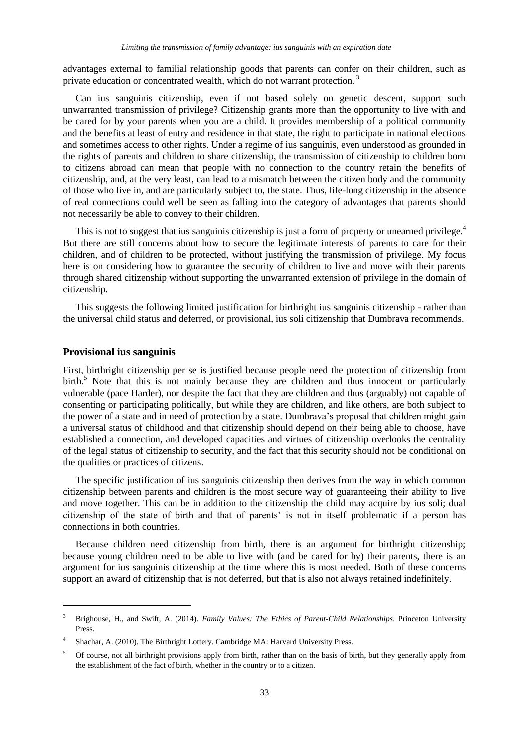advantages external to familial relationship goods that parents can confer on their children, such as private education or concentrated wealth, which do not warrant protection. [3]

Can ius sanguinis citizenship, even if not based solely on genetic descent, support such unwarranted transmission of privilege? Citizenship grants more than the opportunity to live with and be cared for by your parents when you are a child. It provides membership of a political community and the benefits at least of entry and residence in that state, the right to participate in national elections and sometimes access to other rights. Under a regime of ius sanguinis, even understood as grounded in the rights of parents and children to share citizenship, the transmission of citizenship to children born to citizens abroad can mean that people with no connection to the country retain the benefits of citizenship, and, at the very least, can lead to a mismatch between the citizen body and the community of those who live in, and are particularly subject to, the state. Thus, life-long citizenship in the absence of real connections could well be seen as falling into the category of advantages that parents should not necessarily be able to convey to their children.

This is not to suggest that ius sanguinis citizenship is just a form of property or unearned privilege.[4] But there are still concerns about how to secure the legitimate interests of parents to care for their children, and of children to be protected, without justifying the transmission of privilege. My focus here is on considering how to guarantee the security of children to live and move with their parents through shared citizenship without supporting the unwarranted extension of privilege in the domain of citizenship.

This suggests the following limited justification for birthright ius sanguinis citizenship - rather than the universal child status and deferred, or provisional, ius soli citizenship that Dumbrava recommends.

## Provisional ius sanguinis

First, birthright citizenship per se is justified because people need the protection of citizenship from birth.[5] Note that this is not mainly because they are children and thus innocent or particularly vulnerable (pace Harder), nor despite the fact that they are children and thus (arguably) not capable of consenting or participating politically, but while they are children, and like others, are both subject to the power of a state and in need of protection by a state. Dumbrava's proposal that children might gain a universal status of childhood and that citizenship should depend on their being able to choose, have established a connection, and developed capacities and virtues of citizenship overlooks the centrality of the legal status of citizenship to security, and the fact that this security should not be conditional on the qualities or practices of citizens.

The specific justification of ius sanguinis citizenship then derives from the way in which common citizenship between parents and children is the most secure way of guaranteeing their ability to live and move together. This can be in addition to the citizenship the child may acquire by ius soli; dual citizenship of the state of birth and that of parents' is not in itself problematic if a person has connections in both countries.

Because children need citizenship from birth, there is an argument for birthright citizenship; because young children need to be able to live with (and be cared for by) their parents, there is an argument for ius sanguinis citizenship at the time where this is most needed. Both of these concerns support an award of citizenship that is not deferred, but that is also not always retained indefinitely.

---

[3] Brighouse, H., and Swift, A. (2014). *Family Values: The Ethics of Parent-Child Relationships*. Princeton University Press.

[4] Shachar, A. (2010). The Birthright Lottery. Cambridge MA: Harvard University Press.

[5] Of course, not all birthright provisions apply from birth, rather than on the basis of birth, but they generally apply from the establishment of the fact of birth, whether in the country or to a citizen.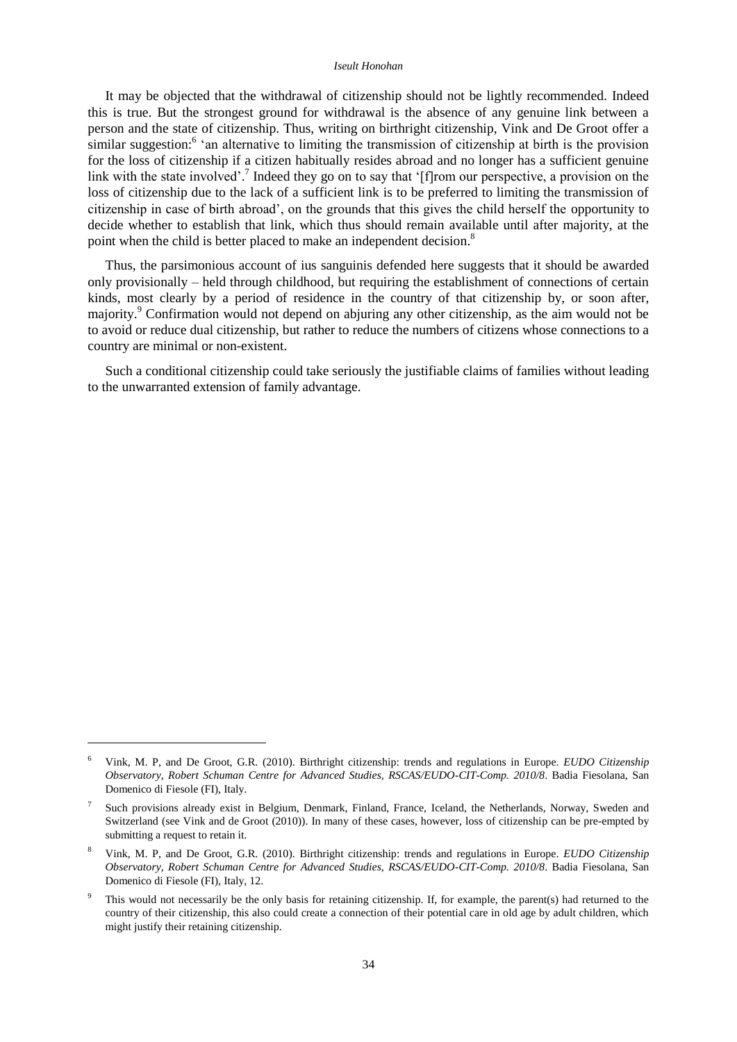It may be objected that the withdrawal of citizenship should not be lightly recommended. Indeed this is true. But the strongest ground for withdrawal is the absence of any genuine link between a person and the state of citizenship. Thus, writing on birthright citizenship, Vink and De Groot offer a similar suggestion:[6] 'an alternative to limiting the transmission of citizenship at birth is the provision for the loss of citizenship if a citizen habitually resides abroad and no longer has a sufficient genuine link with the state involved'.[7] Indeed they go on to say that '[f]rom our perspective, a provision on the loss of citizenship due to the lack of a sufficient link is to be preferred to limiting the transmission of citizenship in case of birth abroad', on the grounds that this gives the child herself the opportunity to decide whether to establish that link, which thus should remain available until after majority, at the point when the child is better placed to make an independent decision.[8]

Thus, the parsimonious account of ius sanguinis defended here suggests that it should be awarded only provisionally – held through childhood, but requiring the establishment of connections of certain kinds, most clearly by a period of residence in the country of that citizenship by, or soon after, majority.[9] Confirmation would not depend on abjuring any other citizenship, as the aim would not be to avoid or reduce dual citizenship, but rather to reduce the numbers of citizens whose connections to a country are minimal or non-existent.

Such a conditional citizenship could take seriously the justifiable claims of families without leading to the unwarranted extension of family advantage.

---

[6] Vink, M. P, and De Groot, G.R. (2010). Birthright citizenship: trends and regulations in Europe. *EUDO Citizenship Observatory, Robert Schuman Centre for Advanced Studies, RSCAS/EUDO-CIT-Comp. 2010/8*. Badia Fiesolana, San Domenico di Fiesole (FI), Italy.

[7] Such provisions already exist in Belgium, Denmark, Finland, France, Iceland, the Netherlands, Norway, Sweden and Switzerland (see Vink and de Groot (2010)). In many of these cases, however, loss of citizenship can be pre-empted by submitting a request to retain it.

[8] Vink, M. P, and De Groot, G.R. (2010). Birthright citizenship: trends and regulations in Europe. *EUDO Citizenship Observatory, Robert Schuman Centre for Advanced Studies, RSCAS/EUDO-CIT-Comp. 2010/8*. Badia Fiesolana, San Domenico di Fiesole (FI), Italy, 12.

[9] This would not necessarily be the only basis for retaining citizenship. If, for example, the parent(s) had returned to the country of their citizenship, this also could create a connection of their potential care in old age by adult children, which might justify their retaining citizenship.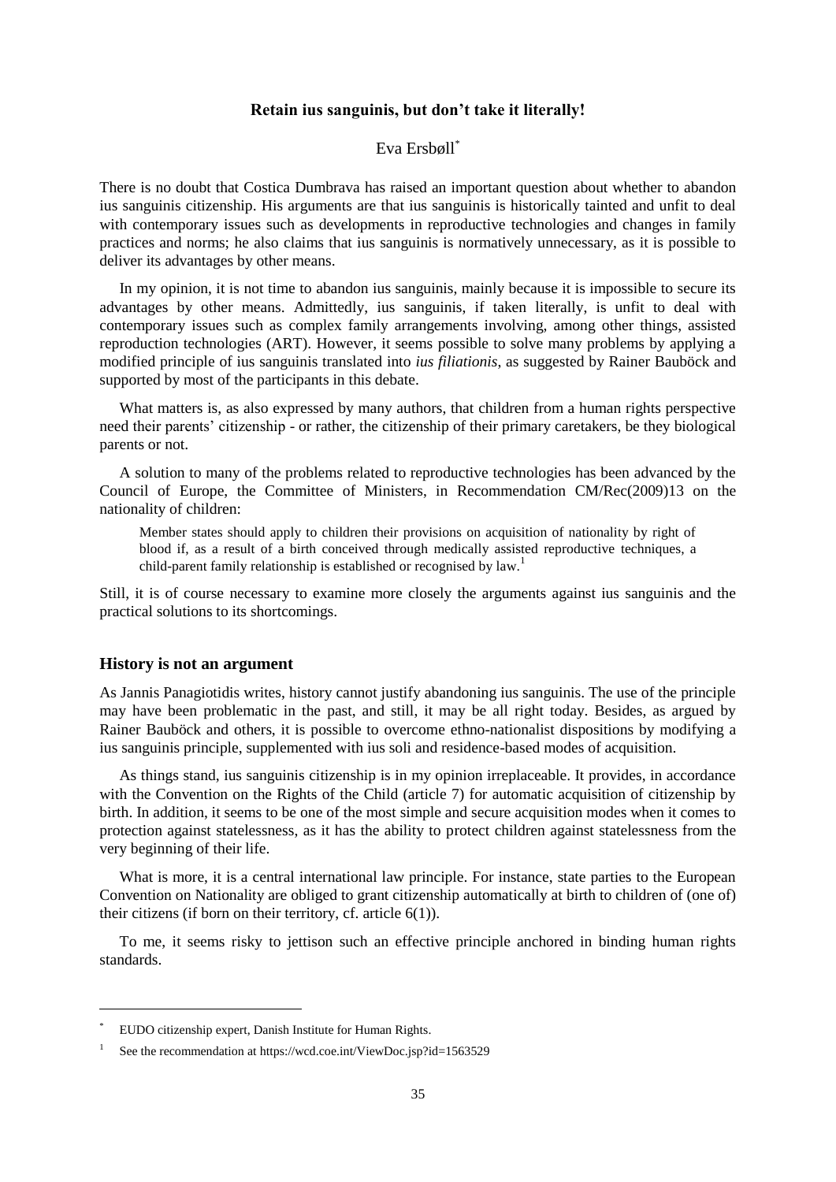## Retain ius sanguinis, but don't take it literally!

Eva Ersbøll[*]

There is no doubt that Costica Dumbrava has raised an important question about whether to abandon ius sanguinis citizenship. His arguments are that ius sanguinis is historically tainted and unfit to deal with contemporary issues such as developments in reproductive technologies and changes in family practices and norms; he also claims that ius sanguinis is normatively unnecessary, as it is possible to deliver its advantages by other means.

In my opinion, it is not time to abandon ius sanguinis, mainly because it is impossible to secure its advantages by other means. Admittedly, ius sanguinis, if taken literally, is unfit to deal with contemporary issues such as complex family arrangements involving, among other things, assisted reproduction technologies (ART). However, it seems possible to solve many problems by applying a modified principle of ius sanguinis translated into *ius filiationis*, as suggested by Rainer Bauböck and supported by most of the participants in this debate.

What matters is, as also expressed by many authors, that children from a human rights perspective need their parents' citizenship - or rather, the citizenship of their primary caretakers, be they biological parents or not.

A solution to many of the problems related to reproductive technologies has been advanced by the Council of Europe, the Committee of Ministers, in Recommendation CM/Rec(2009)13 on the nationality of children:

> Member states should apply to children their provisions on acquisition of nationality by right of blood if, as a result of a birth conceived through medically assisted reproductive techniques, a child-parent family relationship is established or recognised by law.[1]

Still, it is of course necessary to examine more closely the arguments against ius sanguinis and the practical solutions to its shortcomings.

### History is not an argument

As Jannis Panagiotidis writes, history cannot justify abandoning ius sanguinis. The use of the principle may have been problematic in the past, and still, it may be all right today. Besides, as argued by Rainer Bauböck and others, it is possible to overcome ethno-nationalist dispositions by modifying a ius sanguinis principle, supplemented with ius soli and residence-based modes of acquisition.

As things stand, ius sanguinis citizenship is in my opinion irreplaceable. It provides, in accordance with the Convention on the Rights of the Child (article 7) for automatic acquisition of citizenship by birth. In addition, it seems to be one of the most simple and secure acquisition modes when it comes to protection against statelessness, as it has the ability to protect children against statelessness from the very beginning of their life.

What is more, it is a central international law principle. For instance, state parties to the European Convention on Nationality are obliged to grant citizenship automatically at birth to children of (one of) their citizens (if born on their territory, cf. article 6(1)).

To me, it seems risky to jettison such an effective principle anchored in binding human rights standards.

---

[*] EUDO citizenship expert, Danish Institute for Human Rights.

[1] See the recommendation at https://wcd.coe.int/ViewDoc.jsp?id=1563529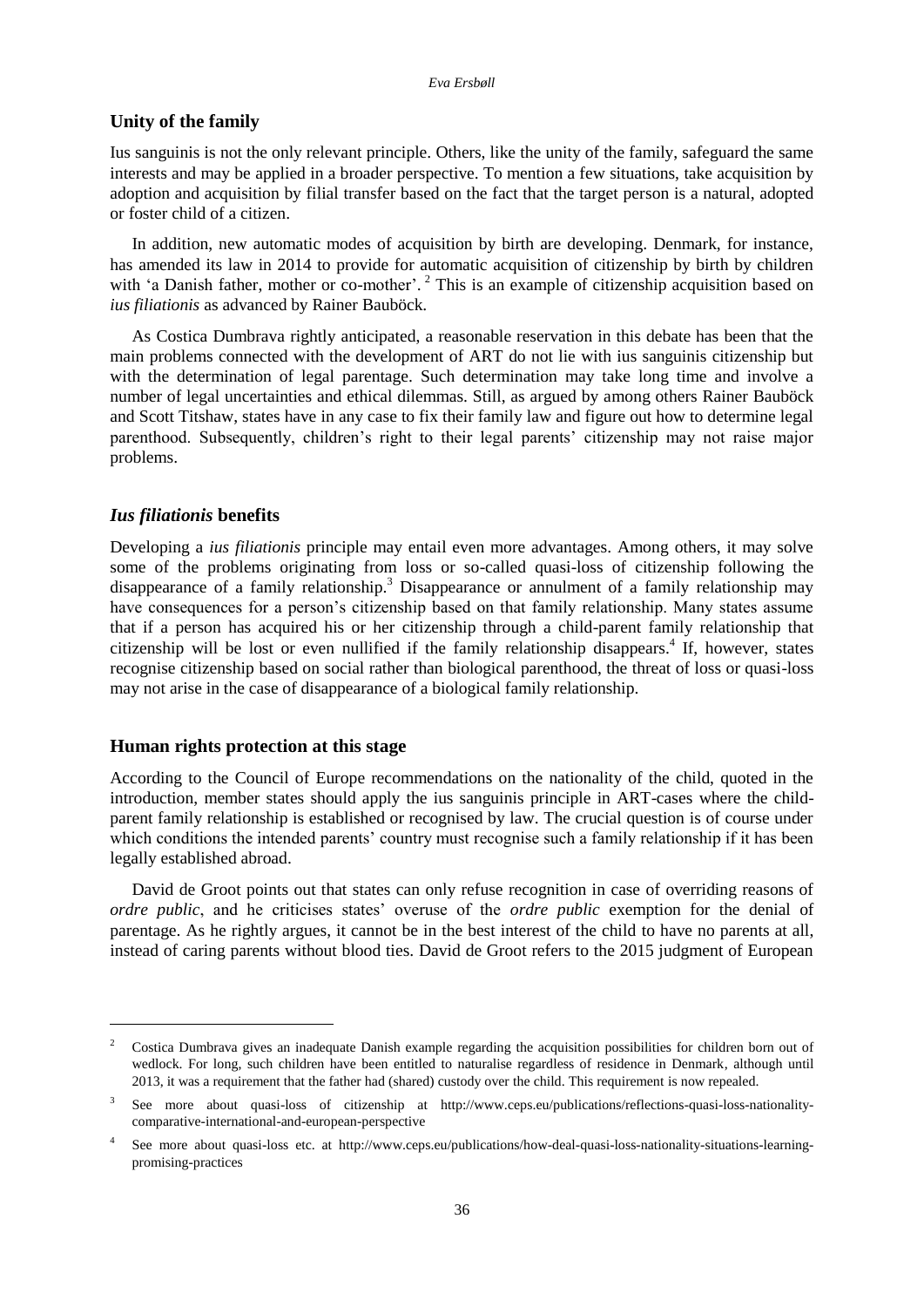## Unity of the family

Ius sanguinis is not the only relevant principle. Others, like the unity of the family, safeguard the same interests and may be applied in a broader perspective. To mention a few situations, take acquisition by adoption and acquisition by filial transfer based on the fact that the target person is a natural, adopted or foster child of a citizen.

In addition, new automatic modes of acquisition by birth are developing. Denmark, for instance, has amended its law in 2014 to provide for automatic acquisition of citizenship by birth by children with 'a Danish father, mother or co-mother'. [2] This is an example of citizenship acquisition based on *ius filiationis* as advanced by Rainer Bauböck.

As Costica Dumbrava rightly anticipated, a reasonable reservation in this debate has been that the main problems connected with the development of ART do not lie with ius sanguinis citizenship but with the determination of legal parentage. Such determination may take long time and involve a number of legal uncertainties and ethical dilemmas. Still, as argued by among others Rainer Bauböck and Scott Titshaw, states have in any case to fix their family law and figure out how to determine legal parenthood. Subsequently, children's right to their legal parents' citizenship may not raise major problems.

## *Ius filiationis* benefits

Developing a *ius filiationis* principle may entail even more advantages. Among others, it may solve some of the problems originating from loss or so-called quasi-loss of citizenship following the disappearance of a family relationship.[3] Disappearance or annulment of a family relationship may have consequences for a person's citizenship based on that family relationship. Many states assume that if a person has acquired his or her citizenship through a child-parent family relationship that citizenship will be lost or even nullified if the family relationship disappears.[4] If, however, states recognise citizenship based on social rather than biological parenthood, the threat of loss or quasi-loss may not arise in the case of disappearance of a biological family relationship.

## Human rights protection at this stage

According to the Council of Europe recommendations on the nationality of the child, quoted in the introduction, member states should apply the ius sanguinis principle in ART-cases where the child-parent family relationship is established or recognised by law. The crucial question is of course under which conditions the intended parents' country must recognise such a family relationship if it has been legally established abroad.

David de Groot points out that states can only refuse recognition in case of overriding reasons of *ordre public*, and he criticises states' overuse of the *ordre public* exemption for the denial of parentage. As he rightly argues, it cannot be in the best interest of the child to have no parents at all, instead of caring parents without blood ties. David de Groot refers to the 2015 judgment of European

---

[2] Costica Dumbrava gives an inadequate Danish example regarding the acquisition possibilities for children born out of wedlock. For long, such children have been entitled to naturalise regardless of residence in Denmark, although until 2013, it was a requirement that the father had (shared) custody over the child. This requirement is now repealed.

[3] See more about quasi-loss of citizenship at http://www.ceps.eu/publications/reflections-quasi-loss-nationality-comparative-international-and-european-perspective

[4] See more about quasi-loss etc. at http://www.ceps.eu/publications/how-deal-quasi-loss-nationality-situations-learning-promising-practices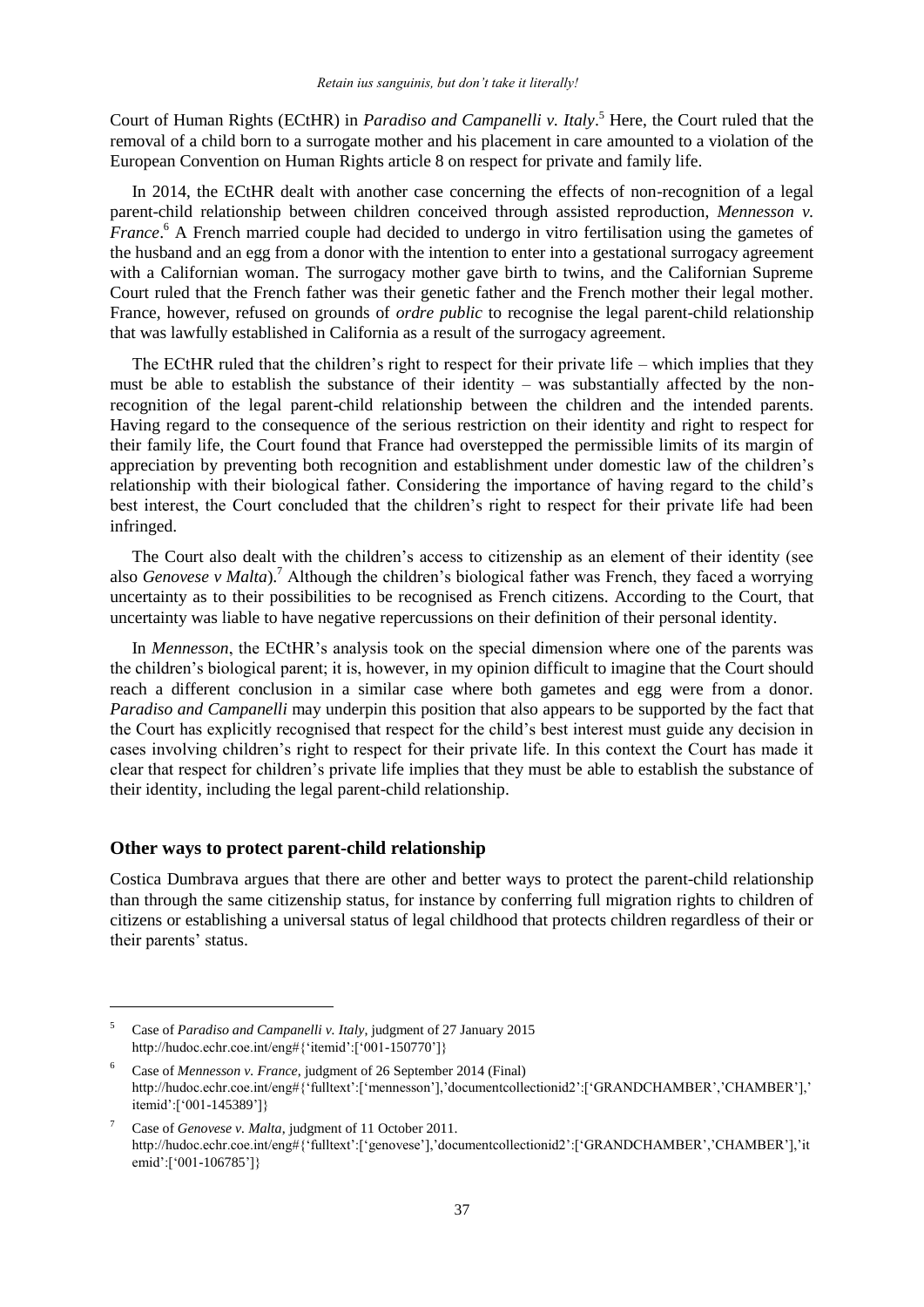Court of Human Rights (ECtHR) in *Paradiso and Campanelli v. Italy*.[5] Here, the Court ruled that the removal of a child born to a surrogate mother and his placement in care amounted to a violation of the European Convention on Human Rights article 8 on respect for private and family life.

In 2014, the ECtHR dealt with another case concerning the effects of non-recognition of a legal parent-child relationship between children conceived through assisted reproduction, *Mennesson v. France*.[6] A French married couple had decided to undergo in vitro fertilisation using the gametes of the husband and an egg from a donor with the intention to enter into a gestational surrogacy agreement with a Californian woman. The surrogacy mother gave birth to twins, and the Californian Supreme Court ruled that the French father was their genetic father and the French mother their legal mother. France, however, refused on grounds of *ordre public* to recognise the legal parent-child relationship that was lawfully established in California as a result of the surrogacy agreement.

The ECtHR ruled that the children's right to respect for their private life – which implies that they must be able to establish the substance of their identity – was substantially affected by the non-recognition of the legal parent-child relationship between the children and the intended parents. Having regard to the consequence of the serious restriction on their identity and right to respect for their family life, the Court found that France had overstepped the permissible limits of its margin of appreciation by preventing both recognition and establishment under domestic law of the children's relationship with their biological father. Considering the importance of having regard to the child's best interest, the Court concluded that the children's right to respect for their private life had been infringed.

The Court also dealt with the children's access to citizenship as an element of their identity (see also *Genovese v Malta*).[7] Although the children's biological father was French, they faced a worrying uncertainty as to their possibilities to be recognised as French citizens. According to the Court, that uncertainty was liable to have negative repercussions on their definition of their personal identity.

In *Mennesson*, the ECtHR's analysis took on the special dimension where one of the parents was the children's biological parent; it is, however, in my opinion difficult to imagine that the Court should reach a different conclusion in a similar case where both gametes and egg were from a donor. *Paradiso and Campanelli* may underpin this position that also appears to be supported by the fact that the Court has explicitly recognised that respect for the child's best interest must guide any decision in cases involving children's right to respect for their private life. In this context the Court has made it clear that respect for children's private life implies that they must be able to establish the substance of their identity, including the legal parent-child relationship.

## Other ways to protect parent-child relationship

Costica Dumbrava argues that there are other and better ways to protect the parent-child relationship than through the same citizenship status, for instance by conferring full migration rights to children of citizens or establishing a universal status of legal childhood that protects children regardless of their or their parents' status.

---

[5] Case of *Paradiso and Campanelli v. Italy*, judgment of 27 January 2015 http://hudoc.echr.coe.int/eng#{'itemid':['001-150770']}

[6] Case of *Mennesson v. France*, judgment of 26 September 2014 (Final) http://hudoc.echr.coe.int/eng#{'fulltext':['mennesson'],'documentcollectionid2':['GRANDCHAMBER','CHAMBER'],'itemid':['001-145389']}

[7] Case of *Genovese v. Malta*, judgment of 11 October 2011. http://hudoc.echr.coe.int/eng#{'fulltext':['genovese'],'documentcollectionid2':['GRANDCHAMBER','CHAMBER'],'itemid':['001-106785']}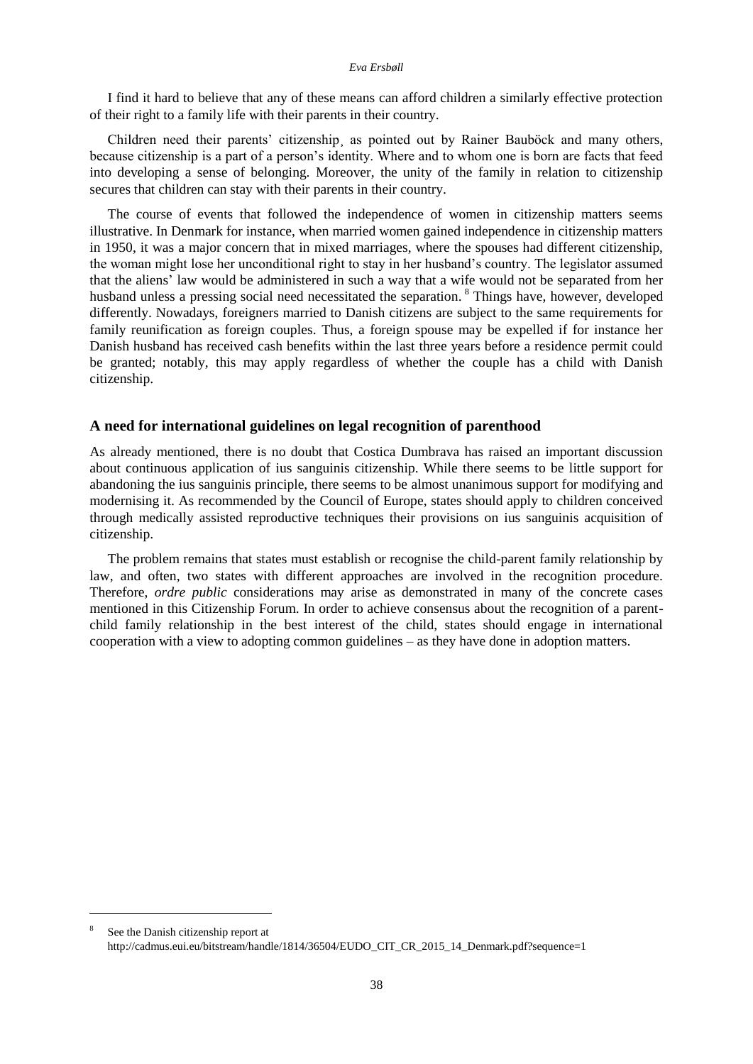I find it hard to believe that any of these means can afford children a similarly effective protection of their right to a family life with their parents in their country.

Children need their parents' citizenship¸ as pointed out by Rainer Bauböck and many others, because citizenship is a part of a person's identity. Where and to whom one is born are facts that feed into developing a sense of belonging. Moreover, the unity of the family in relation to citizenship secures that children can stay with their parents in their country.

The course of events that followed the independence of women in citizenship matters seems illustrative. In Denmark for instance, when married women gained independence in citizenship matters in 1950, it was a major concern that in mixed marriages, where the spouses had different citizenship, the woman might lose her unconditional right to stay in her husband's country. The legislator assumed that the aliens' law would be administered in such a way that a wife would not be separated from her husband unless a pressing social need necessitated the separation. [8] Things have, however, developed differently. Nowadays, foreigners married to Danish citizens are subject to the same requirements for family reunification as foreign couples. Thus, a foreign spouse may be expelled if for instance her Danish husband has received cash benefits within the last three years before a residence permit could be granted; notably, this may apply regardless of whether the couple has a child with Danish citizenship.

## A need for international guidelines on legal recognition of parenthood

As already mentioned, there is no doubt that Costica Dumbrava has raised an important discussion about continuous application of ius sanguinis citizenship. While there seems to be little support for abandoning the ius sanguinis principle, there seems to be almost unanimous support for modifying and modernising it. As recommended by the Council of Europe, states should apply to children conceived through medically assisted reproductive techniques their provisions on ius sanguinis acquisition of citizenship.

The problem remains that states must establish or recognise the child-parent family relationship by law, and often, two states with different approaches are involved in the recognition procedure. Therefore, *ordre public* considerations may arise as demonstrated in many of the concrete cases mentioned in this Citizenship Forum. In order to achieve consensus about the recognition of a parent-child family relationship in the best interest of the child, states should engage in international cooperation with a view to adopting common guidelines – as they have done in adoption matters.

---

[8] See the Danish citizenship report at http://cadmus.eui.eu/bitstream/handle/1814/36504/EUDO_CIT_CR_2015_14_Denmark.pdf?sequence=1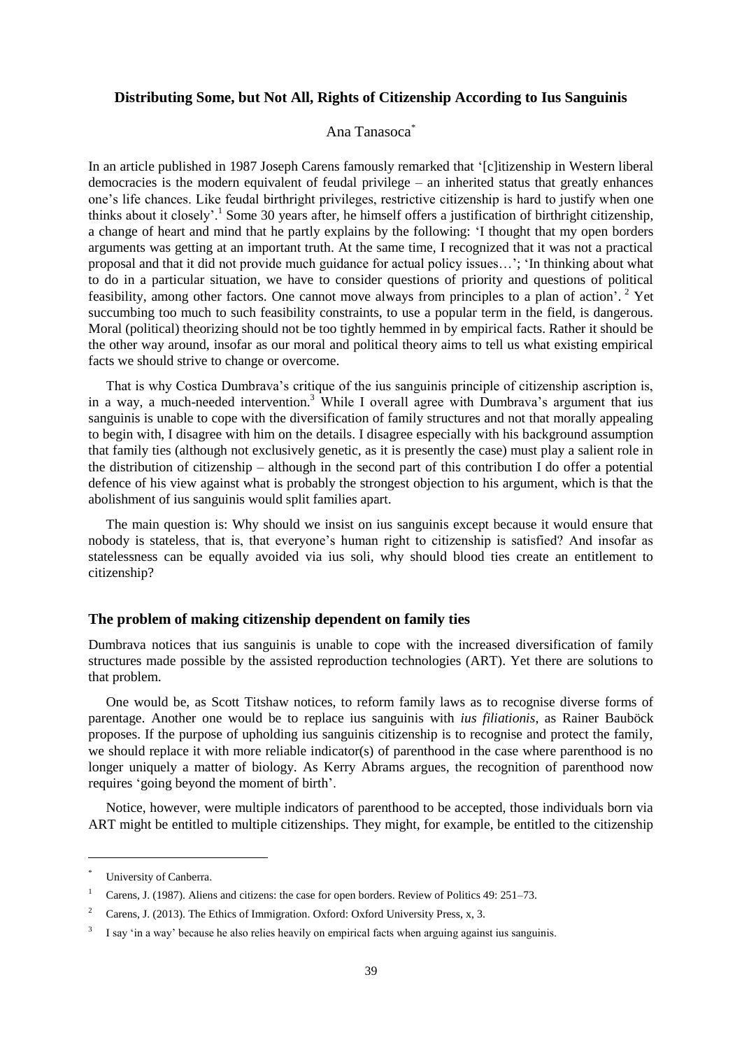**Distributing Some, but Not All, Rights of Citizenship According to Ius Sanguinis**

Ana Tanasoca[*]

In an article published in 1987 Joseph Carens famously remarked that '[c]itizenship in Western liberal democracies is the modern equivalent of feudal privilege – an inherited status that greatly enhances one's life chances. Like feudal birthright privileges, restrictive citizenship is hard to justify when one thinks about it closely'.[1] Some 30 years after, he himself offers a justification of birthright citizenship, a change of heart and mind that he partly explains by the following: 'I thought that my open borders arguments was getting at an important truth. At the same time, I recognized that it was not a practical proposal and that it did not provide much guidance for actual policy issues…'; 'In thinking about what to do in a particular situation, we have to consider questions of priority and questions of political feasibility, among other factors. One cannot move always from principles to a plan of action'.[2] Yet succumbing too much to such feasibility constraints, to use a popular term in the field, is dangerous. Moral (political) theorizing should not be too tightly hemmed in by empirical facts. Rather it should be the other way around, insofar as our moral and political theory aims to tell us what existing empirical facts we should strive to change or overcome.

That is why Costica Dumbrava's critique of the ius sanguinis principle of citizenship ascription is, in a way, a much-needed intervention.[3] While I overall agree with Dumbrava's argument that ius sanguinis is unable to cope with the diversification of family structures and not that morally appealing to begin with, I disagree with him on the details. I disagree especially with his background assumption that family ties (although not exclusively genetic, as it is presently the case) must play a salient role in the distribution of citizenship – although in the second part of this contribution I do offer a potential defence of his view against what is probably the strongest objection to his argument, which is that the abolishment of ius sanguinis would split families apart.

The main question is: Why should we insist on ius sanguinis except because it would ensure that nobody is stateless, that is, that everyone's human right to citizenship is satisfied? And insofar as statelessness can be equally avoided via ius soli, why should blood ties create an entitlement to citizenship?

## The problem of making citizenship dependent on family ties

Dumbrava notices that ius sanguinis is unable to cope with the increased diversification of family structures made possible by the assisted reproduction technologies (ART). Yet there are solutions to that problem.

One would be, as Scott Titshaw notices, to reform family laws as to recognise diverse forms of parentage. Another one would be to replace ius sanguinis with *ius filiationis*, as Rainer Bauböck proposes. If the purpose of upholding ius sanguinis citizenship is to recognise and protect the family, we should replace it with more reliable indicator(s) of parenthood in the case where parenthood is no longer uniquely a matter of biology. As Kerry Abrams argues, the recognition of parenthood now requires 'going beyond the moment of birth'.

Notice, however, were multiple indicators of parenthood to be accepted, those individuals born via ART might be entitled to multiple citizenships. They might, for example, be entitled to the citizenship

---

[*] University of Canberra.

[1] Carens, J. (1987). Aliens and citizens: the case for open borders. Review of Politics 49: 251–73.

[2] Carens, J. (2013). The Ethics of Immigration. Oxford: Oxford University Press, x, 3.

[3] I say 'in a way' because he also relies heavily on empirical facts when arguing against ius sanguinis.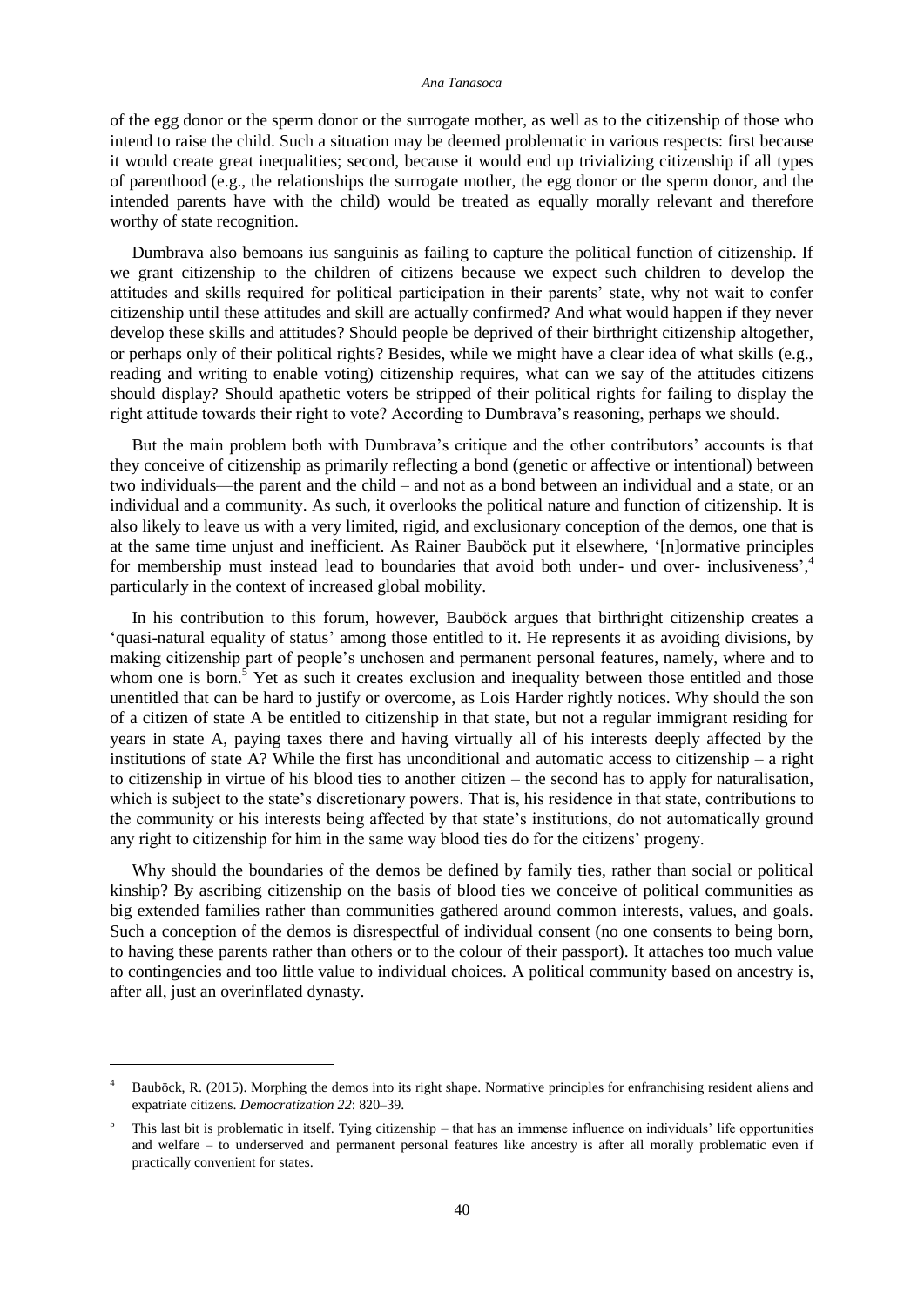of the egg donor or the sperm donor or the surrogate mother, as well as to the citizenship of those who intend to raise the child. Such a situation may be deemed problematic in various respects: first because it would create great inequalities; second, because it would end up trivializing citizenship if all types of parenthood (e.g., the relationships the surrogate mother, the egg donor or the sperm donor, and the intended parents have with the child) would be treated as equally morally relevant and therefore worthy of state recognition.

Dumbrava also bemoans ius sanguinis as failing to capture the political function of citizenship. If we grant citizenship to the children of citizens because we expect such children to develop the attitudes and skills required for political participation in their parents' state, why not wait to confer citizenship until these attitudes and skill are actually confirmed? And what would happen if they never develop these skills and attitudes? Should people be deprived of their birthright citizenship altogether, or perhaps only of their political rights? Besides, while we might have a clear idea of what skills (e.g., reading and writing to enable voting) citizenship requires, what can we say of the attitudes citizens should display? Should apathetic voters be stripped of their political rights for failing to display the right attitude towards their right to vote? According to Dumbrava's reasoning, perhaps we should.

But the main problem both with Dumbrava's critique and the other contributors' accounts is that they conceive of citizenship as primarily reflecting a bond (genetic or affective or intentional) between two individuals—the parent and the child – and not as a bond between an individual and a state, or an individual and a community. As such, it overlooks the political nature and function of citizenship. It is also likely to leave us with a very limited, rigid, and exclusionary conception of the demos, one that is at the same time unjust and inefficient. As Rainer Bauböck put it elsewhere, '[n]ormative principles for membership must instead lead to boundaries that avoid both under- und over- inclusiveness',[4] particularly in the context of increased global mobility.

In his contribution to this forum, however, Bauböck argues that birthright citizenship creates a 'quasi-natural equality of status' among those entitled to it. He represents it as avoiding divisions, by making citizenship part of people's unchosen and permanent personal features, namely, where and to whom one is born.[5] Yet as such it creates exclusion and inequality between those entitled and those unentitled that can be hard to justify or overcome, as Lois Harder rightly notices. Why should the son of a citizen of state A be entitled to citizenship in that state, but not a regular immigrant residing for years in state A, paying taxes there and having virtually all of his interests deeply affected by the institutions of state A? While the first has unconditional and automatic access to citizenship – a right to citizenship in virtue of his blood ties to another citizen – the second has to apply for naturalisation, which is subject to the state's discretionary powers. That is, his residence in that state, contributions to the community or his interests being affected by that state's institutions, do not automatically ground any right to citizenship for him in the same way blood ties do for the citizens' progeny.

Why should the boundaries of the demos be defined by family ties, rather than social or political kinship? By ascribing citizenship on the basis of blood ties we conceive of political communities as big extended families rather than communities gathered around common interests, values, and goals. Such a conception of the demos is disrespectful of individual consent (no one consents to being born, to having these parents rather than others or to the colour of their passport). It attaches too much value to contingencies and too little value to individual choices. A political community based on ancestry is, after all, just an overinflated dynasty.

---

[4] Bauböck, R. (2015). Morphing the demos into its right shape. Normative principles for enfranchising resident aliens and expatriate citizens. *Democratization 22*: 820–39.

[5] This last bit is problematic in itself. Tying citizenship – that has an immense influence on individuals' life opportunities and welfare – to underserved and permanent personal features like ancestry is after all morally problematic even if practically convenient for states.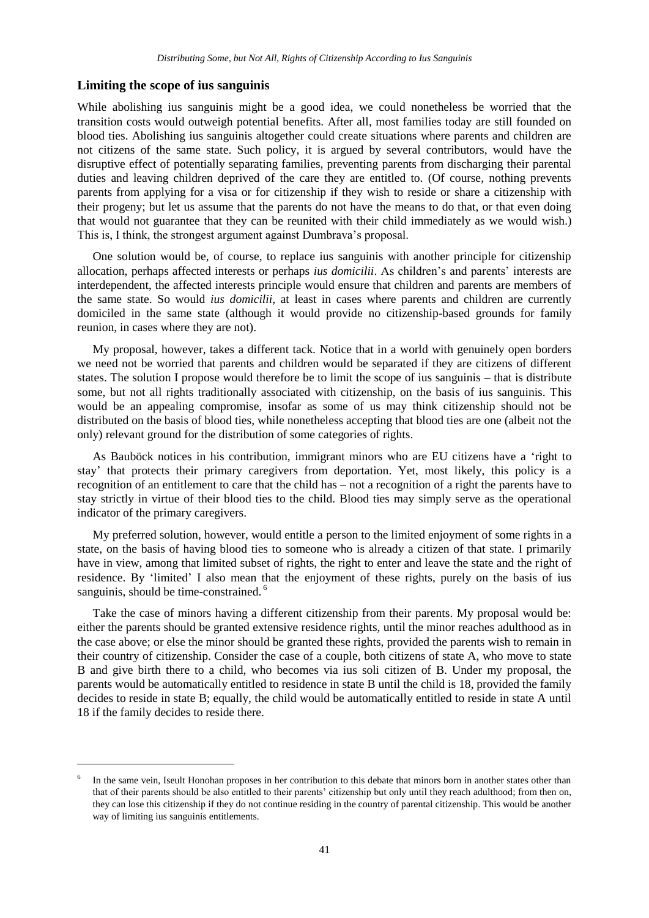## Limiting the scope of ius sanguinis

While abolishing ius sanguinis might be a good idea, we could nonetheless be worried that the transition costs would outweigh potential benefits. After all, most families today are still founded on blood ties. Abolishing ius sanguinis altogether could create situations where parents and children are not citizens of the same state. Such policy, it is argued by several contributors, would have the disruptive effect of potentially separating families, preventing parents from discharging their parental duties and leaving children deprived of the care they are entitled to. (Of course, nothing prevents parents from applying for a visa or for citizenship if they wish to reside or share a citizenship with their progeny; but let us assume that the parents do not have the means to do that, or that even doing that would not guarantee that they can be reunited with their child immediately as we would wish.) This is, I think, the strongest argument against Dumbrava's proposal.

One solution would be, of course, to replace ius sanguinis with another principle for citizenship allocation, perhaps affected interests or perhaps *ius domicilii*. As children's and parents' interests are interdependent, the affected interests principle would ensure that children and parents are members of the same state. So would *ius domicilii*, at least in cases where parents and children are currently domiciled in the same state (although it would provide no citizenship-based grounds for family reunion, in cases where they are not).

My proposal, however, takes a different tack. Notice that in a world with genuinely open borders we need not be worried that parents and children would be separated if they are citizens of different states. The solution I propose would therefore be to limit the scope of ius sanguinis – that is distribute some, but not all rights traditionally associated with citizenship, on the basis of ius sanguinis. This would be an appealing compromise, insofar as some of us may think citizenship should not be distributed on the basis of blood ties, while nonetheless accepting that blood ties are one (albeit not the only) relevant ground for the distribution of some categories of rights.

As Bauböck notices in his contribution, immigrant minors who are EU citizens have a 'right to stay' that protects their primary caregivers from deportation. Yet, most likely, this policy is a recognition of an entitlement to care that the child has – not a recognition of a right the parents have to stay strictly in virtue of their blood ties to the child. Blood ties may simply serve as the operational indicator of the primary caregivers.

My preferred solution, however, would entitle a person to the limited enjoyment of some rights in a state, on the basis of having blood ties to someone who is already a citizen of that state. I primarily have in view, among that limited subset of rights, the right to enter and leave the state and the right of residence. By 'limited' I also mean that the enjoyment of these rights, purely on the basis of ius sanguinis, should be time-constrained. [6]

Take the case of minors having a different citizenship from their parents. My proposal would be: either the parents should be granted extensive residence rights, until the minor reaches adulthood as in the case above; or else the minor should be granted these rights, provided the parents wish to remain in their country of citizenship. Consider the case of a couple, both citizens of state A, who move to state B and give birth there to a child, who becomes via ius soli citizen of B. Under my proposal, the parents would be automatically entitled to residence in state B until the child is 18, provided the family decides to reside in state B; equally, the child would be automatically entitled to reside in state A until 18 if the family decides to reside there.

[6] In the same vein, Iseult Honohan proposes in her contribution to this debate that minors born in another states other than that of their parents should be also entitled to their parents' citizenship but only until they reach adulthood; from then on, they can lose this citizenship if they do not continue residing in the country of parental citizenship. This would be another way of limiting ius sanguinis entitlements.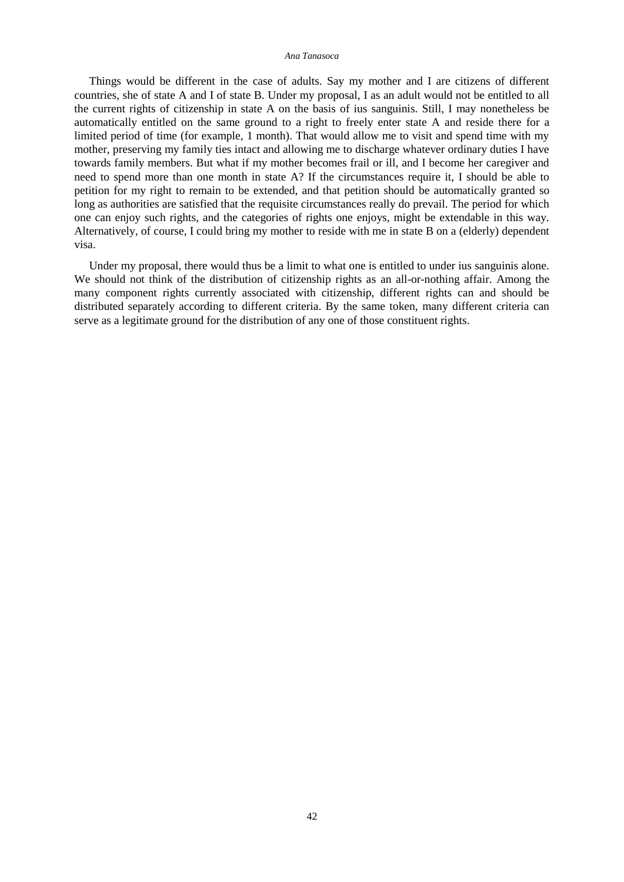Things would be different in the case of adults. Say my mother and I are citizens of different countries, she of state A and I of state B. Under my proposal, I as an adult would not be entitled to all the current rights of citizenship in state A on the basis of ius sanguinis. Still, I may nonetheless be automatically entitled on the same ground to a right to freely enter state A and reside there for a limited period of time (for example, 1 month). That would allow me to visit and spend time with my mother, preserving my family ties intact and allowing me to discharge whatever ordinary duties I have towards family members. But what if my mother becomes frail or ill, and I become her caregiver and need to spend more than one month in state A? If the circumstances require it, I should be able to petition for my right to remain to be extended, and that petition should be automatically granted so long as authorities are satisfied that the requisite circumstances really do prevail. The period for which one can enjoy such rights, and the categories of rights one enjoys, might be extendable in this way. Alternatively, of course, I could bring my mother to reside with me in state B on a (elderly) dependent visa.

Under my proposal, there would thus be a limit to what one is entitled to under ius sanguinis alone. We should not think of the distribution of citizenship rights as an all-or-nothing affair. Among the many component rights currently associated with citizenship, different rights can and should be distributed separately according to different criteria. By the same token, many different criteria can serve as a legitimate ground for the distribution of any one of those constituent rights.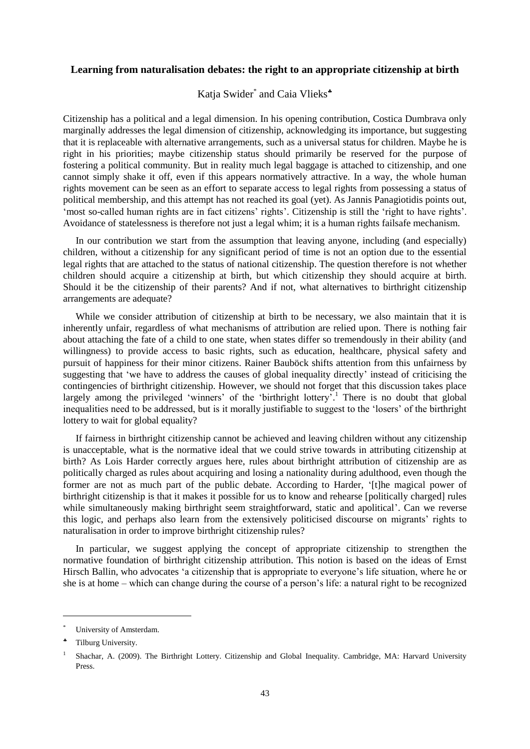## Learning from naturalisation debates: the right to an appropriate citizenship at birth

Katja Swider[*] and Caia Vlieks[♣]

Citizenship has a political and a legal dimension. In his opening contribution, Costica Dumbrava only marginally addresses the legal dimension of citizenship, acknowledging its importance, but suggesting that it is replaceable with alternative arrangements, such as a universal status for children. Maybe he is right in his priorities; maybe citizenship status should primarily be reserved for the purpose of fostering a political community. But in reality much legal baggage is attached to citizenship, and one cannot simply shake it off, even if this appears normatively attractive. In a way, the whole human rights movement can be seen as an effort to separate access to legal rights from possessing a status of political membership, and this attempt has not reached its goal (yet). As Jannis Panagiotidis points out, 'most so-called human rights are in fact citizens' rights'. Citizenship is still the 'right to have rights'. Avoidance of statelessness is therefore not just a legal whim; it is a human rights failsafe mechanism.

In our contribution we start from the assumption that leaving anyone, including (and especially) children, without a citizenship for any significant period of time is not an option due to the essential legal rights that are attached to the status of national citizenship. The question therefore is not whether children should acquire a citizenship at birth, but which citizenship they should acquire at birth. Should it be the citizenship of their parents? And if not, what alternatives to birthright citizenship arrangements are adequate?

While we consider attribution of citizenship at birth to be necessary, we also maintain that it is inherently unfair, regardless of what mechanisms of attribution are relied upon. There is nothing fair about attaching the fate of a child to one state, when states differ so tremendously in their ability (and willingness) to provide access to basic rights, such as education, healthcare, physical safety and pursuit of happiness for their minor citizens. Rainer Bauböck shifts attention from this unfairness by suggesting that 'we have to address the causes of global inequality directly' instead of criticising the contingencies of birthright citizenship. However, we should not forget that this discussion takes place largely among the privileged 'winners' of the 'birthright lottery'.[1] There is no doubt that global inequalities need to be addressed, but is it morally justifiable to suggest to the 'losers' of the birthright lottery to wait for global equality?

If fairness in birthright citizenship cannot be achieved and leaving children without any citizenship is unacceptable, what is the normative ideal that we could strive towards in attributing citizenship at birth? As Lois Harder correctly argues here, rules about birthright attribution of citizenship are as politically charged as rules about acquiring and losing a nationality during adulthood, even though the former are not as much part of the public debate. According to Harder, '[t]he magical power of birthright citizenship is that it makes it possible for us to know and rehearse [politically charged] rules while simultaneously making birthright seem straightforward, static and apolitical'. Can we reverse this logic, and perhaps also learn from the extensively politicised discourse on migrants' rights to naturalisation in order to improve birthright citizenship rules?

In particular, we suggest applying the concept of appropriate citizenship to strengthen the normative foundation of birthright citizenship attribution. This notion is based on the ideas of Ernst Hirsch Ballin, who advocates 'a citizenship that is appropriate to everyone's life situation, where he or she is at home – which can change during the course of a person's life: a natural right to be recognized

---

[*] University of Amsterdam.

[♣] Tilburg University.

[1] Shachar, A. (2009). The Birthright Lottery. Citizenship and Global Inequality. Cambridge, MA: Harvard University Press.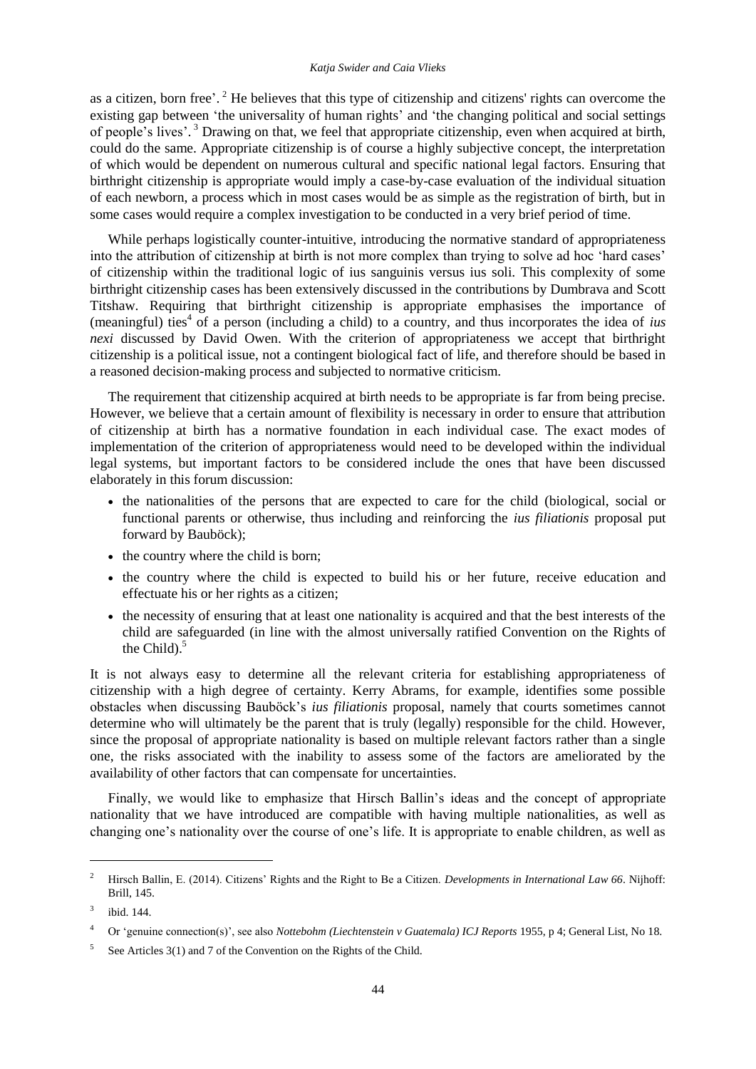as a citizen, born free'. [2] He believes that this type of citizenship and citizens' rights can overcome the existing gap between 'the universality of human rights' and 'the changing political and social settings of people's lives'. [3] Drawing on that, we feel that appropriate citizenship, even when acquired at birth, could do the same. Appropriate citizenship is of course a highly subjective concept, the interpretation of which would be dependent on numerous cultural and specific national legal factors. Ensuring that birthright citizenship is appropriate would imply a case-by-case evaluation of the individual situation of each newborn, a process which in most cases would be as simple as the registration of birth, but in some cases would require a complex investigation to be conducted in a very brief period of time.

While perhaps logistically counter-intuitive, introducing the normative standard of appropriateness into the attribution of citizenship at birth is not more complex than trying to solve ad hoc 'hard cases' of citizenship within the traditional logic of ius sanguinis versus ius soli. This complexity of some birthright citizenship cases has been extensively discussed in the contributions by Dumbrava and Scott Titshaw. Requiring that birthright citizenship is appropriate emphasises the importance of (meaningful) ties[4] of a person (including a child) to a country, and thus incorporates the idea of *ius nexi* discussed by David Owen. With the criterion of appropriateness we accept that birthright citizenship is a political issue, not a contingent biological fact of life, and therefore should be based in a reasoned decision-making process and subjected to normative criticism.

The requirement that citizenship acquired at birth needs to be appropriate is far from being precise. However, we believe that a certain amount of flexibility is necessary in order to ensure that attribution of citizenship at birth has a normative foundation in each individual case. The exact modes of implementation of the criterion of appropriateness would need to be developed within the individual legal systems, but important factors to be considered include the ones that have been discussed elaborately in this forum discussion:

- the nationalities of the persons that are expected to care for the child (biological, social or functional parents or otherwise, thus including and reinforcing the *ius filiationis* proposal put forward by Bauböck);
- the country where the child is born;
- the country where the child is expected to build his or her future, receive education and effectuate his or her rights as a citizen;
- the necessity of ensuring that at least one nationality is acquired and that the best interests of the child are safeguarded (in line with the almost universally ratified Convention on the Rights of the Child).[5]

It is not always easy to determine all the relevant criteria for establishing appropriateness of citizenship with a high degree of certainty. Kerry Abrams, for example, identifies some possible obstacles when discussing Bauböck's *ius filiationis* proposal, namely that courts sometimes cannot determine who will ultimately be the parent that is truly (legally) responsible for the child. However, since the proposal of appropriate nationality is based on multiple relevant factors rather than a single one, the risks associated with the inability to assess some of the factors are ameliorated by the availability of other factors that can compensate for uncertainties.

Finally, we would like to emphasize that Hirsch Ballin's ideas and the concept of appropriate nationality that we have introduced are compatible with having multiple nationalities, as well as changing one's nationality over the course of one's life. It is appropriate to enable children, as well as

---

[2] Hirsch Ballin, E. (2014). Citizens' Rights and the Right to Be a Citizen. *Developments in International Law 66*. Nijhoff: Brill, 145.

[3] ibid. 144.

[4] Or 'genuine connection(s)', see also *Nottebohm (Liechtenstein v Guatemala) ICJ Reports* 1955, p 4; General List, No 18.

[5] See Articles 3(1) and 7 of the Convention on the Rights of the Child.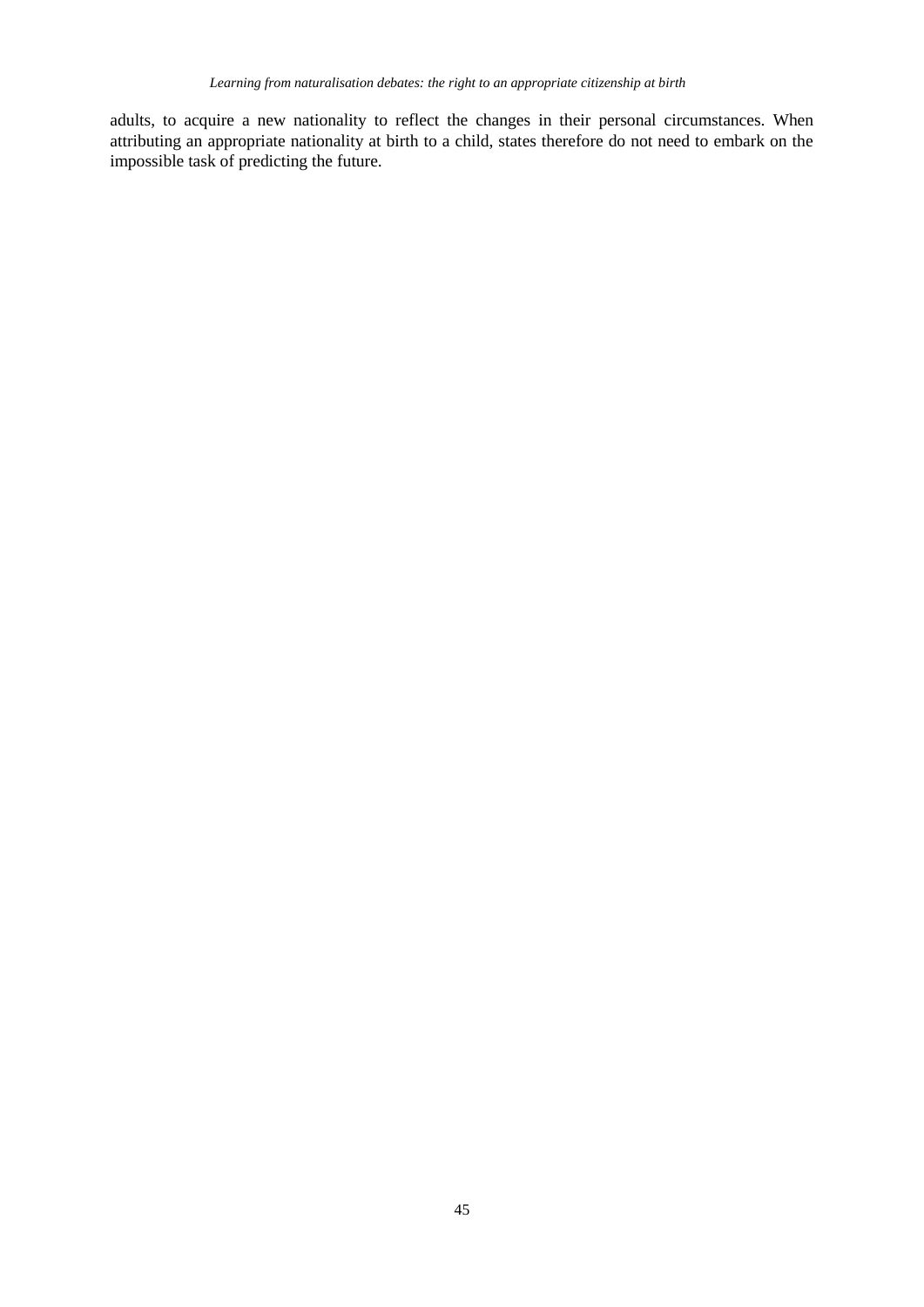adults, to acquire a new nationality to reflect the changes in their personal circumstances. When attributing an appropriate nationality at birth to a child, states therefore do not need to embark on the impossible task of predicting the future.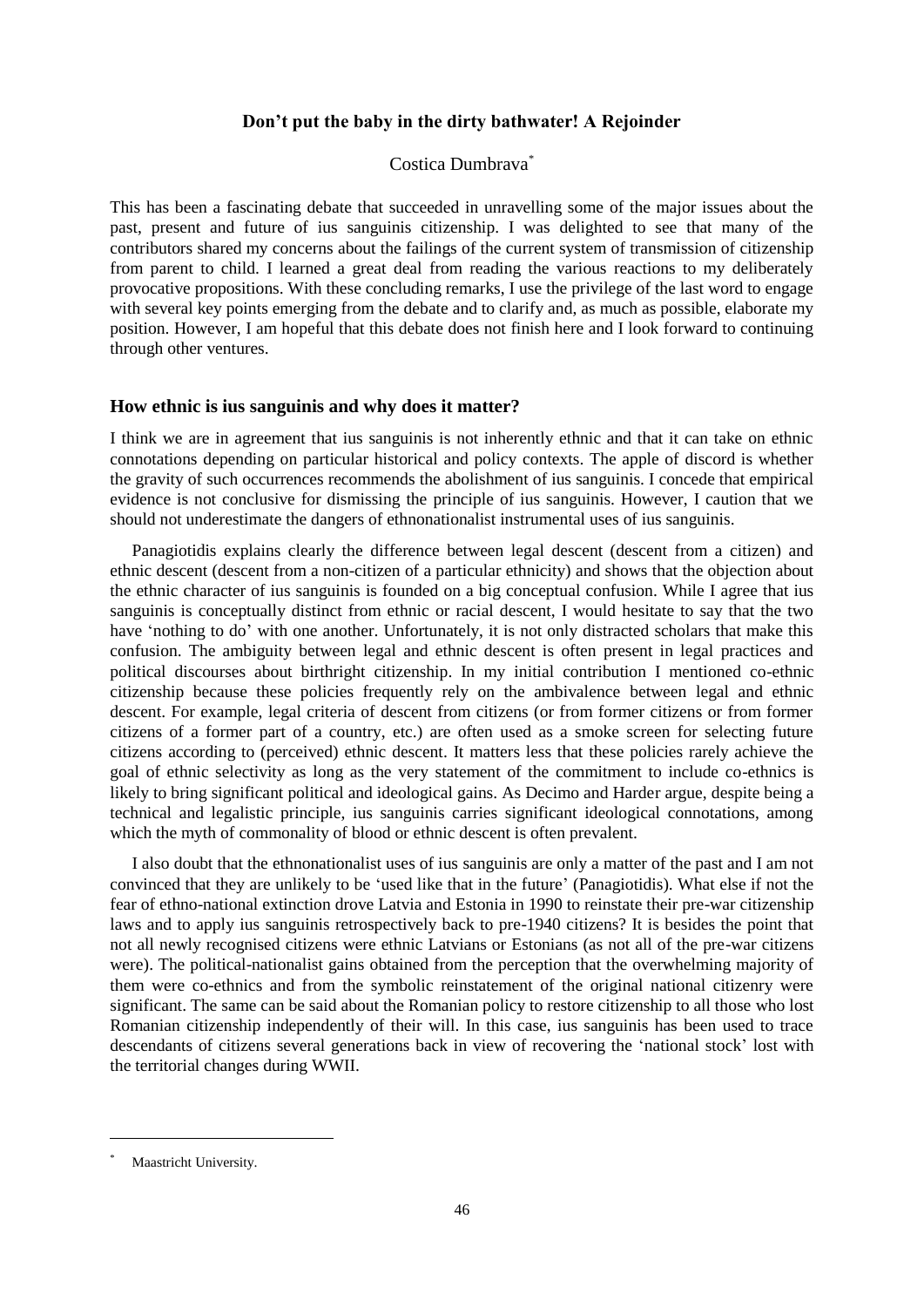## Don't put the baby in the dirty bathwater! A Rejoinder

Costica Dumbrava*

This has been a fascinating debate that succeeded in unravelling some of the major issues about the past, present and future of ius sanguinis citizenship. I was delighted to see that many of the contributors shared my concerns about the failings of the current system of transmission of citizenship from parent to child. I learned a great deal from reading the various reactions to my deliberately provocative propositions. With these concluding remarks, I use the privilege of the last word to engage with several key points emerging from the debate and to clarify and, as much as possible, elaborate my position. However, I am hopeful that this debate does not finish here and I look forward to continuing through other ventures.

### How ethnic is ius sanguinis and why does it matter?

I think we are in agreement that ius sanguinis is not inherently ethnic and that it can take on ethnic connotations depending on particular historical and policy contexts. The apple of discord is whether the gravity of such occurrences recommends the abolishment of ius sanguinis. I concede that empirical evidence is not conclusive for dismissing the principle of ius sanguinis. However, I caution that we should not underestimate the dangers of ethnonationalist instrumental uses of ius sanguinis.

Panagiotidis explains clearly the difference between legal descent (descent from a citizen) and ethnic descent (descent from a non-citizen of a particular ethnicity) and shows that the objection about the ethnic character of ius sanguinis is founded on a big conceptual confusion. While I agree that ius sanguinis is conceptually distinct from ethnic or racial descent, I would hesitate to say that the two have 'nothing to do' with one another. Unfortunately, it is not only distracted scholars that make this confusion. The ambiguity between legal and ethnic descent is often present in legal practices and political discourses about birthright citizenship. In my initial contribution I mentioned co-ethnic citizenship because these policies frequently rely on the ambivalence between legal and ethnic descent. For example, legal criteria of descent from citizens (or from former citizens or from former citizens of a former part of a country, etc.) are often used as a smoke screen for selecting future citizens according to (perceived) ethnic descent. It matters less that these policies rarely achieve the goal of ethnic selectivity as long as the very statement of the commitment to include co-ethnics is likely to bring significant political and ideological gains. As Decimo and Harder argue, despite being a technical and legalistic principle, ius sanguinis carries significant ideological connotations, among which the myth of commonality of blood or ethnic descent is often prevalent.

I also doubt that the ethnonationalist uses of ius sanguinis are only a matter of the past and I am not convinced that they are unlikely to be 'used like that in the future' (Panagiotidis). What else if not the fear of ethno-national extinction drove Latvia and Estonia in 1990 to reinstate their pre-war citizenship laws and to apply ius sanguinis retrospectively back to pre-1940 citizens? It is besides the point that not all newly recognised citizens were ethnic Latvians or Estonians (as not all of the pre-war citizens were). The political-nationalist gains obtained from the perception that the overwhelming majority of them were co-ethnics and from the symbolic reinstatement of the original national citizenry were significant. The same can be said about the Romanian policy to restore citizenship to all those who lost Romanian citizenship independently of their will. In this case, ius sanguinis has been used to trace descendants of citizens several generations back in view of recovering the 'national stock' lost with the territorial changes during WWII.

* Maastricht University.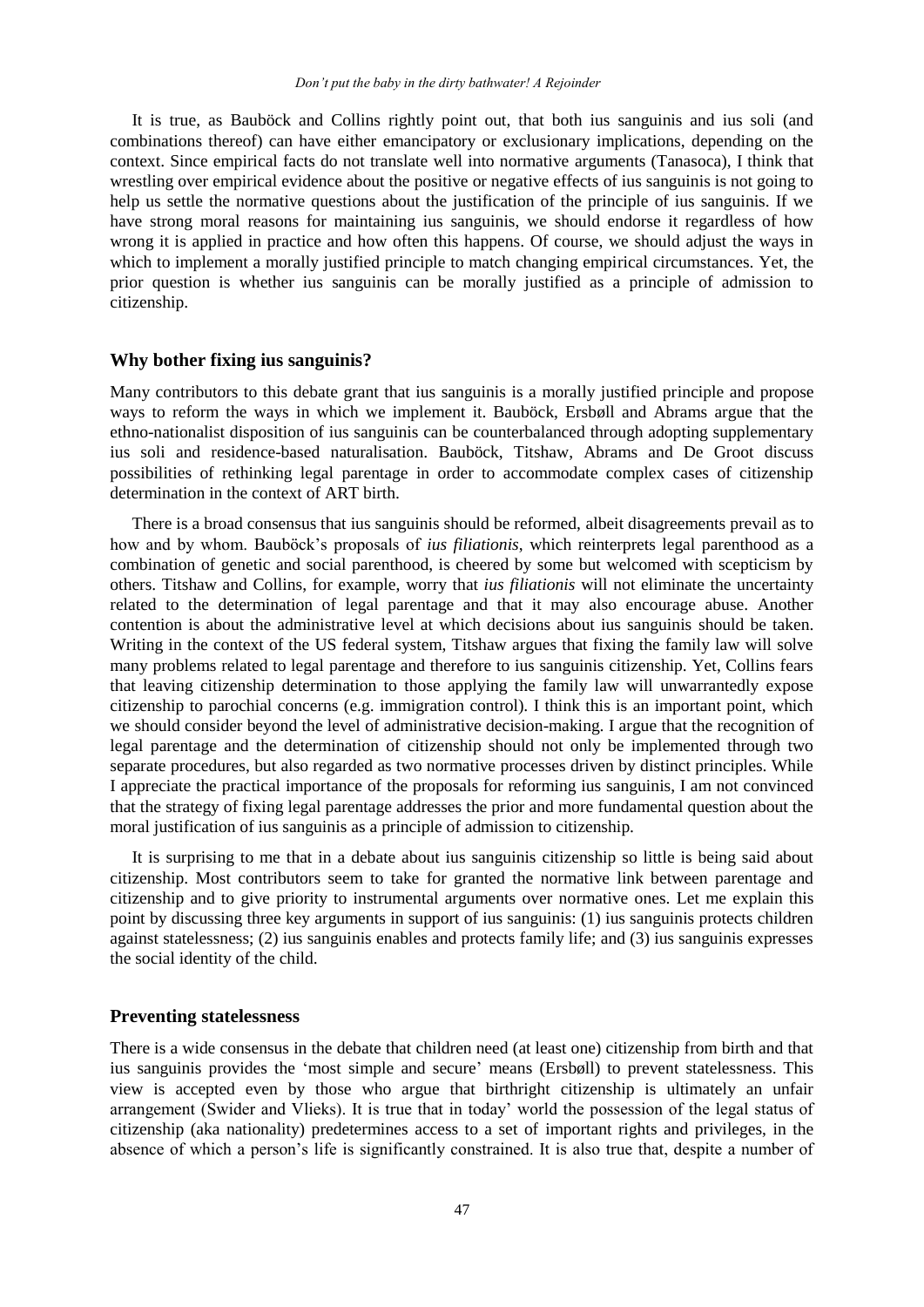It is true, as Bauböck and Collins rightly point out, that both ius sanguinis and ius soli (and combinations thereof) can have either emancipatory or exclusionary implications, depending on the context. Since empirical facts do not translate well into normative arguments (Tanasoca), I think that wrestling over empirical evidence about the positive or negative effects of ius sanguinis is not going to help us settle the normative questions about the justification of the principle of ius sanguinis. If we have strong moral reasons for maintaining ius sanguinis, we should endorse it regardless of how wrong it is applied in practice and how often this happens. Of course, we should adjust the ways in which to implement a morally justified principle to match changing empirical circumstances. Yet, the prior question is whether ius sanguinis can be morally justified as a principle of admission to citizenship.

## Why bother fixing ius sanguinis?

Many contributors to this debate grant that ius sanguinis is a morally justified principle and propose ways to reform the ways in which we implement it. Bauböck, Ersbøll and Abrams argue that the ethno-nationalist disposition of ius sanguinis can be counterbalanced through adopting supplementary ius soli and residence-based naturalisation. Bauböck, Titshaw, Abrams and De Groot discuss possibilities of rethinking legal parentage in order to accommodate complex cases of citizenship determination in the context of ART birth.

There is a broad consensus that ius sanguinis should be reformed, albeit disagreements prevail as to how and by whom. Bauböck's proposals of *ius filiationis*, which reinterprets legal parenthood as a combination of genetic and social parenthood, is cheered by some but welcomed with scepticism by others. Titshaw and Collins, for example, worry that *ius filiationis* will not eliminate the uncertainty related to the determination of legal parentage and that it may also encourage abuse. Another contention is about the administrative level at which decisions about ius sanguinis should be taken. Writing in the context of the US federal system, Titshaw argues that fixing the family law will solve many problems related to legal parentage and therefore to ius sanguinis citizenship. Yet, Collins fears that leaving citizenship determination to those applying the family law will unwarrantedly expose citizenship to parochial concerns (e.g. immigration control). I think this is an important point, which we should consider beyond the level of administrative decision-making. I argue that the recognition of legal parentage and the determination of citizenship should not only be implemented through two separate procedures, but also regarded as two normative processes driven by distinct principles. While I appreciate the practical importance of the proposals for reforming ius sanguinis, I am not convinced that the strategy of fixing legal parentage addresses the prior and more fundamental question about the moral justification of ius sanguinis as a principle of admission to citizenship.

It is surprising to me that in a debate about ius sanguinis citizenship so little is being said about citizenship. Most contributors seem to take for granted the normative link between parentage and citizenship and to give priority to instrumental arguments over normative ones. Let me explain this point by discussing three key arguments in support of ius sanguinis: (1) ius sanguinis protects children against statelessness; (2) ius sanguinis enables and protects family life; and (3) ius sanguinis expresses the social identity of the child.

## Preventing statelessness

There is a wide consensus in the debate that children need (at least one) citizenship from birth and that ius sanguinis provides the 'most simple and secure' means (Ersbøll) to prevent statelessness. This view is accepted even by those who argue that birthright citizenship is ultimately an unfair arrangement (Swider and Vlieks). It is true that in today' world the possession of the legal status of citizenship (aka nationality) predetermines access to a set of important rights and privileges, in the absence of which a person's life is significantly constrained. It is also true that, despite a number of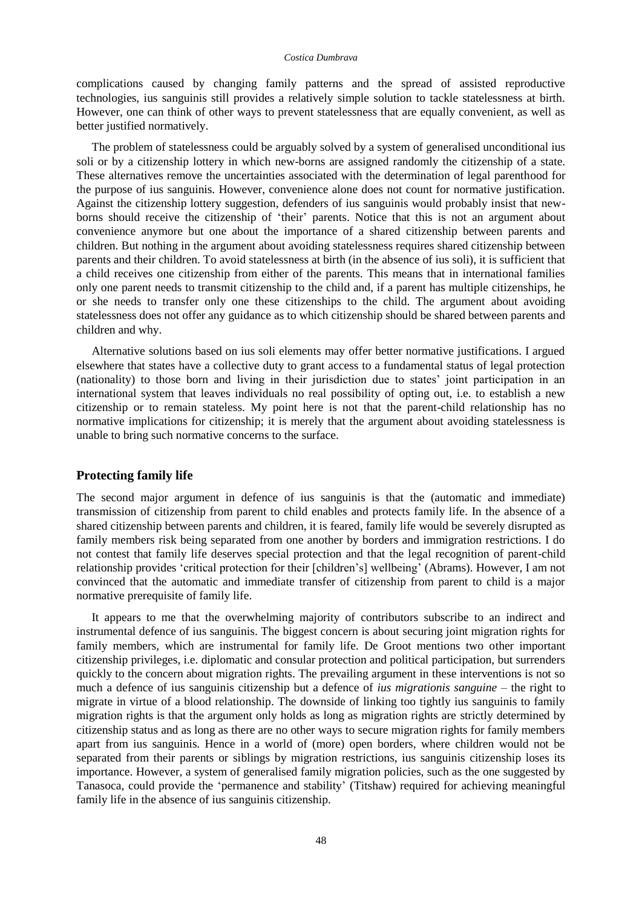complications caused by changing family patterns and the spread of assisted reproductive technologies, ius sanguinis still provides a relatively simple solution to tackle statelessness at birth. However, one can think of other ways to prevent statelessness that are equally convenient, as well as better justified normatively.

The problem of statelessness could be arguably solved by a system of generalised unconditional ius soli or by a citizenship lottery in which new-borns are assigned randomly the citizenship of a state. These alternatives remove the uncertainties associated with the determination of legal parenthood for the purpose of ius sanguinis. However, convenience alone does not count for normative justification. Against the citizenship lottery suggestion, defenders of ius sanguinis would probably insist that new-borns should receive the citizenship of 'their' parents. Notice that this is not an argument about convenience anymore but one about the importance of a shared citizenship between parents and children. But nothing in the argument about avoiding statelessness requires shared citizenship between parents and their children. To avoid statelessness at birth (in the absence of ius soli), it is sufficient that a child receives one citizenship from either of the parents. This means that in international families only one parent needs to transmit citizenship to the child and, if a parent has multiple citizenships, he or she needs to transfer only one these citizenships to the child. The argument about avoiding statelessness does not offer any guidance as to which citizenship should be shared between parents and children and why.

Alternative solutions based on ius soli elements may offer better normative justifications. I argued elsewhere that states have a collective duty to grant access to a fundamental status of legal protection (nationality) to those born and living in their jurisdiction due to states' joint participation in an international system that leaves individuals no real possibility of opting out, i.e. to establish a new citizenship or to remain stateless. My point here is not that the parent-child relationship has no normative implications for citizenship; it is merely that the argument about avoiding statelessness is unable to bring such normative concerns to the surface.

## Protecting family life

The second major argument in defence of ius sanguinis is that the (automatic and immediate) transmission of citizenship from parent to child enables and protects family life. In the absence of a shared citizenship between parents and children, it is feared, family life would be severely disrupted as family members risk being separated from one another by borders and immigration restrictions. I do not contest that family life deserves special protection and that the legal recognition of parent-child relationship provides 'critical protection for their [children's] wellbeing' (Abrams). However, I am not convinced that the automatic and immediate transfer of citizenship from parent to child is a major normative prerequisite of family life.

It appears to me that the overwhelming majority of contributors subscribe to an indirect and instrumental defence of ius sanguinis. The biggest concern is about securing joint migration rights for family members, which are instrumental for family life. De Groot mentions two other important citizenship privileges, i.e. diplomatic and consular protection and political participation, but surrenders quickly to the concern about migration rights. The prevailing argument in these interventions is not so much a defence of ius sanguinis citizenship but a defence of *ius migrationis sanguine* – the right to migrate in virtue of a blood relationship. The downside of linking too tightly ius sanguinis to family migration rights is that the argument only holds as long as migration rights are strictly determined by citizenship status and as long as there are no other ways to secure migration rights for family members apart from ius sanguinis. Hence in a world of (more) open borders, where children would not be separated from their parents or siblings by migration restrictions, ius sanguinis citizenship loses its importance. However, a system of generalised family migration policies, such as the one suggested by Tanasoca, could provide the 'permanence and stability' (Titshaw) required for achieving meaningful family life in the absence of ius sanguinis citizenship.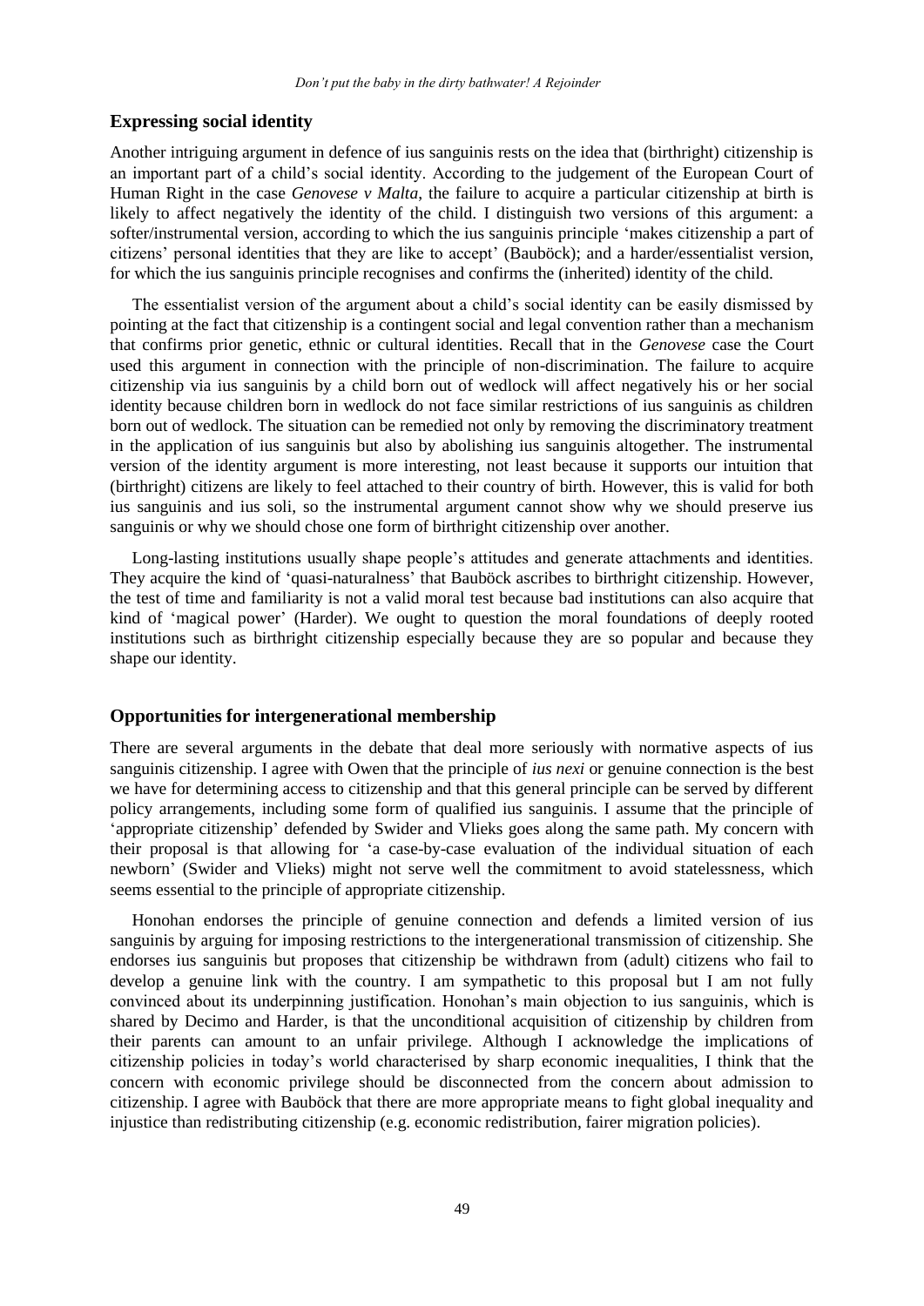## Expressing social identity

Another intriguing argument in defence of ius sanguinis rests on the idea that (birthright) citizenship is an important part of a child's social identity. According to the judgement of the European Court of Human Right in the case *Genovese v Malta*, the failure to acquire a particular citizenship at birth is likely to affect negatively the identity of the child. I distinguish two versions of this argument: a softer/instrumental version, according to which the ius sanguinis principle 'makes citizenship a part of citizens' personal identities that they are like to accept' (Bauböck); and a harder/essentialist version, for which the ius sanguinis principle recognises and confirms the (inherited) identity of the child.

The essentialist version of the argument about a child's social identity can be easily dismissed by pointing at the fact that citizenship is a contingent social and legal convention rather than a mechanism that confirms prior genetic, ethnic or cultural identities. Recall that in the *Genovese* case the Court used this argument in connection with the principle of non-discrimination. The failure to acquire citizenship via ius sanguinis by a child born out of wedlock will affect negatively his or her social identity because children born in wedlock do not face similar restrictions of ius sanguinis as children born out of wedlock. The situation can be remedied not only by removing the discriminatory treatment in the application of ius sanguinis but also by abolishing ius sanguinis altogether. The instrumental version of the identity argument is more interesting, not least because it supports our intuition that (birthright) citizens are likely to feel attached to their country of birth. However, this is valid for both ius sanguinis and ius soli, so the instrumental argument cannot show why we should preserve ius sanguinis or why we should chose one form of birthright citizenship over another.

Long-lasting institutions usually shape people's attitudes and generate attachments and identities. They acquire the kind of 'quasi-naturalness' that Bauböck ascribes to birthright citizenship. However, the test of time and familiarity is not a valid moral test because bad institutions can also acquire that kind of 'magical power' (Harder). We ought to question the moral foundations of deeply rooted institutions such as birthright citizenship especially because they are so popular and because they shape our identity.

## Opportunities for intergenerational membership

There are several arguments in the debate that deal more seriously with normative aspects of ius sanguinis citizenship. I agree with Owen that the principle of *ius nexi* or genuine connection is the best we have for determining access to citizenship and that this general principle can be served by different policy arrangements, including some form of qualified ius sanguinis. I assume that the principle of 'appropriate citizenship' defended by Swider and Vlieks goes along the same path. My concern with their proposal is that allowing for 'a case-by-case evaluation of the individual situation of each newborn' (Swider and Vlieks) might not serve well the commitment to avoid statelessness, which seems essential to the principle of appropriate citizenship.

Honohan endorses the principle of genuine connection and defends a limited version of ius sanguinis by arguing for imposing restrictions to the intergenerational transmission of citizenship. She endorses ius sanguinis but proposes that citizenship be withdrawn from (adult) citizens who fail to develop a genuine link with the country. I am sympathetic to this proposal but I am not fully convinced about its underpinning justification. Honohan's main objection to ius sanguinis, which is shared by Decimo and Harder, is that the unconditional acquisition of citizenship by children from their parents can amount to an unfair privilege. Although I acknowledge the implications of citizenship policies in today's world characterised by sharp economic inequalities, I think that the concern with economic privilege should be disconnected from the concern about admission to citizenship. I agree with Bauböck that there are more appropriate means to fight global inequality and injustice than redistributing citizenship (e.g. economic redistribution, fairer migration policies).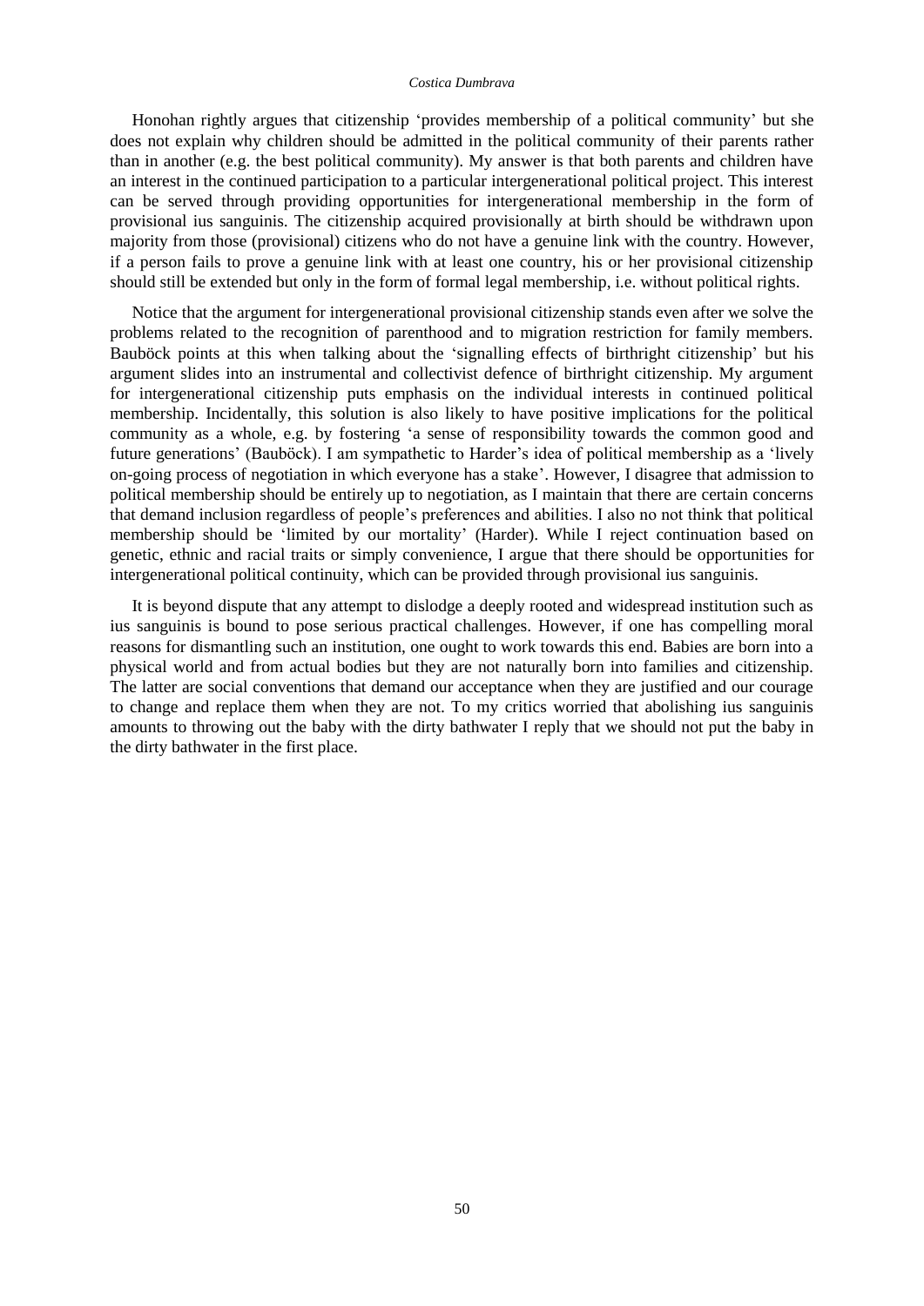Honohan rightly argues that citizenship 'provides membership of a political community' but she does not explain why children should be admitted in the political community of their parents rather than in another (e.g. the best political community). My answer is that both parents and children have an interest in the continued participation to a particular intergenerational political project. This interest can be served through providing opportunities for intergenerational membership in the form of provisional ius sanguinis. The citizenship acquired provisionally at birth should be withdrawn upon majority from those (provisional) citizens who do not have a genuine link with the country. However, if a person fails to prove a genuine link with at least one country, his or her provisional citizenship should still be extended but only in the form of formal legal membership, i.e. without political rights.

Notice that the argument for intergenerational provisional citizenship stands even after we solve the problems related to the recognition of parenthood and to migration restriction for family members. Bauböck points at this when talking about the 'signalling effects of birthright citizenship' but his argument slides into an instrumental and collectivist defence of birthright citizenship. My argument for intergenerational citizenship puts emphasis on the individual interests in continued political membership. Incidentally, this solution is also likely to have positive implications for the political community as a whole, e.g. by fostering 'a sense of responsibility towards the common good and future generations' (Bauböck). I am sympathetic to Harder's idea of political membership as a 'lively on-going process of negotiation in which everyone has a stake'. However, I disagree that admission to political membership should be entirely up to negotiation, as I maintain that there are certain concerns that demand inclusion regardless of people's preferences and abilities. I also no not think that political membership should be 'limited by our mortality' (Harder). While I reject continuation based on genetic, ethnic and racial traits or simply convenience, I argue that there should be opportunities for intergenerational political continuity, which can be provided through provisional ius sanguinis.

It is beyond dispute that any attempt to dislodge a deeply rooted and widespread institution such as ius sanguinis is bound to pose serious practical challenges. However, if one has compelling moral reasons for dismantling such an institution, one ought to work towards this end. Babies are born into a physical world and from actual bodies but they are not naturally born into families and citizenship. The latter are social conventions that demand our acceptance when they are justified and our courage to change and replace them when they are not. To my critics worried that abolishing ius sanguinis amounts to throwing out the baby with the dirty bathwater I reply that we should not put the baby in the dirty bathwater in the first place.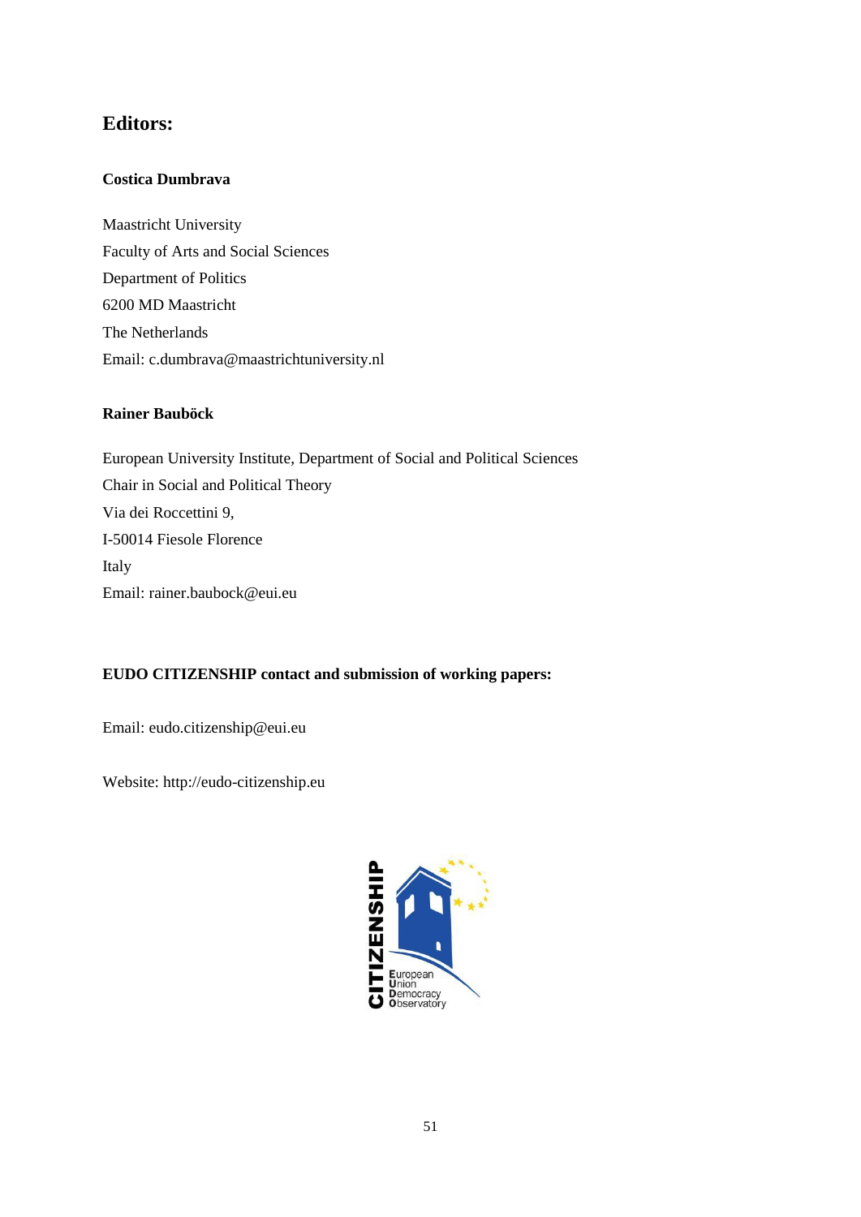## Editors:

**Costica Dumbrava**

Maastricht University
Faculty of Arts and Social Sciences
Department of Politics
6200 MD Maastricht
The Netherlands
Email: c.dumbrava@maastrichtuniversity.nl

**Rainer Bauböck**

European University Institute, Department of Social and Political Sciences
Chair in Social and Political Theory
Via dei Roccettini 9,
I-50014 Fiesole Florence
Italy
Email: rainer.baubock@eui.eu

**EUDO CITIZENSHIP contact and submission of working papers:**

Email: eudo.citizenship@eui.eu

Website: http://eudo-citizenship.eu